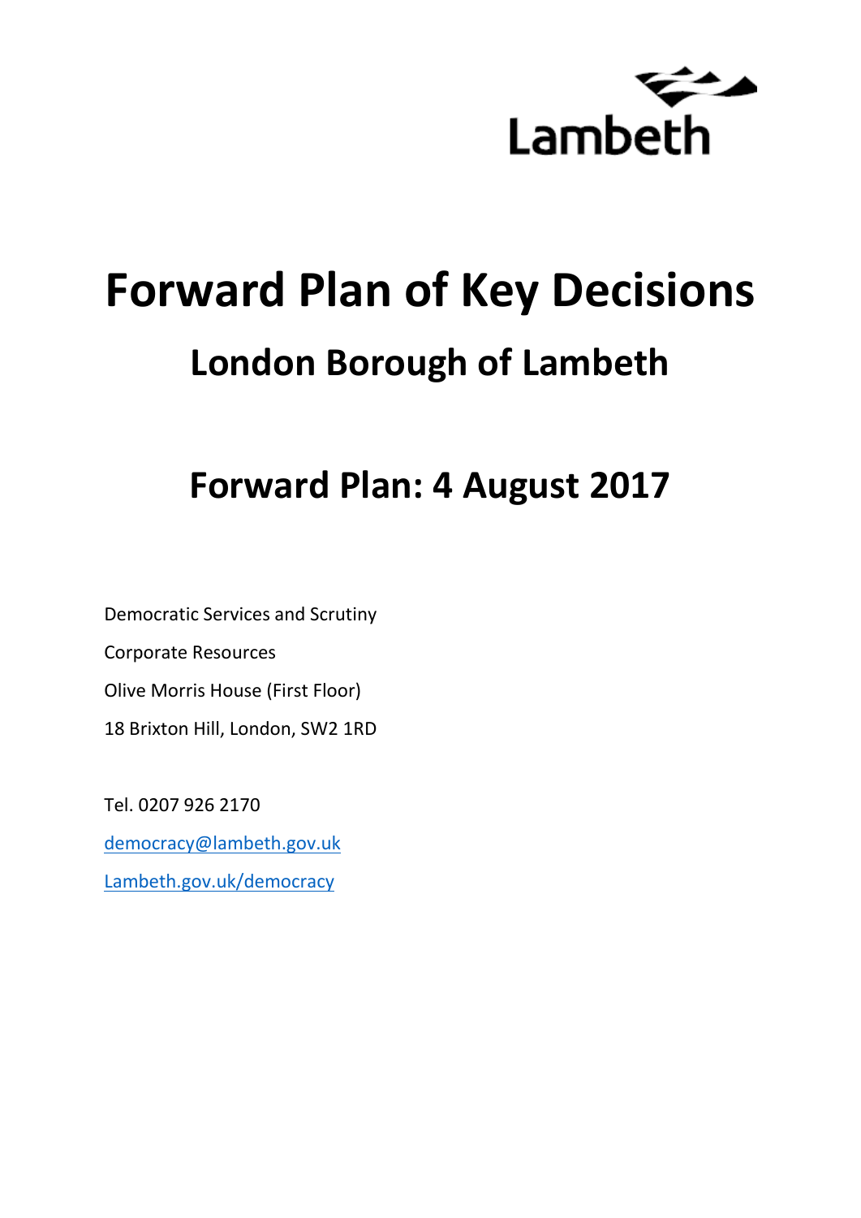Lambeth

# Forward Plan of Key Decisions

## London Borough of Lambeth

## Forward Plan: 4 August 2017

Democratic Services and Scrutiny

Corporate Resources

Olive Morris House (First Floor)

18 Brixton Hill, London, SW2 1RD

Tel. 0207 926 2170

[democracy@lambeth.gov.uk](mailto:democracy@lambeth.gov.uk)

[Lambeth.gov.uk/democracy](http://Lambeth.gov.uk/democracy)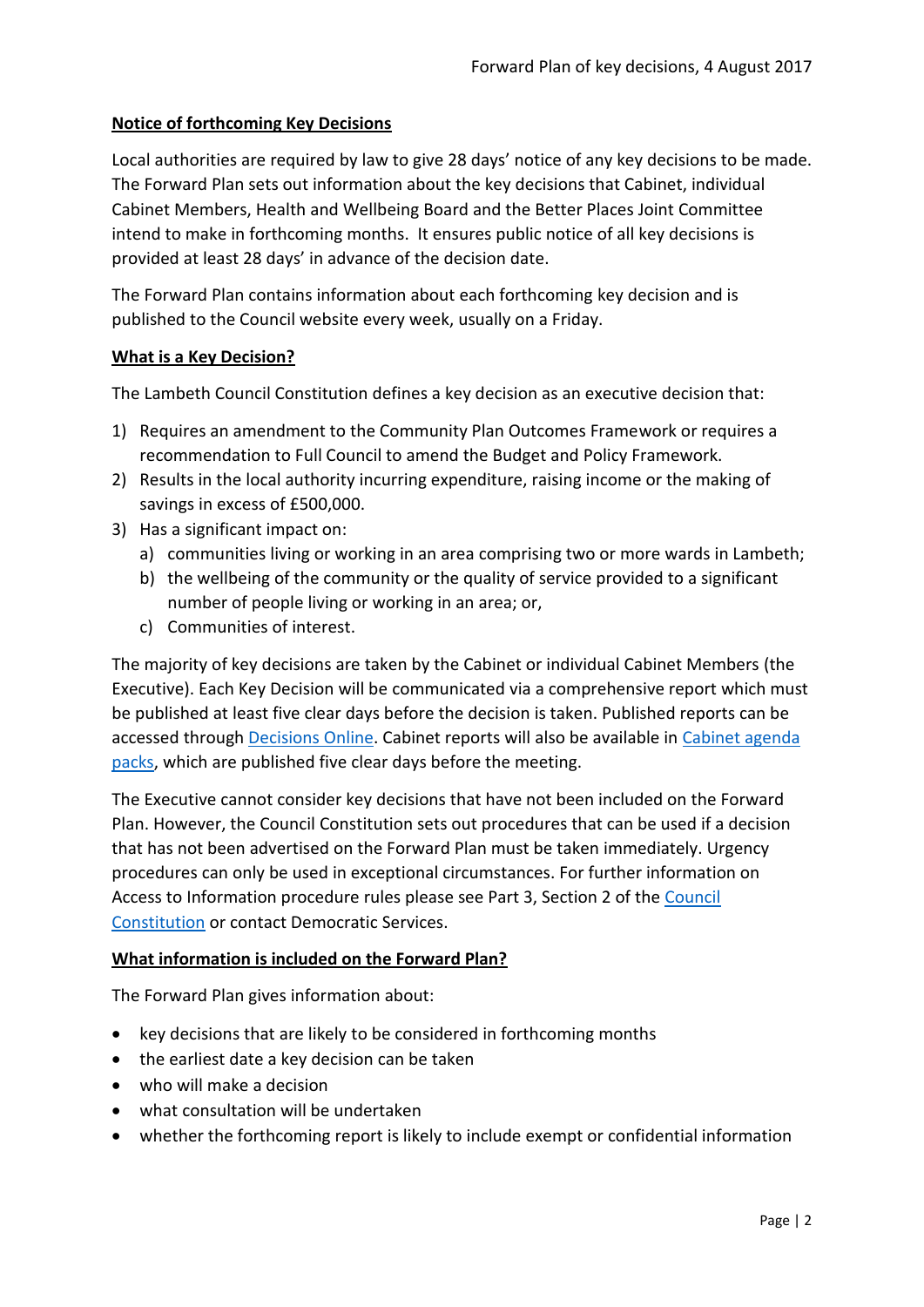## Notice of forthcoming Key Decisions

Local authorities are required by law to give 28 days' notice of any key decisions to be made. The Forward Plan sets out information about the key decisions that Cabinet, individual Cabinet Members, Health and Wellbeing Board and the Better Places Joint Committee intend to make in forthcoming months. It ensures public notice of all key decisions is provided at least 28 days' in advance of the decision date.

The Forward Plan contains information about each forthcoming key decision and is published to the Council website every week, usually on a Friday.

## What is a Key Decision?

The Lambeth Council Constitution defines a key decision as an executive decision that:

1) Requires an amendment to the Community Plan Outcomes Framework or requires a recommendation to Full Council to amend the Budget and Policy Framework.
2) Results in the local authority incurring expenditure, raising income or the making of savings in excess of £500,000.
3) Has a significant impact on:
   a) communities living or working in an area comprising two or more wards in Lambeth;
   b) the wellbeing of the community or the quality of service provided to a significant number of people living or working in an area; or,
   c) Communities of interest.

The majority of key decisions are taken by the Cabinet or individual Cabinet Members (the Executive). Each Key Decision will be communicated via a comprehensive report which must be published at least five clear days before the decision is taken. Published reports can be accessed through Decisions Online. Cabinet reports will also be available in Cabinet agenda packs, which are published five clear days before the meeting.

The Executive cannot consider key decisions that have not been included on the Forward Plan. However, the Council Constitution sets out procedures that can be used if a decision that has not been advertised on the Forward Plan must be taken immediately. Urgency procedures can only be used in exceptional circumstances. For further information on Access to Information procedure rules please see Part 3, Section 2 of the Council Constitution or contact Democratic Services.

## What information is included on the Forward Plan?

The Forward Plan gives information about:

- key decisions that are likely to be considered in forthcoming months
- the earliest date a key decision can be taken
- who will make a decision
- what consultation will be undertaken
- whether the forthcoming report is likely to include exempt or confidential information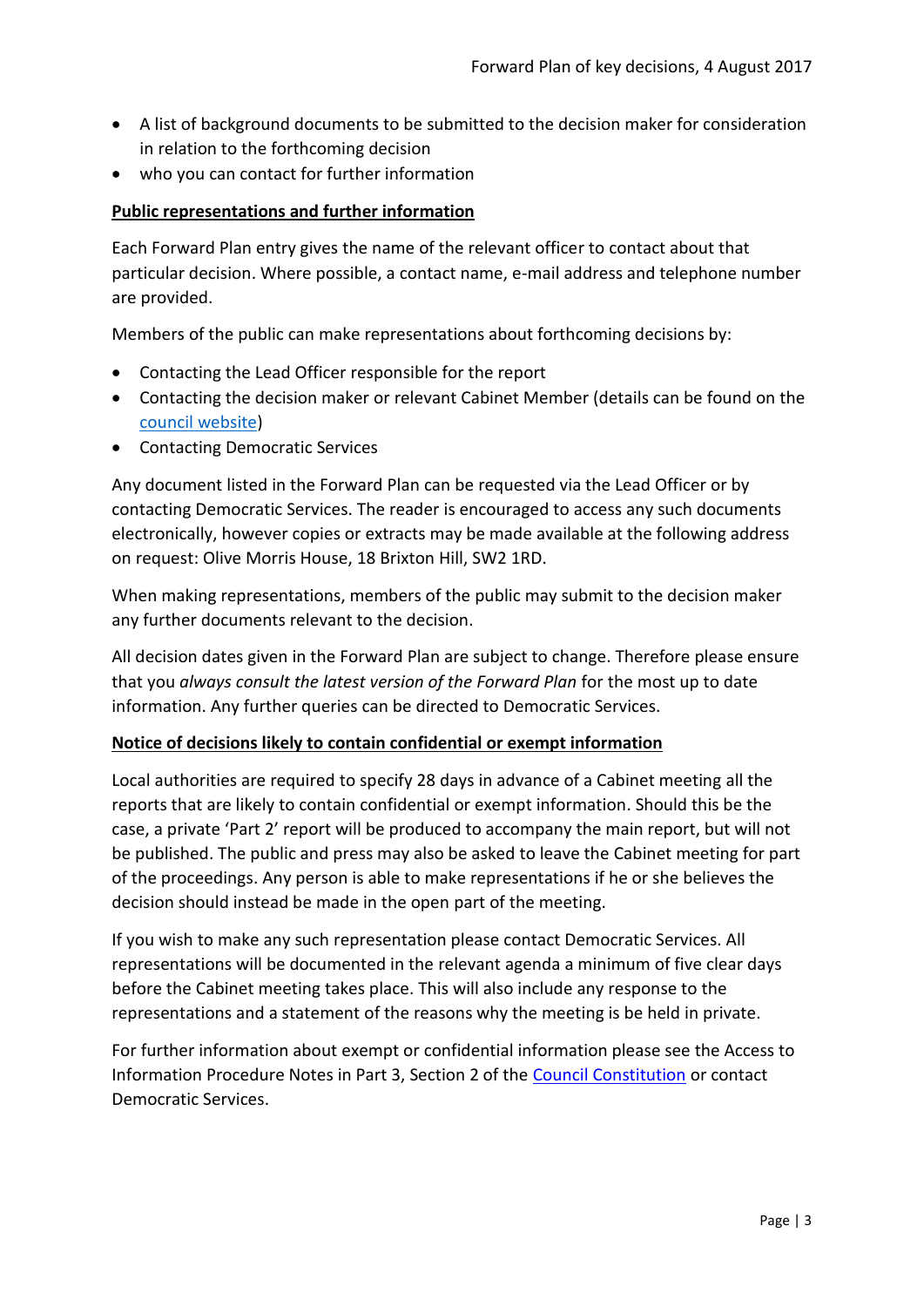- A list of background documents to be submitted to the decision maker for consideration in relation to the forthcoming decision
- who you can contact for further information

**Public representations and further information**

Each Forward Plan entry gives the name of the relevant officer to contact about that particular decision. Where possible, a contact name, e-mail address and telephone number are provided.

Members of the public can make representations about forthcoming decisions by:

- Contacting the Lead Officer responsible for the report
- Contacting the decision maker or relevant Cabinet Member (details can be found on the council website)
- Contacting Democratic Services

Any document listed in the Forward Plan can be requested via the Lead Officer or by contacting Democratic Services. The reader is encouraged to access any such documents electronically, however copies or extracts may be made available at the following address on request: Olive Morris House, 18 Brixton Hill, SW2 1RD.

When making representations, members of the public may submit to the decision maker any further documents relevant to the decision.

All decision dates given in the Forward Plan are subject to change. Therefore please ensure that you *always consult the latest version of the Forward Plan* for the most up to date information. Any further queries can be directed to Democratic Services.

**Notice of decisions likely to contain confidential or exempt information**

Local authorities are required to specify 28 days in advance of a Cabinet meeting all the reports that are likely to contain confidential or exempt information. Should this be the case, a private 'Part 2' report will be produced to accompany the main report, but will not be published. The public and press may also be asked to leave the Cabinet meeting for part of the proceedings. Any person is able to make representations if he or she believes the decision should instead be made in the open part of the meeting.

If you wish to make any such representation please contact Democratic Services. All representations will be documented in the relevant agenda a minimum of five clear days before the Cabinet meeting takes place. This will also include any response to the representations and a statement of the reasons why the meeting is be held in private.

For further information about exempt or confidential information please see the Access to Information Procedure Notes in Part 3, Section 2 of the Council Constitution or contact Democratic Services.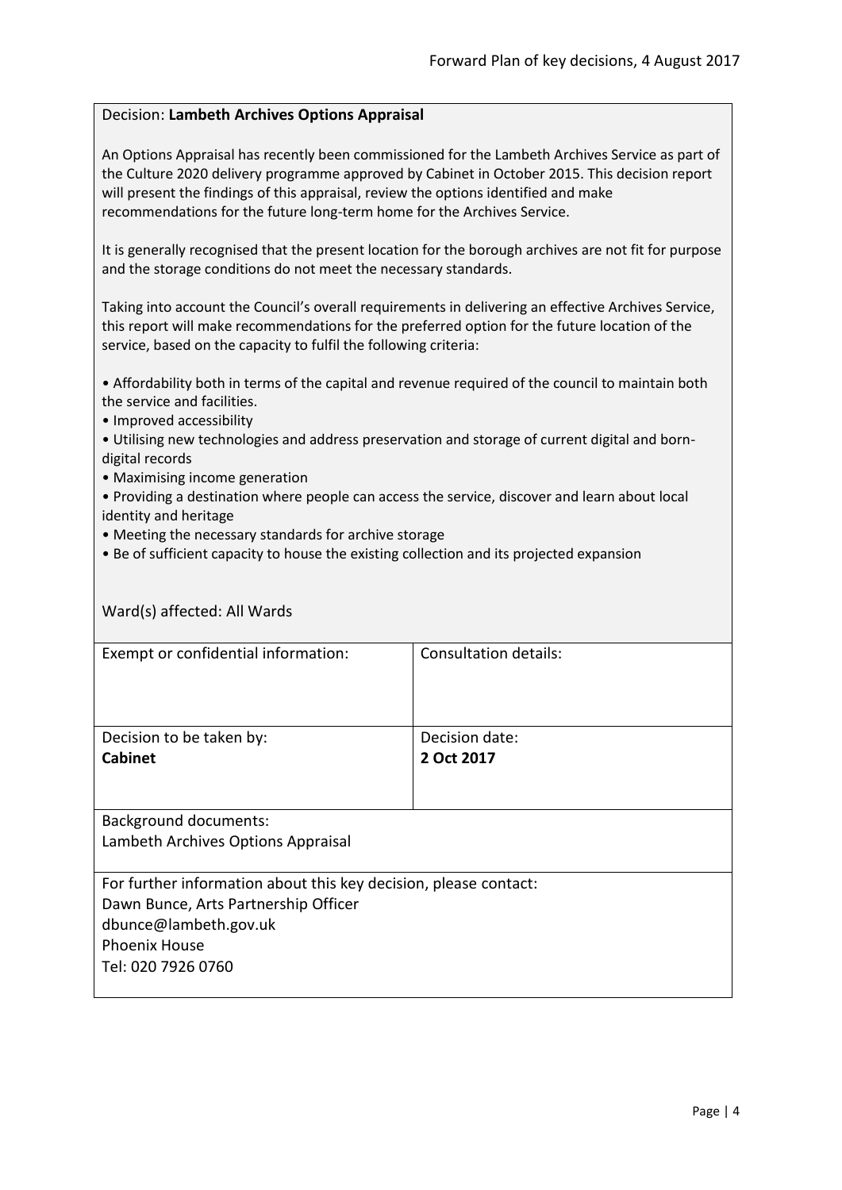Decision: **Lambeth Archives Options Appraisal**

An Options Appraisal has recently been commissioned for the Lambeth Archives Service as part of the Culture 2020 delivery programme approved by Cabinet in October 2015. This decision report will present the findings of this appraisal, review the options identified and make recommendations for the future long-term home for the Archives Service.

It is generally recognised that the present location for the borough archives are not fit for purpose and the storage conditions do not meet the necessary standards.

Taking into account the Council's overall requirements in delivering an effective Archives Service, this report will make recommendations for the preferred option for the future location of the service, based on the capacity to fulfil the following criteria:

- Affordability both in terms of the capital and revenue required of the council to maintain both the service and facilities.
- Improved accessibility
- Utilising new technologies and address preservation and storage of current digital and born-digital records
- Maximising income generation
- Providing a destination where people can access the service, discover and learn about local identity and heritage
- Meeting the necessary standards for archive storage
- Be of sufficient capacity to house the existing collection and its projected expansion

Ward(s) affected: All Wards

| Exempt or confidential information: | Consultation details: |
|---|---|
| Decision to be taken by: **Cabinet** | Decision date: **2 Oct 2017** |

Background documents:
Lambeth Archives Options Appraisal

For further information about this key decision, please contact:
Dawn Bunce, Arts Partnership Officer
dbunce@lambeth.gov.uk
Phoenix House
Tel: 020 7926 0760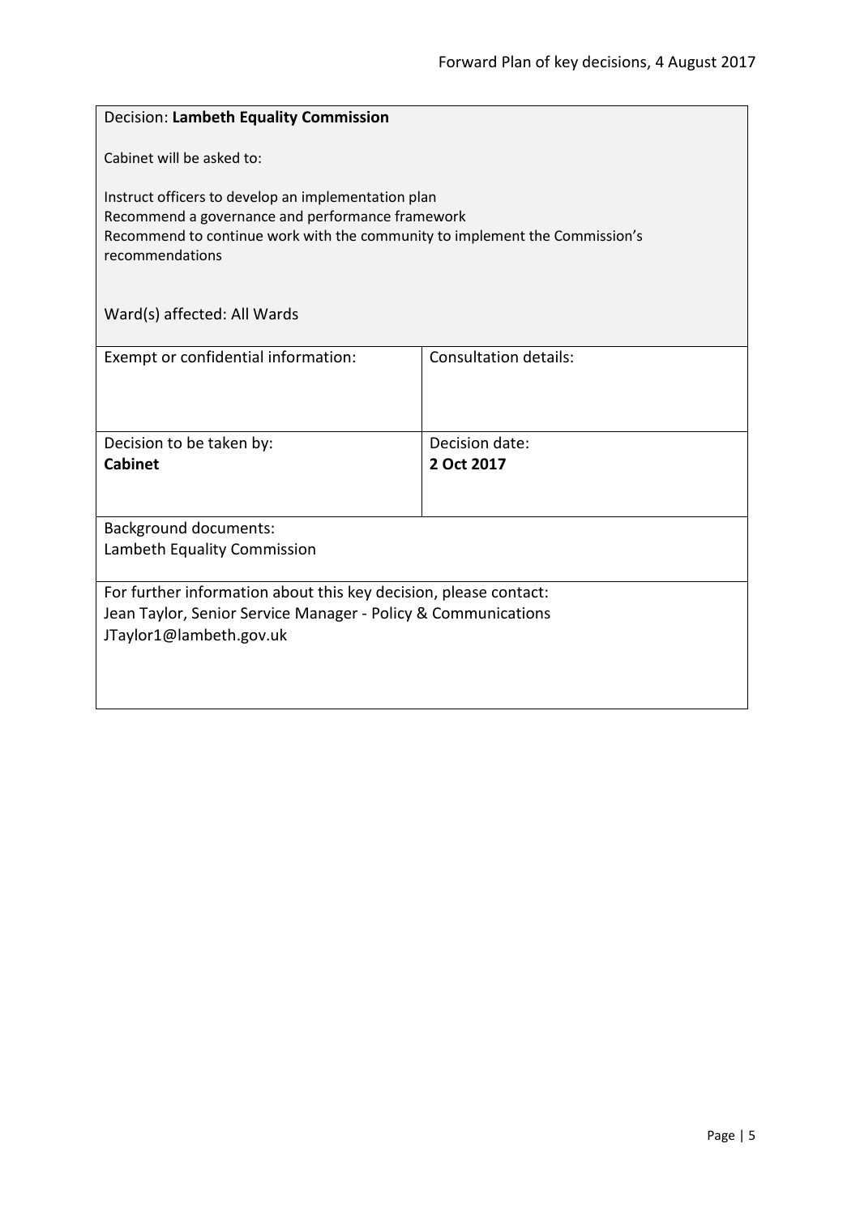Decision: **Lambeth Equality Commission**

Cabinet will be asked to:

Instruct officers to develop an implementation plan
Recommend a governance and performance framework
Recommend to continue work with the community to implement the Commission's recommendations

Ward(s) affected: All Wards

| Exempt or confidential information: | Consultation details: |
| --- | --- |
| Decision to be taken by: **Cabinet** | Decision date: **2 Oct 2017** |

Background documents:
Lambeth Equality Commission

For further information about this key decision, please contact:
Jean Taylor, Senior Service Manager - Policy & Communications
JTaylor1@lambeth.gov.uk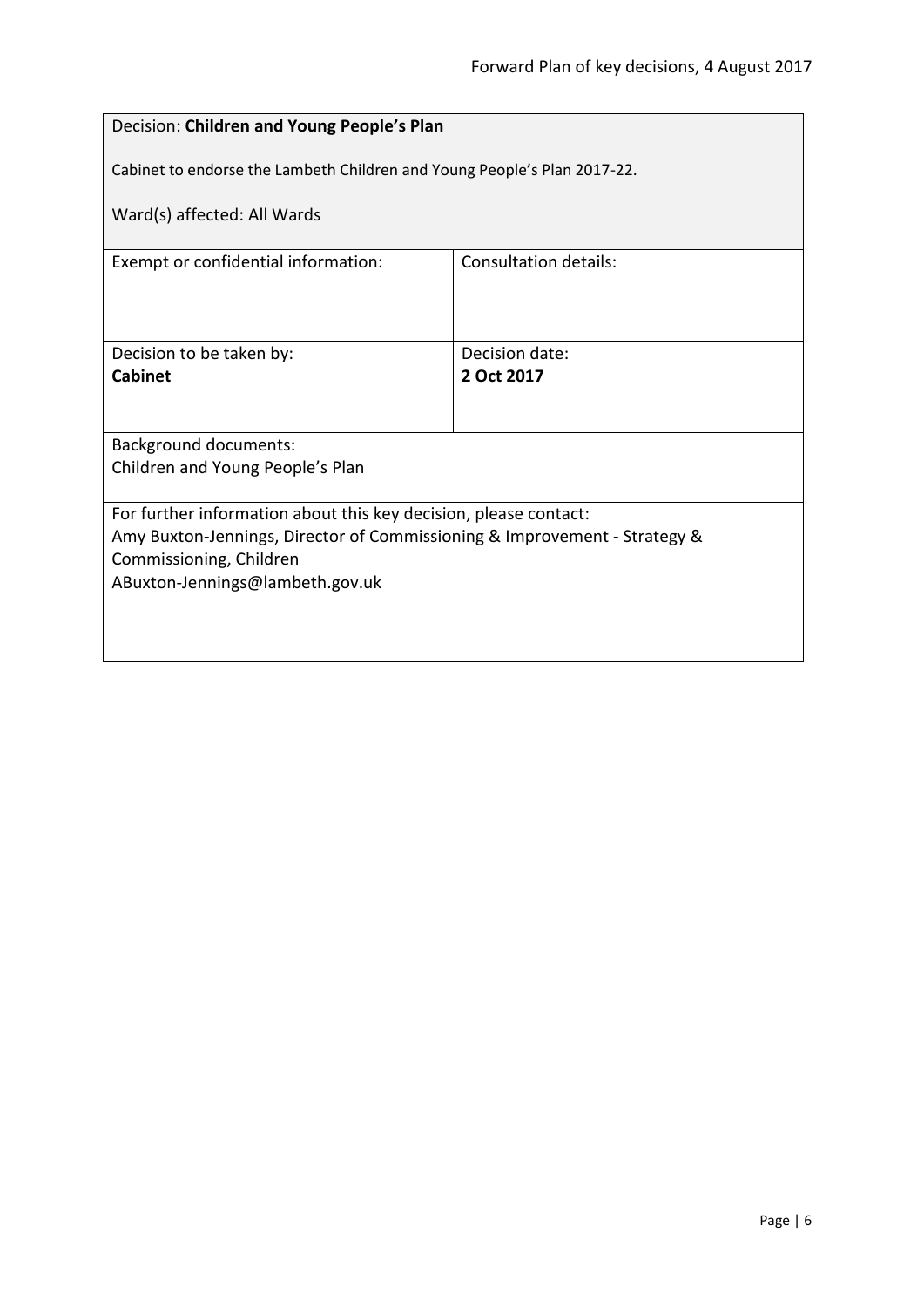Decision: **Children and Young People's Plan**

Cabinet to endorse the Lambeth Children and Young People's Plan 2017-22.

Ward(s) affected: All Wards

| Exempt or confidential information: | Consultation details: |
|---|---|
| Decision to be taken by:<br>**Cabinet** | Decision date:<br>**2 Oct 2017** |

Background documents:
Children and Young People's Plan

For further information about this key decision, please contact:
Amy Buxton-Jennings, Director of Commissioning & Improvement - Strategy & Commissioning, Children
ABuxton-Jennings@lambeth.gov.uk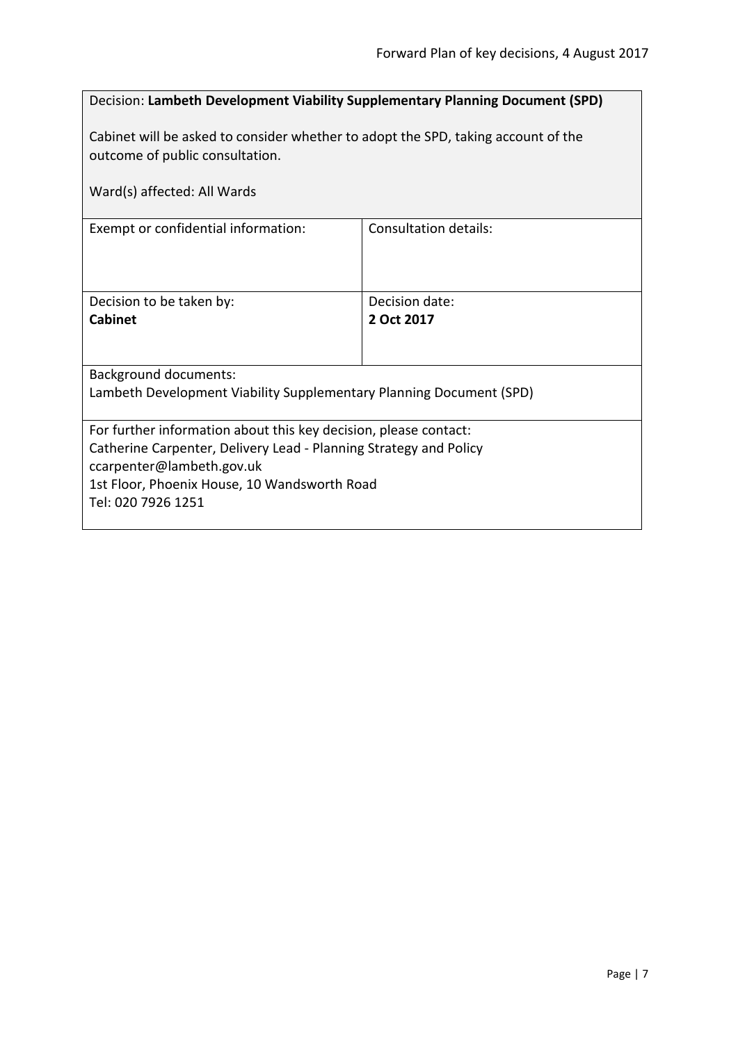Decision: **Lambeth Development Viability Supplementary Planning Document (SPD)**

Cabinet will be asked to consider whether to adopt the SPD, taking account of the outcome of public consultation.

Ward(s) affected: All Wards

| Exempt or confidential information: | Consultation details: |
| --- | --- |
| Decision to be taken by: **Cabinet** | Decision date: **2 Oct 2017** |

Background documents:
Lambeth Development Viability Supplementary Planning Document (SPD)

For further information about this key decision, please contact:
Catherine Carpenter, Delivery Lead - Planning Strategy and Policy
ccarpenter@lambeth.gov.uk
1st Floor, Phoenix House, 10 Wandsworth Road
Tel: 020 7926 1251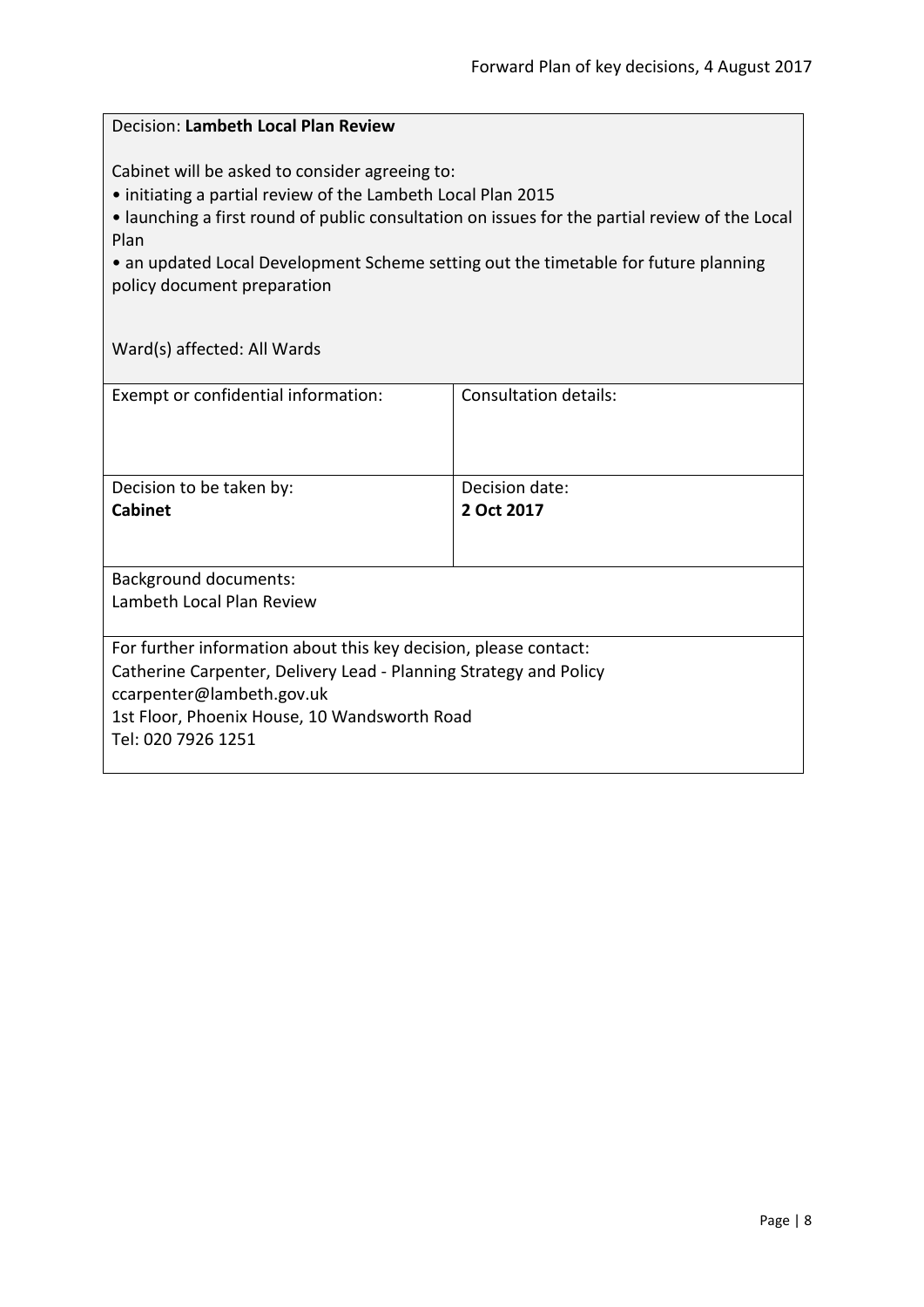Decision: **Lambeth Local Plan Review**

Cabinet will be asked to consider agreeing to:

- initiating a partial review of the Lambeth Local Plan 2015
- launching a first round of public consultation on issues for the partial review of the Local Plan
- an updated Local Development Scheme setting out the timetable for future planning policy document preparation

Ward(s) affected: All Wards

| Exempt or confidential information: | Consultation details: |
|---|---|
| Decision to be taken by:<br>**Cabinet** | Decision date:<br>**2 Oct 2017** |

Background documents:
Lambeth Local Plan Review

For further information about this key decision, please contact:
Catherine Carpenter, Delivery Lead - Planning Strategy and Policy
ccarpenter@lambeth.gov.uk
1st Floor, Phoenix House, 10 Wandsworth Road
Tel: 020 7926 1251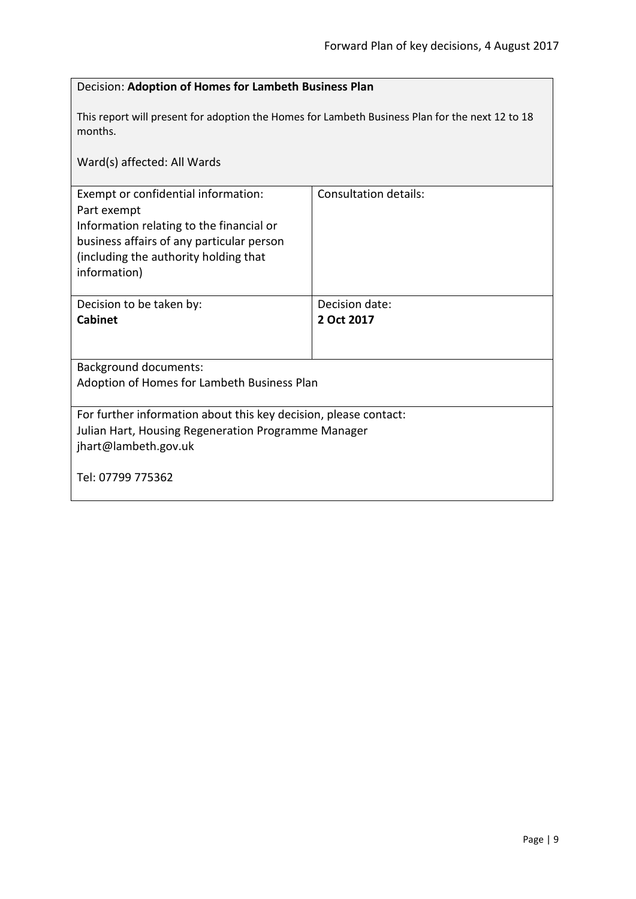Decision: **Adoption of Homes for Lambeth Business Plan**

This report will present for adoption the Homes for Lambeth Business Plan for the next 12 to 18 months.

Ward(s) affected: All Wards

| Exempt or confidential information: Part exempt Information relating to the financial or business affairs of any particular person (including the authority holding that information) | Consultation details: |
|---|---|
| Decision to be taken by: **Cabinet** | Decision date: **2 Oct 2017** |

Background documents:
Adoption of Homes for Lambeth Business Plan

For further information about this key decision, please contact:
Julian Hart, Housing Regeneration Programme Manager
jhart@lambeth.gov.uk

Tel: 07799 775362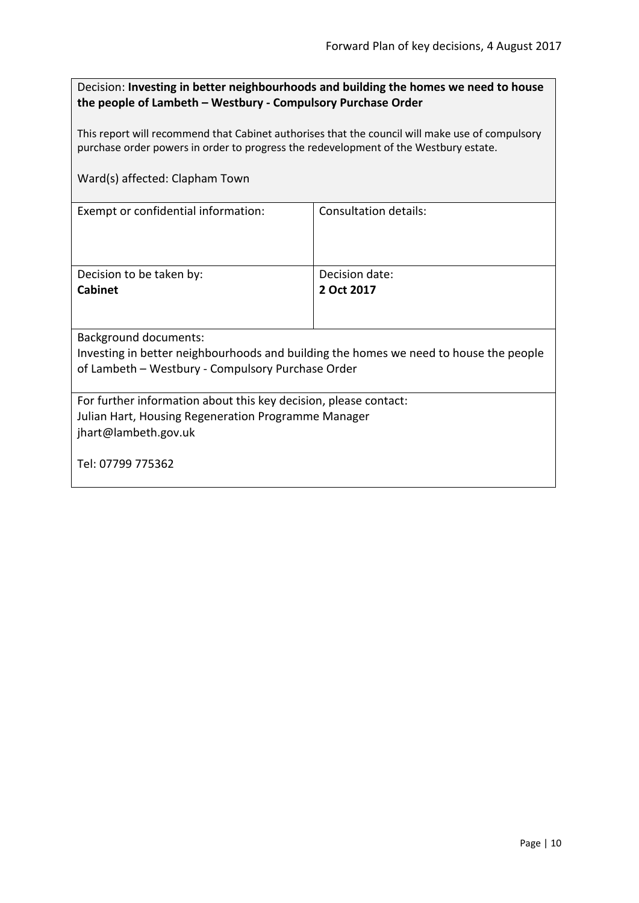Decision: **Investing in better neighbourhoods and building the homes we need to house the people of Lambeth – Westbury - Compulsory Purchase Order**

This report will recommend that Cabinet authorises that the council will make use of compulsory purchase order powers in order to progress the redevelopment of the Westbury estate.

Ward(s) affected: Clapham Town

| Exempt or confidential information: | Consultation details: |
| --- | --- |
| Decision to be taken by:<br>**Cabinet** | Decision date:<br>**2 Oct 2017** |

Background documents:
Investing in better neighbourhoods and building the homes we need to house the people of Lambeth – Westbury - Compulsory Purchase Order

For further information about this key decision, please contact:
Julian Hart, Housing Regeneration Programme Manager
jhart@lambeth.gov.uk

Tel: 07799 775362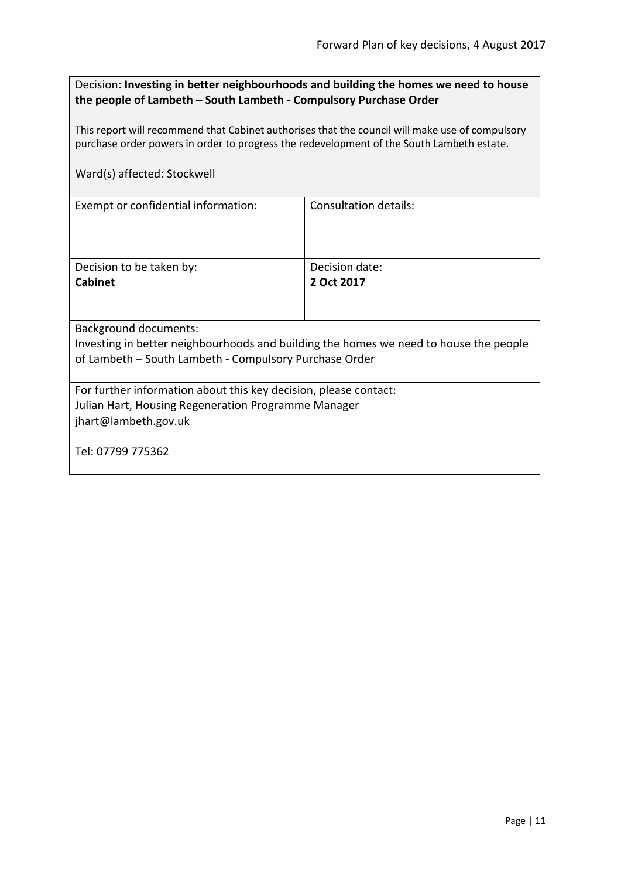Decision: **Investing in better neighbourhoods and building the homes we need to house the people of Lambeth – South Lambeth - Compulsory Purchase Order**

This report will recommend that Cabinet authorises that the council will make use of compulsory purchase order powers in order to progress the redevelopment of the South Lambeth estate.

Ward(s) affected: Stockwell

| Exempt or confidential information: | Consultation details: |
| --- | --- |
| Decision to be taken by: **Cabinet** | Decision date: **2 Oct 2017** |

Background documents:
Investing in better neighbourhoods and building the homes we need to house the people of Lambeth – South Lambeth - Compulsory Purchase Order

For further information about this key decision, please contact:
Julian Hart, Housing Regeneration Programme Manager
jhart@lambeth.gov.uk

Tel: 07799 775362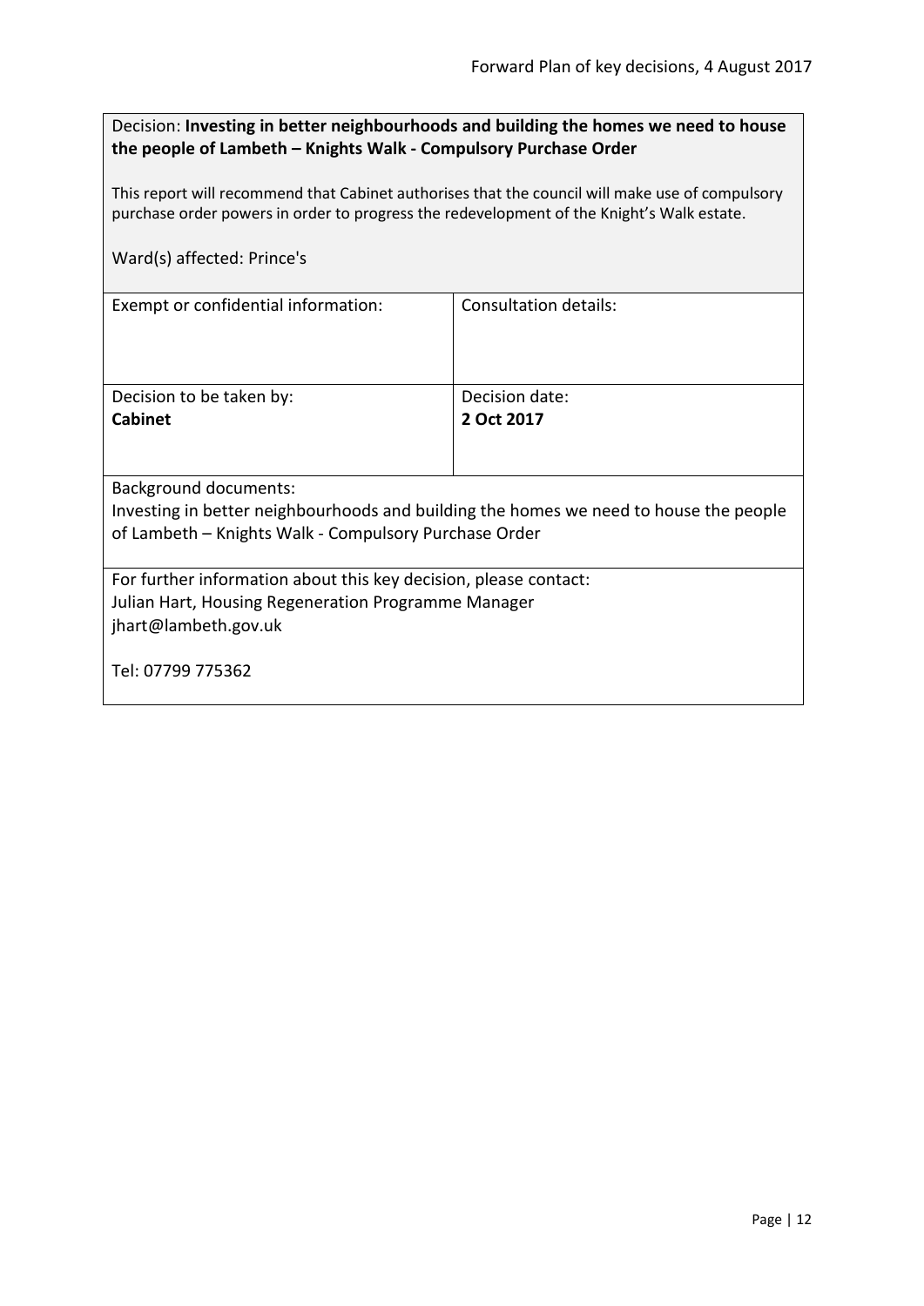Decision: **Investing in better neighbourhoods and building the homes we need to house the people of Lambeth – Knights Walk - Compulsory Purchase Order**

This report will recommend that Cabinet authorises that the council will make use of compulsory purchase order powers in order to progress the redevelopment of the Knight's Walk estate.

Ward(s) affected: Prince's

| Exempt or confidential information: | Consultation details: |
|---|---|
| Decision to be taken by:<br>**Cabinet** | Decision date:<br>**2 Oct 2017** |

Background documents:
Investing in better neighbourhoods and building the homes we need to house the people of Lambeth – Knights Walk - Compulsory Purchase Order

For further information about this key decision, please contact:
Julian Hart, Housing Regeneration Programme Manager
jhart@lambeth.gov.uk

Tel: 07799 775362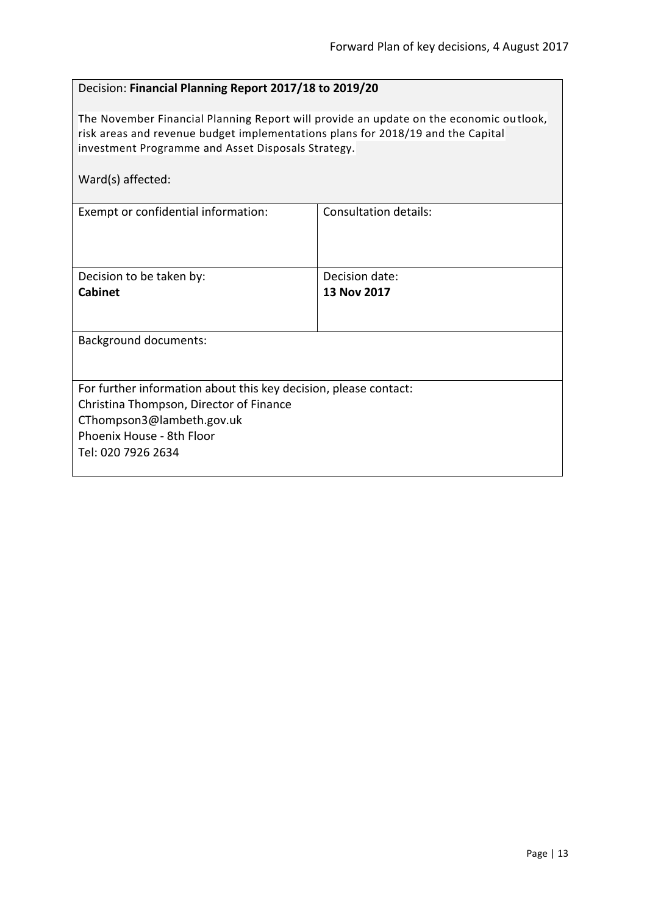Decision: **Financial Planning Report 2017/18 to 2019/20**

The November Financial Planning Report will provide an update on the economic outlook, risk areas and revenue budget implementations plans for 2018/19 and the Capital investment Programme and Asset Disposals Strategy.

Ward(s) affected:

| Exempt or confidential information: | Consultation details: |
|---|---|
| Decision to be taken by: **Cabinet** | Decision date: **13 Nov 2017** |

Background documents:

For further information about this key decision, please contact:
Christina Thompson, Director of Finance
CThompson3@lambeth.gov.uk
Phoenix House - 8th Floor
Tel: 020 7926 2634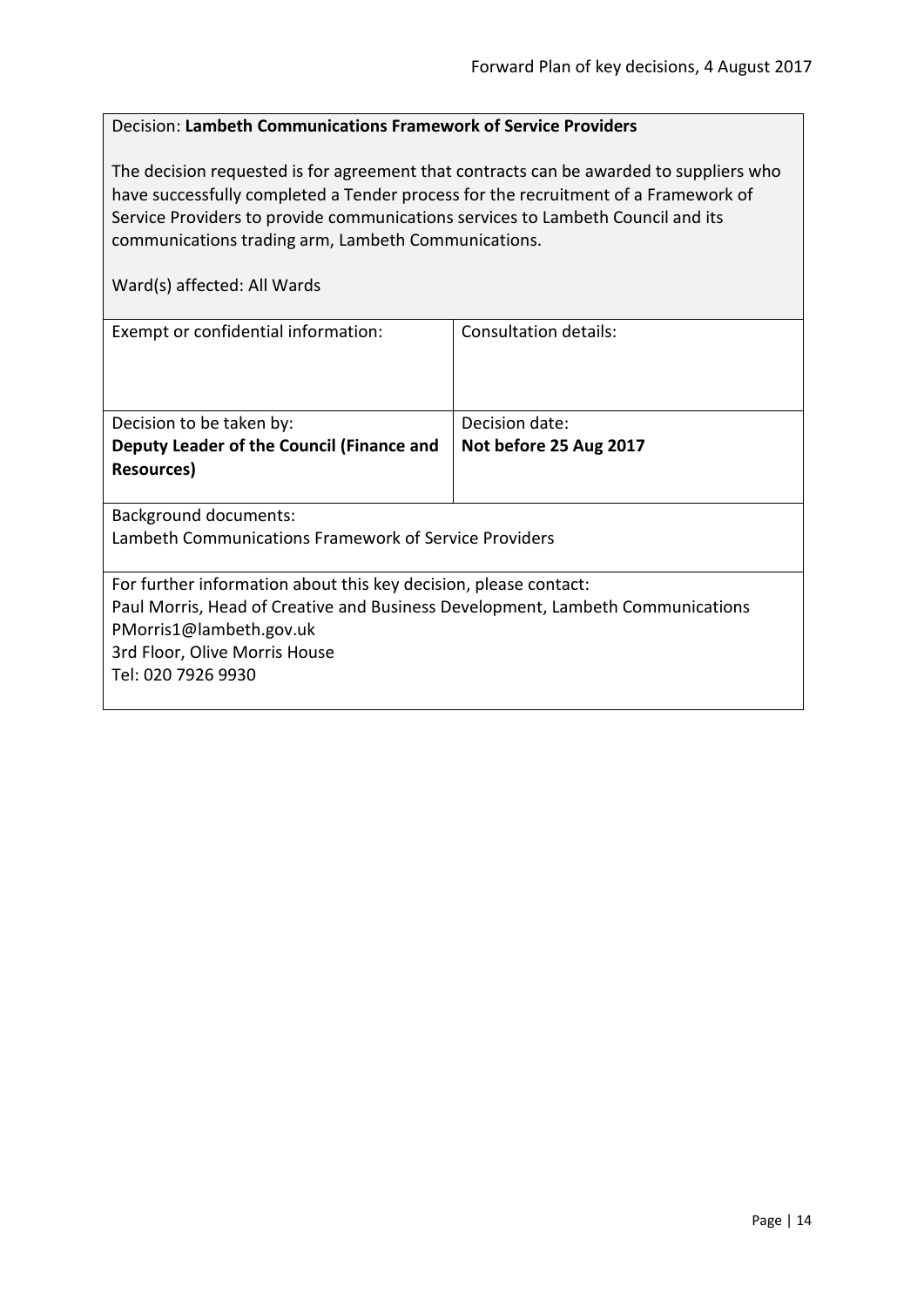Decision: **Lambeth Communications Framework of Service Providers**

The decision requested is for agreement that contracts can be awarded to suppliers who have successfully completed a Tender process for the recruitment of a Framework of Service Providers to provide communications services to Lambeth Council and its communications trading arm, Lambeth Communications.

Ward(s) affected: All Wards

| Exempt or confidential information: | Consultation details: |
| --- | --- |
| Decision to be taken by: **Deputy Leader of the Council (Finance and Resources)** | Decision date: **Not before 25 Aug 2017** |

Background documents:
Lambeth Communications Framework of Service Providers

For further information about this key decision, please contact:
Paul Morris, Head of Creative and Business Development, Lambeth Communications
PMorris1@lambeth.gov.uk
3rd Floor, Olive Morris House
Tel: 020 7926 9930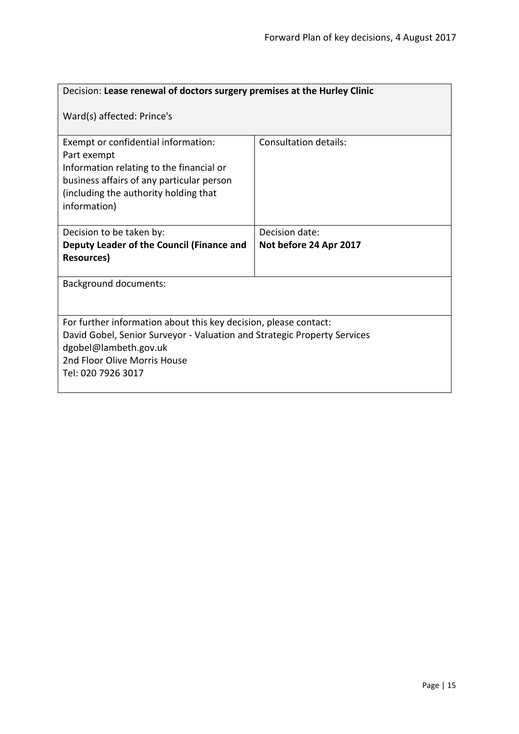Decision: **Lease renewal of doctors surgery premises at the Hurley Clinic**

Ward(s) affected: Prince's

| Exempt or confidential information: | Consultation details: |
| --- | --- |
| Part exempt<br>Information relating to the financial or business affairs of any particular person (including the authority holding that information) | |
| Decision to be taken by:<br>**Deputy Leader of the Council (Finance and Resources)** | Decision date:<br>**Not before 24 Apr 2017** |

Background documents:

For further information about this key decision, please contact:
David Gobel, Senior Surveyor - Valuation and Strategic Property Services
dgobel@lambeth.gov.uk
2nd Floor Olive Morris House
Tel: 020 7926 3017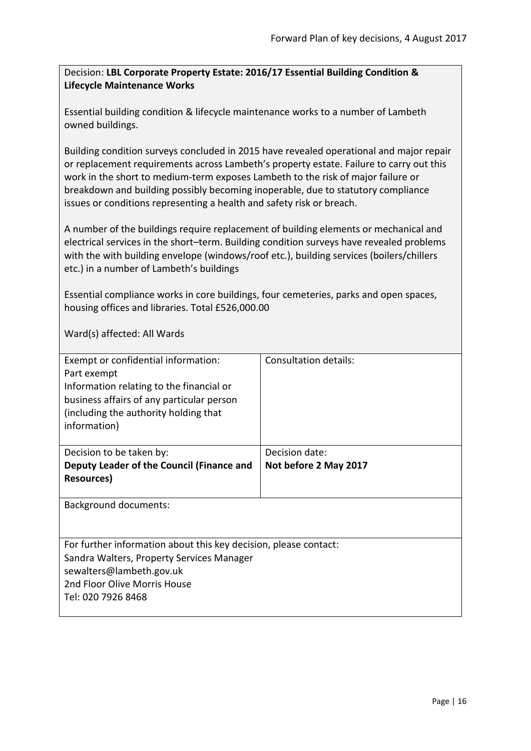Decision: **LBL Corporate Property Estate: 2016/17 Essential Building Condition & Lifecycle Maintenance Works**

Essential building condition & lifecycle maintenance works to a number of Lambeth owned buildings.

Building condition surveys concluded in 2015 have revealed operational and major repair or replacement requirements across Lambeth's property estate. Failure to carry out this work in the short to medium-term exposes Lambeth to the risk of major failure or breakdown and building possibly becoming inoperable, due to statutory compliance issues or conditions representing a health and safety risk or breach.

A number of the buildings require replacement of building elements or mechanical and electrical services in the short–term. Building condition surveys have revealed problems with the with building envelope (windows/roof etc.), building services (boilers/chillers etc.) in a number of Lambeth's buildings

Essential compliance works in core buildings, four cemeteries, parks and open spaces, housing offices and libraries. Total £526,000.00

Ward(s) affected: All Wards

| Exempt or confidential information:<br>Part exempt<br>Information relating to the financial or business affairs of any particular person (including the authority holding that information) | Consultation details: |
|---|---|
| Decision to be taken by:<br>**Deputy Leader of the Council (Finance and Resources)** | Decision date:<br>**Not before 2 May 2017** |

Background documents:

For further information about this key decision, please contact:
Sandra Walters, Property Services Manager
sewalters@lambeth.gov.uk
2nd Floor Olive Morris House
Tel: 020 7926 8468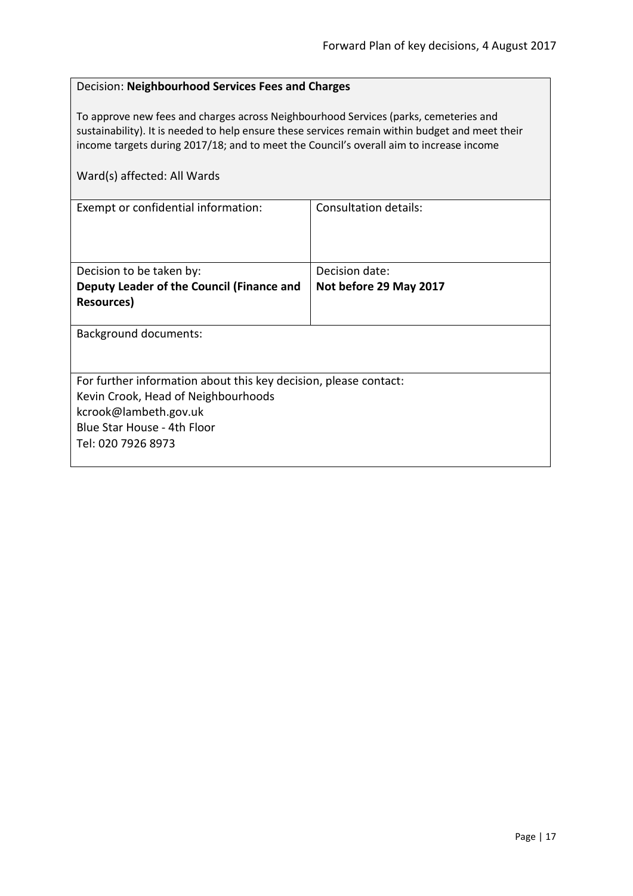Decision: **Neighbourhood Services Fees and Charges**

To approve new fees and charges across Neighbourhood Services (parks, cemeteries and sustainability). It is needed to help ensure these services remain within budget and meet their income targets during 2017/18; and to meet the Council's overall aim to increase income

Ward(s) affected: All Wards

| Exempt or confidential information: | Consultation details: |
|---|---|
| Decision to be taken by:<br>**Deputy Leader of the Council (Finance and Resources)** | Decision date:<br>**Not before 29 May 2017** |

Background documents:

For further information about this key decision, please contact:
Kevin Crook, Head of Neighbourhoods
kcrook@lambeth.gov.uk
Blue Star House - 4th Floor
Tel: 020 7926 8973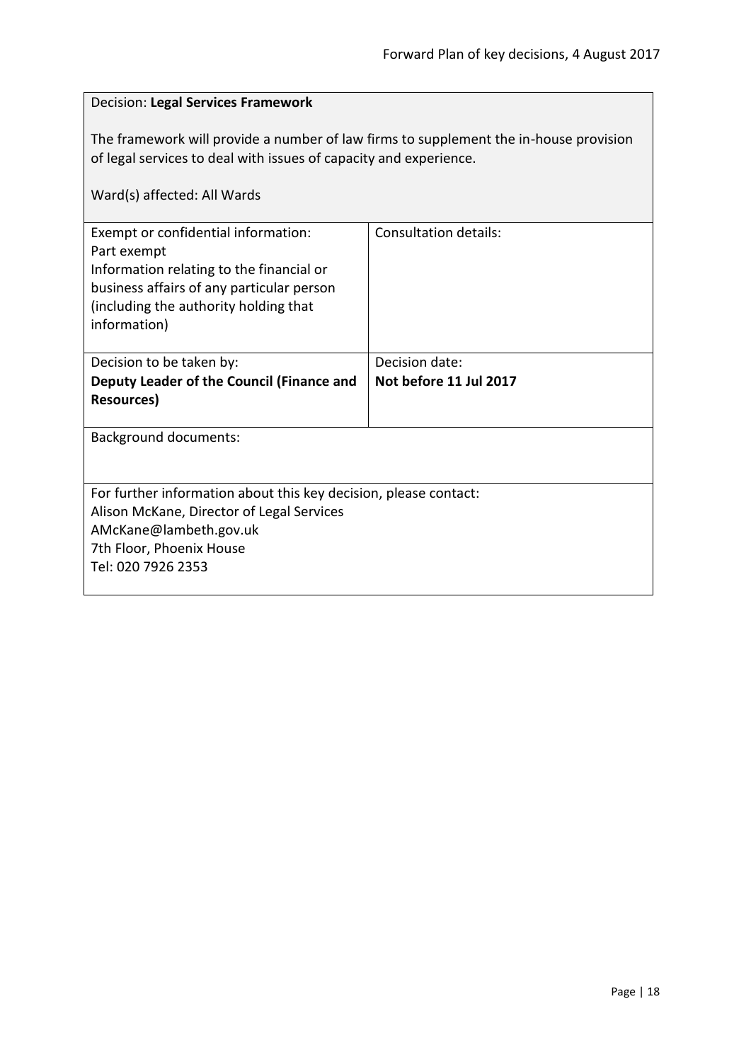Decision: **Legal Services Framework**

The framework will provide a number of law firms to supplement the in-house provision of legal services to deal with issues of capacity and experience.

Ward(s) affected: All Wards

| Exempt or confidential information:<br>Part exempt<br>Information relating to the financial or business affairs of any particular person (including the authority holding that information) | Consultation details: |
|---|---|
| Decision to be taken by:<br>**Deputy Leader of the Council (Finance and Resources)** | Decision date:<br>**Not before 11 Jul 2017** |

Background documents:

For further information about this key decision, please contact:
Alison McKane, Director of Legal Services
AMcKane@lambeth.gov.uk
7th Floor, Phoenix House
Tel: 020 7926 2353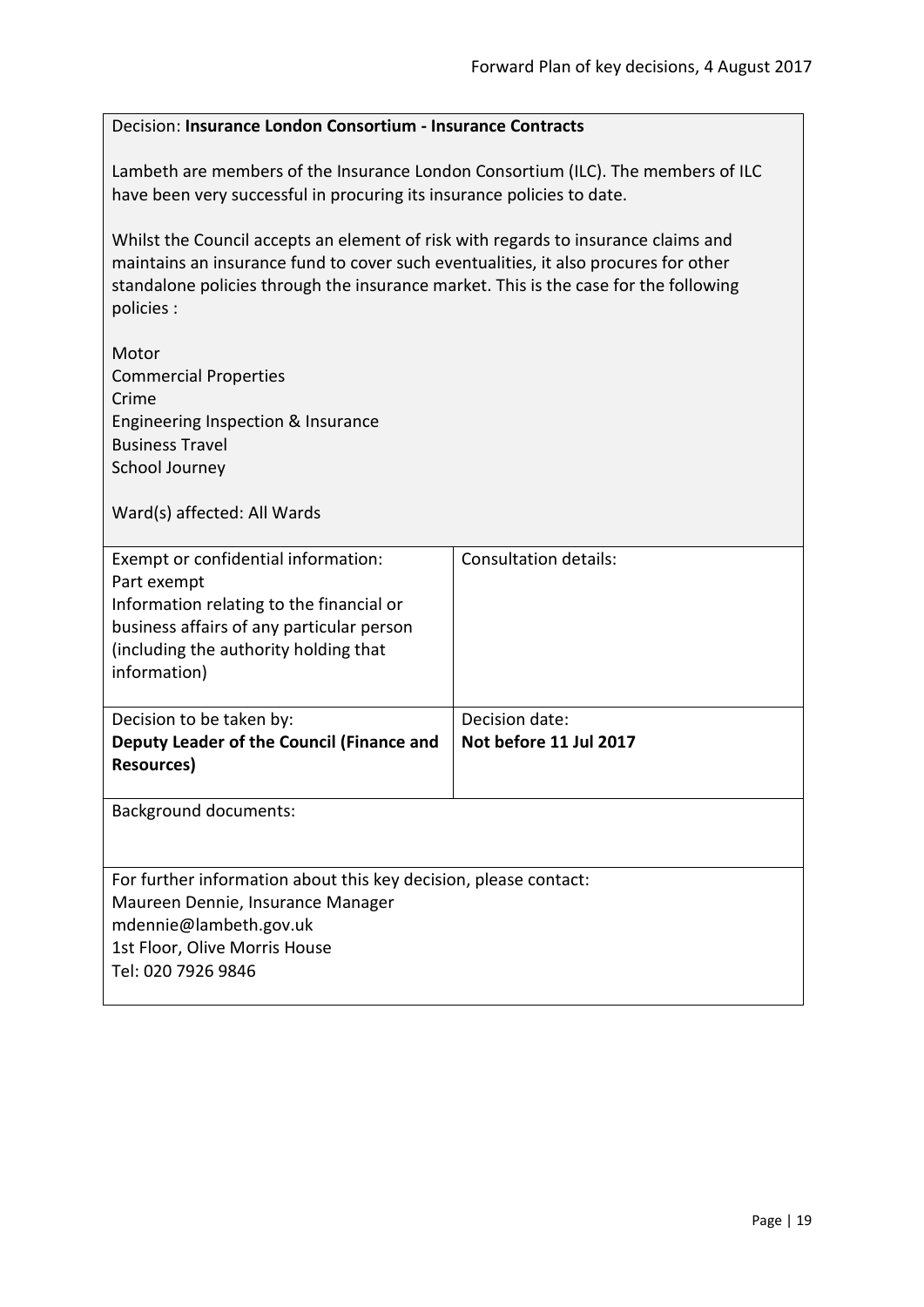Decision: **Insurance London Consortium - Insurance Contracts**

Lambeth are members of the Insurance London Consortium (ILC). The members of ILC have been very successful in procuring its insurance policies to date.

Whilst the Council accepts an element of risk with regards to insurance claims and maintains an insurance fund to cover such eventualities, it also procures for other standalone policies through the insurance market. This is the case for the following policies :

Motor
Commercial Properties
Crime
Engineering Inspection & Insurance
Business Travel
School Journey

Ward(s) affected: All Wards

| Exempt or confidential information:<br>Part exempt<br>Information relating to the financial or business affairs of any particular person (including the authority holding that information) | Consultation details: |
|---|---|
| Decision to be taken by:<br>**Deputy Leader of the Council (Finance and Resources)** | Decision date:<br>**Not before 11 Jul 2017** |

Background documents:

For further information about this key decision, please contact:
Maureen Dennie, Insurance Manager
mdennie@lambeth.gov.uk
1st Floor, Olive Morris House
Tel: 020 7926 9846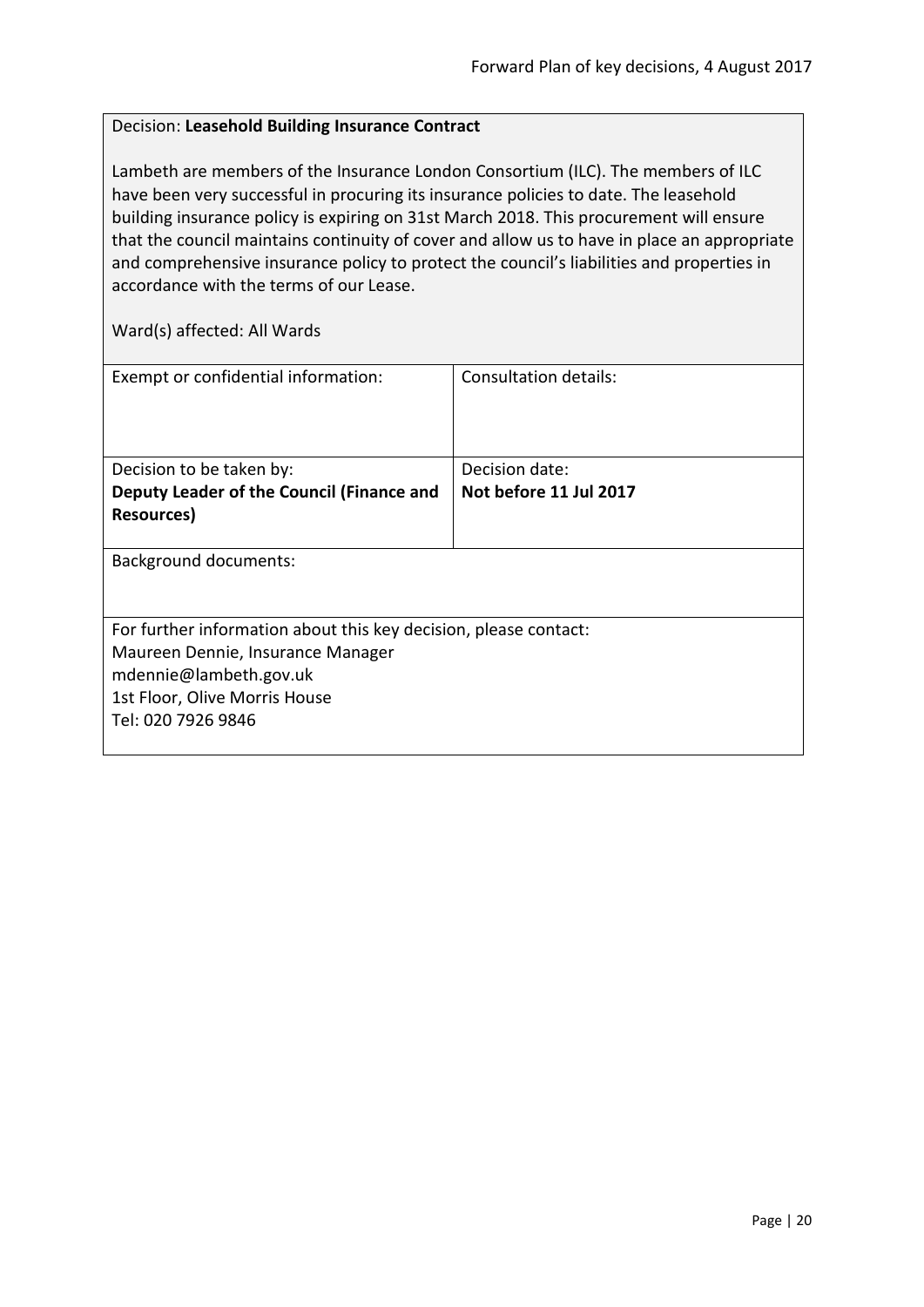Decision: **Leasehold Building Insurance Contract**

Lambeth are members of the Insurance London Consortium (ILC). The members of ILC have been very successful in procuring its insurance policies to date. The leasehold building insurance policy is expiring on 31st March 2018. This procurement will ensure that the council maintains continuity of cover and allow us to have in place an appropriate and comprehensive insurance policy to protect the council's liabilities and properties in accordance with the terms of our Lease.

Ward(s) affected: All Wards

| Exempt or confidential information: | Consultation details: |
|---|---|
| Decision to be taken by:<br>**Deputy Leader of the Council (Finance and Resources)** | Decision date:<br>**Not before 11 Jul 2017** |

Background documents:

For further information about this key decision, please contact:
Maureen Dennie, Insurance Manager
mdennie@lambeth.gov.uk
1st Floor, Olive Morris House
Tel: 020 7926 9846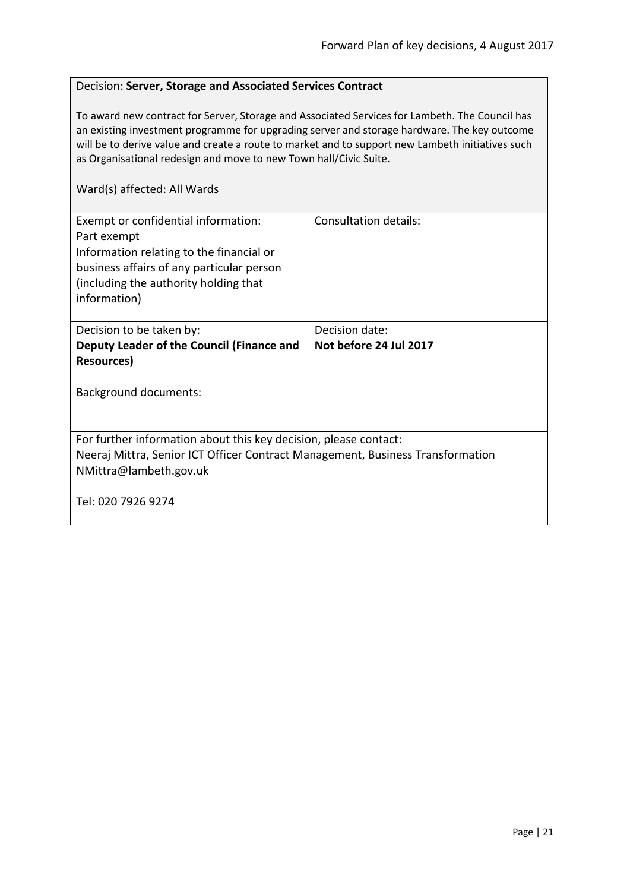Decision: **Server, Storage and Associated Services Contract**

To award new contract for Server, Storage and Associated Services for Lambeth. The Council has an existing investment programme for upgrading server and storage hardware. The key outcome will be to derive value and create a route to market and to support new Lambeth initiatives such as Organisational redesign and move to new Town hall/Civic Suite.

Ward(s) affected: All Wards

| Exempt or confidential information: Part exempt Information relating to the financial or business affairs of any particular person (including the authority holding that information) | Consultation details: |
| --- | --- |
| Decision to be taken by: **Deputy Leader of the Council (Finance and Resources)** | Decision date: **Not before 24 Jul 2017** |

Background documents:

For further information about this key decision, please contact:
Neeraj Mittra, Senior ICT Officer Contract Management, Business Transformation
NMittra@lambeth.gov.uk

Tel: 020 7926 9274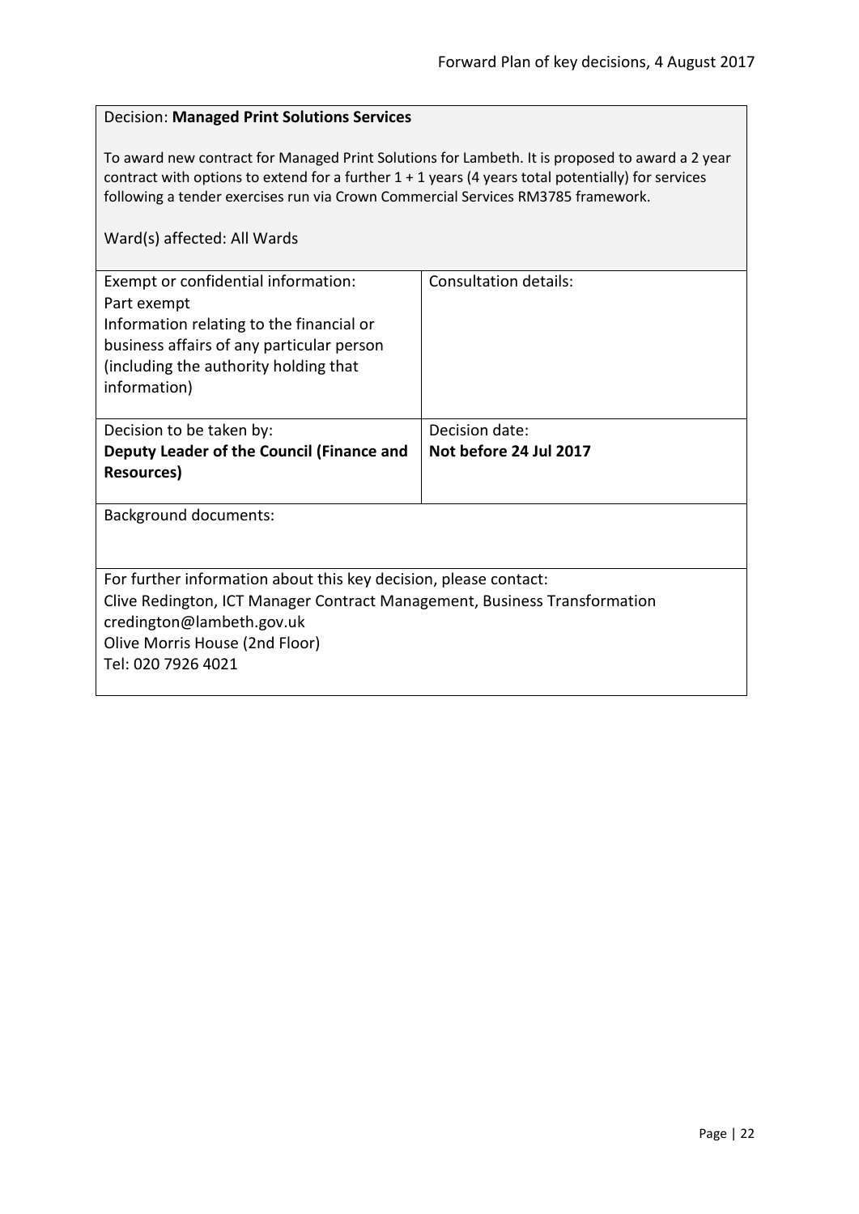Decision: **Managed Print Solutions Services**

To award new contract for Managed Print Solutions for Lambeth. It is proposed to award a 2 year contract with options to extend for a further 1 + 1 years (4 years total potentially) for services following a tender exercises run via Crown Commercial Services RM3785 framework.

Ward(s) affected: All Wards

| Exempt or confidential information:<br>Part exempt<br>Information relating to the financial or business affairs of any particular person (including the authority holding that information) | Consultation details: |
|---|---|
| Decision to be taken by:<br>**Deputy Leader of the Council (Finance and Resources)** | Decision date:<br>**Not before 24 Jul 2017** |

Background documents:

For further information about this key decision, please contact:
Clive Redington, ICT Manager Contract Management, Business Transformation
credington@lambeth.gov.uk
Olive Morris House (2nd Floor)
Tel: 020 7926 4021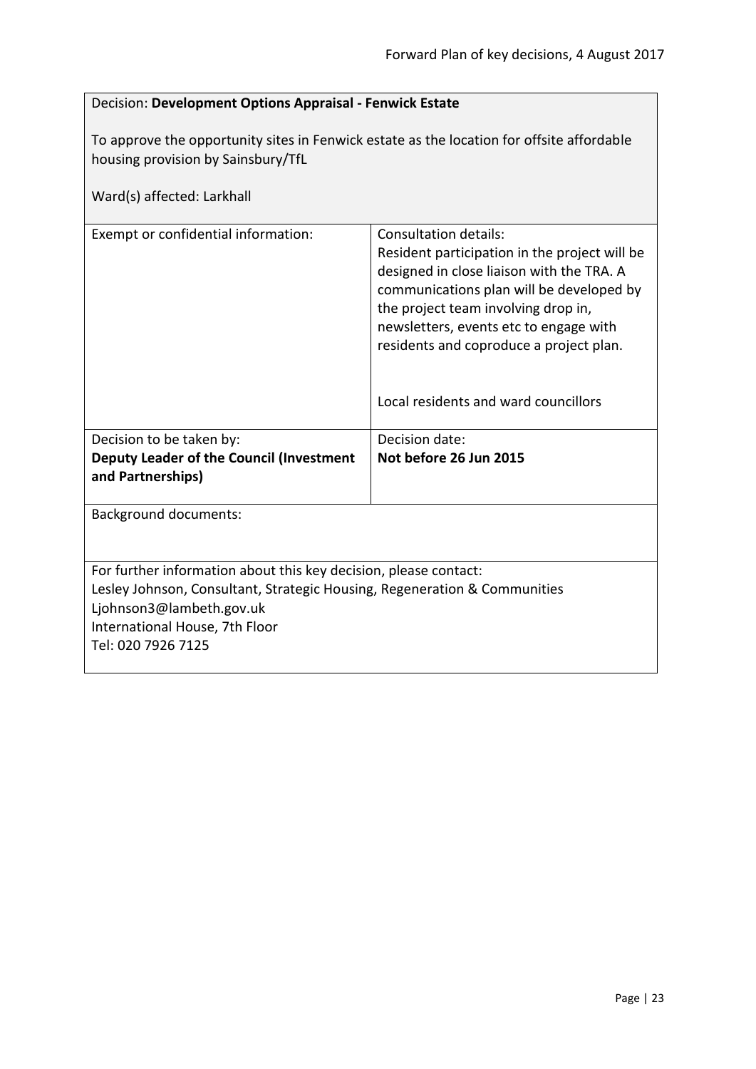Decision: **Development Options Appraisal - Fenwick Estate**

To approve the opportunity sites in Fenwick estate as the location for offsite affordable housing provision by Sainsbury/TfL

Ward(s) affected: Larkhall

| Exempt or confidential information: | Consultation details: Resident participation in the project will be designed in close liaison with the TRA. A communications plan will be developed by the project team involving drop in, newsletters, events etc to engage with residents and coproduce a project plan. <br><br> Local residents and ward councillors |
|---|---|
| Decision to be taken by: **Deputy Leader of the Council (Investment and Partnerships)** | Decision date: **Not before 26 Jun 2015** |

Background documents:

For further information about this key decision, please contact:
Lesley Johnson, Consultant, Strategic Housing, Regeneration & Communities
Ljohnson3@lambeth.gov.uk
International House, 7th Floor
Tel: 020 7926 7125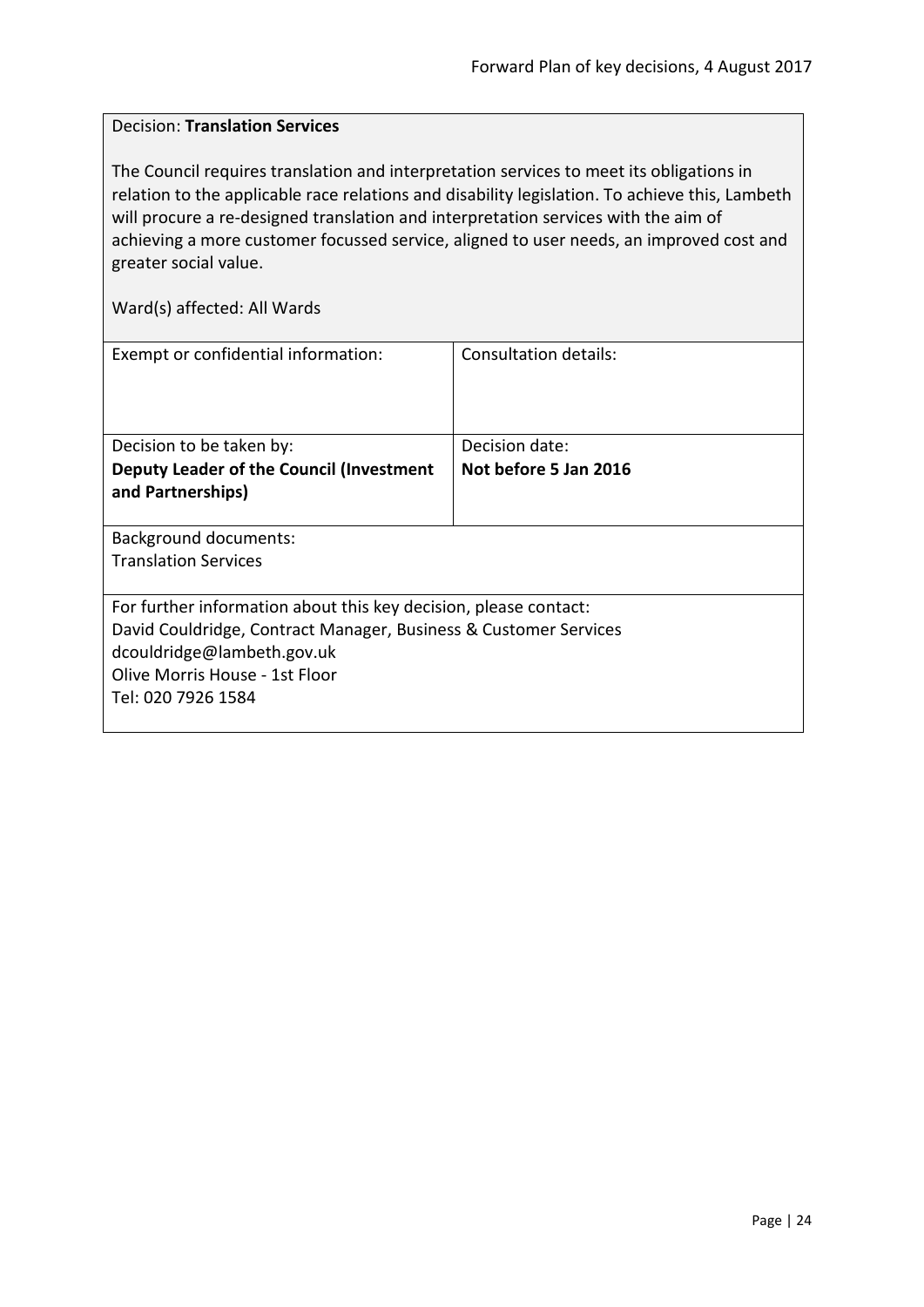Decision: **Translation Services**

The Council requires translation and interpretation services to meet its obligations in relation to the applicable race relations and disability legislation. To achieve this, Lambeth will procure a re-designed translation and interpretation services with the aim of achieving a more customer focussed service, aligned to user needs, an improved cost and greater social value.

Ward(s) affected: All Wards

| Exempt or confidential information: | Consultation details: |
| --- | --- |
| Decision to be taken by:<br>**Deputy Leader of the Council (Investment and Partnerships)** | Decision date:<br>**Not before 5 Jan 2016** |

Background documents:
Translation Services

For further information about this key decision, please contact:
David Couldridge, Contract Manager, Business & Customer Services
dcouldridge@lambeth.gov.uk
Olive Morris House - 1st Floor
Tel: 020 7926 1584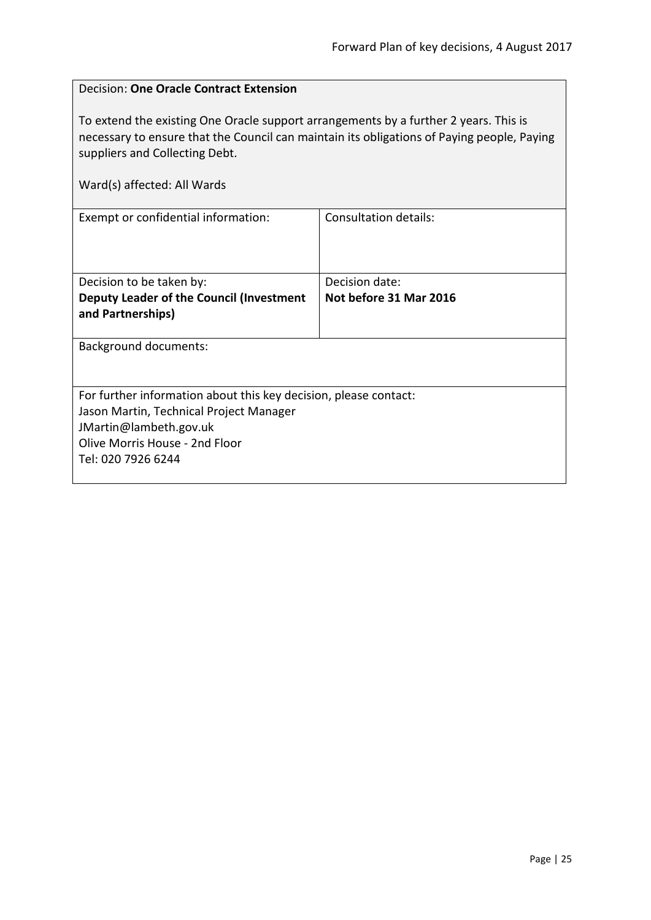Decision: **One Oracle Contract Extension**

To extend the existing One Oracle support arrangements by a further 2 years. This is necessary to ensure that the Council can maintain its obligations of Paying people, Paying suppliers and Collecting Debt.

Ward(s) affected: All Wards

| Exempt or confidential information: | Consultation details: |
|---|---|
| Decision to be taken by:<br>**Deputy Leader of the Council (Investment and Partnerships)** | Decision date:<br>**Not before 31 Mar 2016** |

Background documents:

For further information about this key decision, please contact:
Jason Martin, Technical Project Manager
JMartin@lambeth.gov.uk
Olive Morris House - 2nd Floor
Tel: 020 7926 6244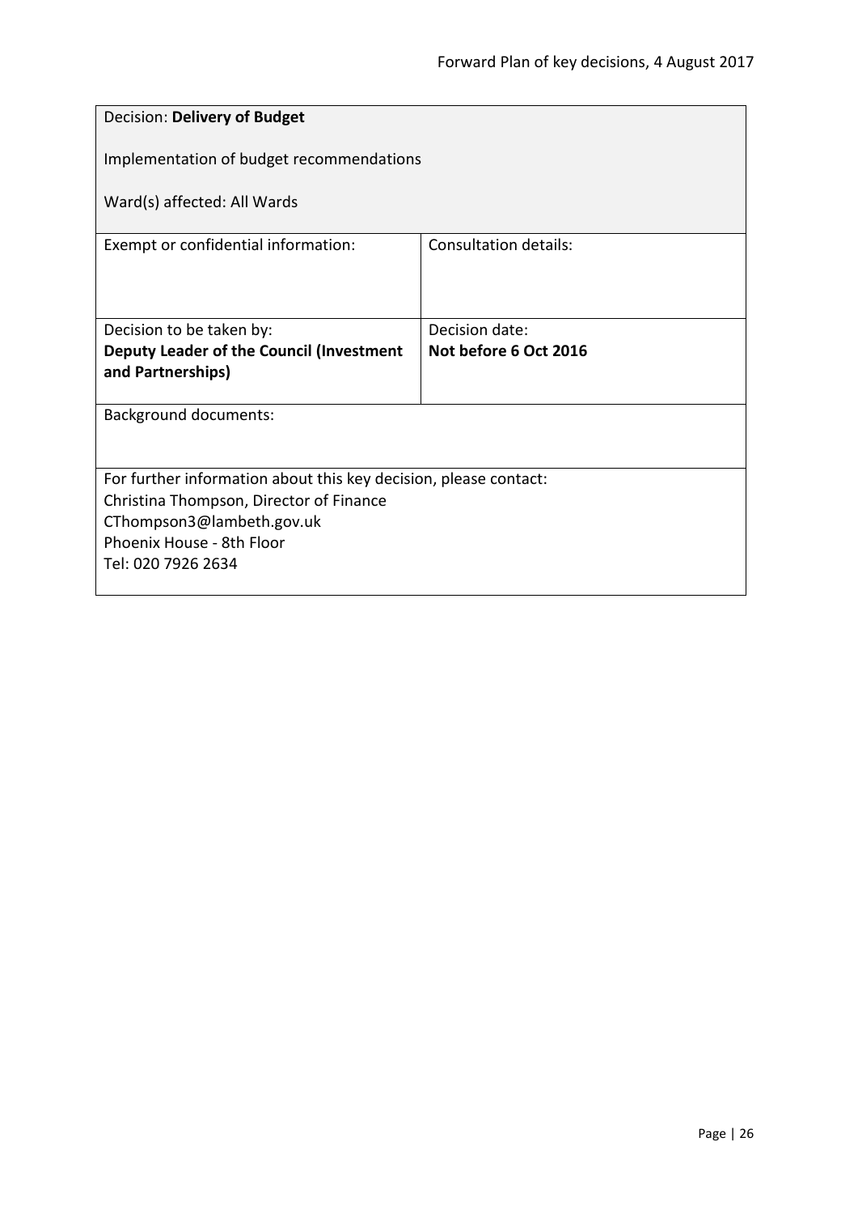Decision: **Delivery of Budget**

Implementation of budget recommendations

Ward(s) affected: All Wards

| Exempt or confidential information: | Consultation details: |
|---|---|
| Decision to be taken by:<br>**Deputy Leader of the Council (Investment and Partnerships)** | Decision date:<br>**Not before 6 Oct 2016** |

Background documents:

For further information about this key decision, please contact:
Christina Thompson, Director of Finance
CThompson3@lambeth.gov.uk
Phoenix House - 8th Floor
Tel: 020 7926 2634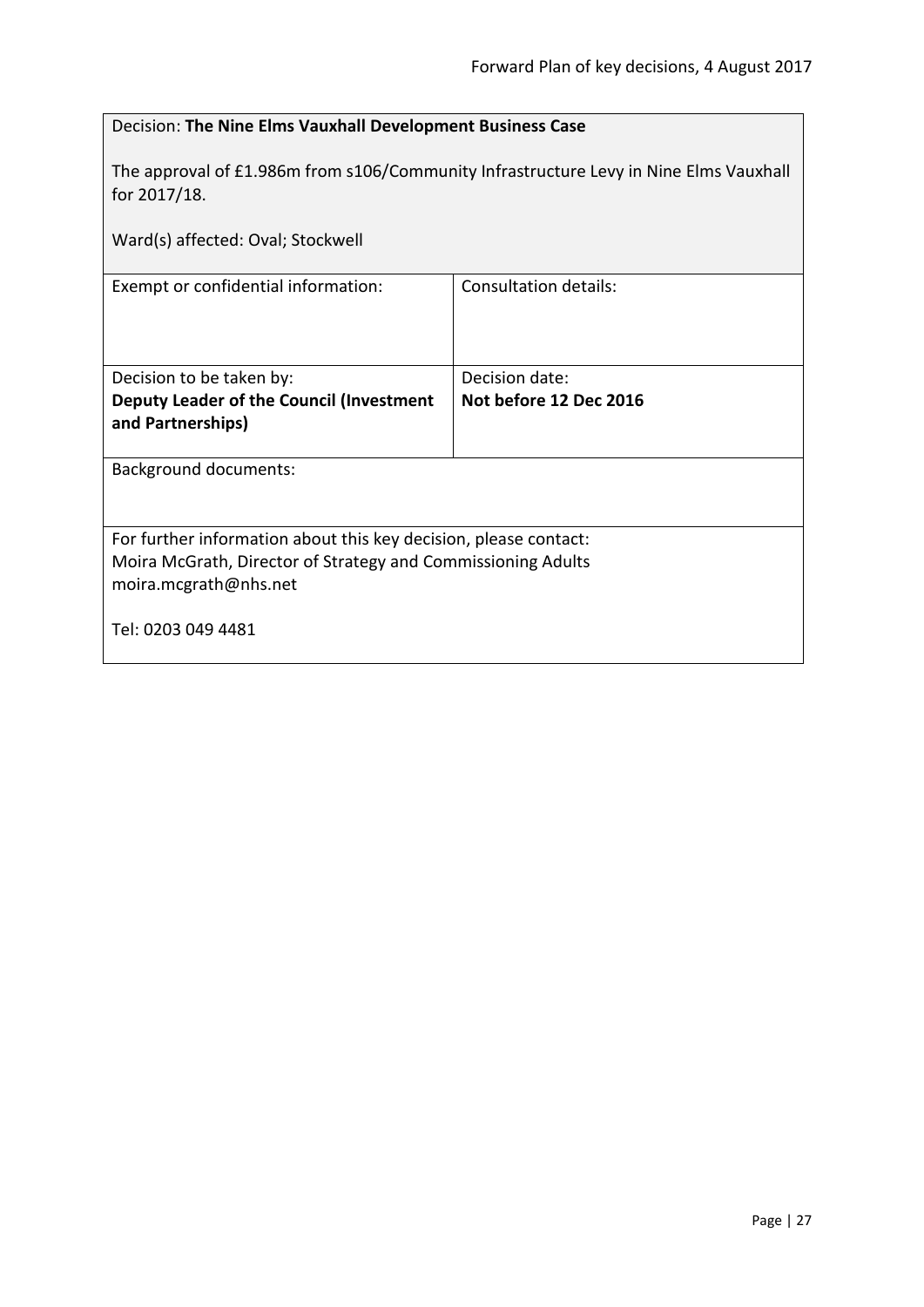| Decision: **The Nine Elms Vauxhall Development Business Case**<br><br>The approval of £1.986m from s106/Community Infrastructure Levy in Nine Elms Vauxhall for 2017/18.<br><br>Ward(s) affected: Oval; Stockwell | |
|---|---|
| Exempt or confidential information: | Consultation details: |
| Decision to be taken by:<br>**Deputy Leader of the Council (Investment and Partnerships)** | Decision date:<br>**Not before 12 Dec 2016** |
| Background documents: | |
| For further information about this key decision, please contact:<br>Moira McGrath, Director of Strategy and Commissioning Adults<br>moira.mcgrath@nhs.net<br><br>Tel: 0203 049 4481 | |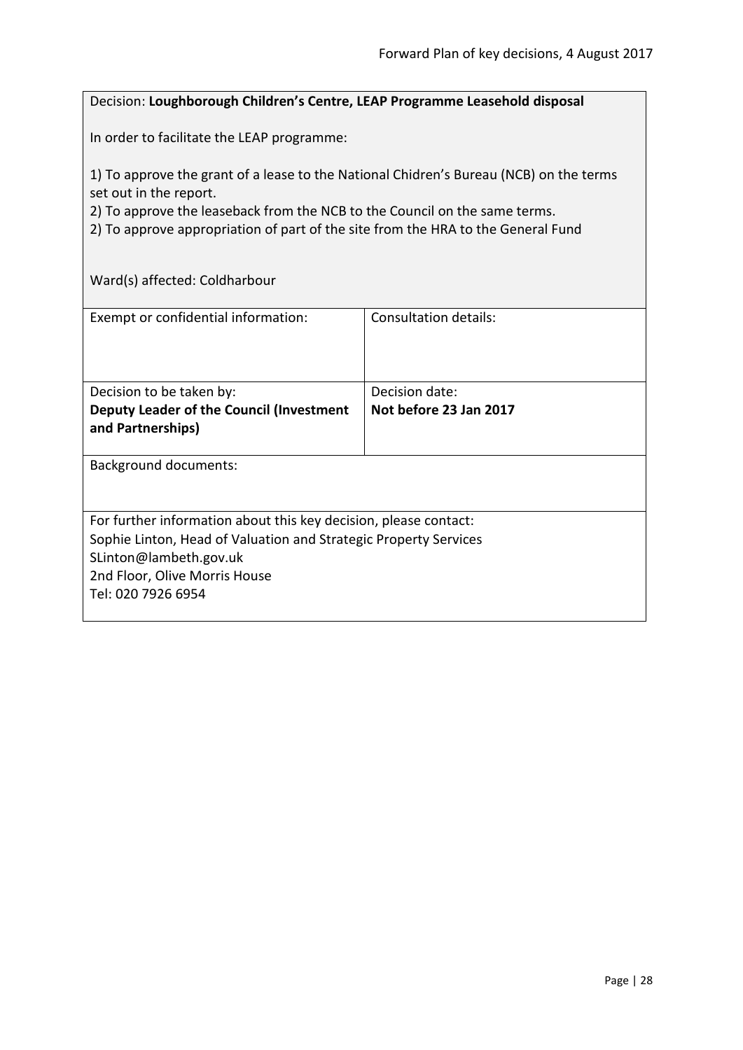Decision: **Loughborough Children's Centre, LEAP Programme Leasehold disposal**

In order to facilitate the LEAP programme:

1) To approve the grant of a lease to the National Chidren's Bureau (NCB) on the terms set out in the report.
2) To approve the leaseback from the NCB to the Council on the same terms.
2) To approve appropriation of part of the site from the HRA to the General Fund

Ward(s) affected: Coldharbour

| Exempt or confidential information: | Consultation details: |
|---|---|
| Decision to be taken by:<br>**Deputy Leader of the Council (Investment and Partnerships)** | Decision date:<br>**Not before 23 Jan 2017** |

Background documents:

For further information about this key decision, please contact:
Sophie Linton, Head of Valuation and Strategic Property Services
SLinton@lambeth.gov.uk
2nd Floor, Olive Morris House
Tel: 020 7926 6954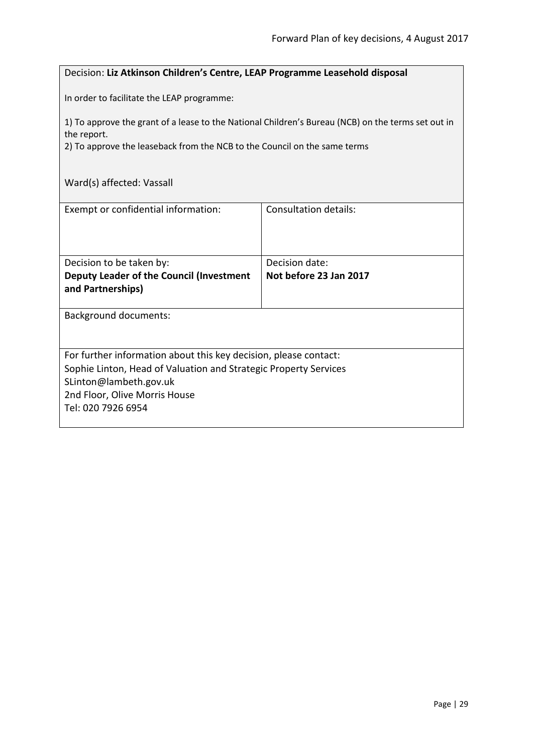Decision: **Liz Atkinson Children's Centre, LEAP Programme Leasehold disposal**

In order to facilitate the LEAP programme:

1) To approve the grant of a lease to the National Children's Bureau (NCB) on the terms set out in the report.
2) To approve the leaseback from the NCB to the Council on the same terms

Ward(s) affected: Vassall

| Exempt or confidential information: | Consultation details: |
|---|---|
| Decision to be taken by: **Deputy Leader of the Council (Investment and Partnerships)** | Decision date: **Not before 23 Jan 2017** |

Background documents:

For further information about this key decision, please contact:
Sophie Linton, Head of Valuation and Strategic Property Services
SLinton@lambeth.gov.uk
2nd Floor, Olive Morris House
Tel: 020 7926 6954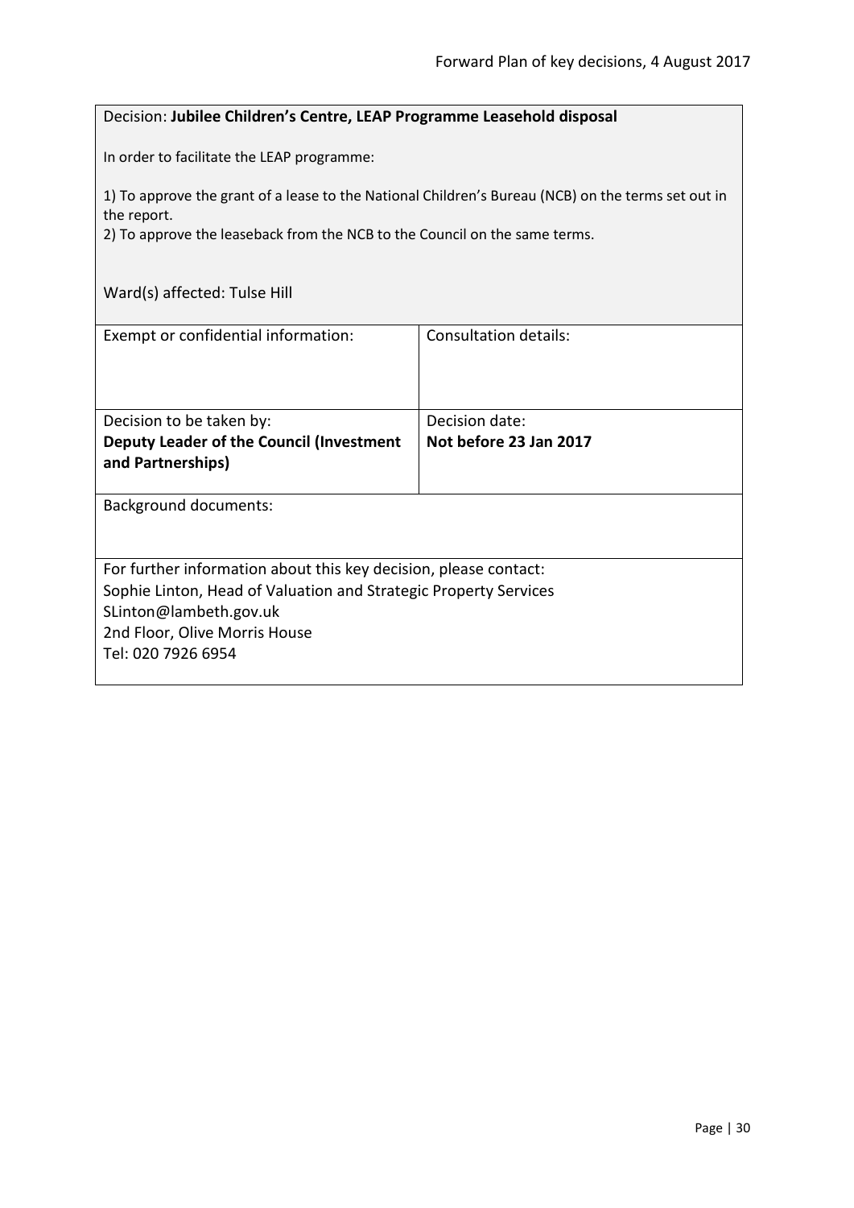Decision: **Jubilee Children's Centre, LEAP Programme Leasehold disposal**

In order to facilitate the LEAP programme:

1) To approve the grant of a lease to the National Children's Bureau (NCB) on the terms set out in the report.
2) To approve the leaseback from the NCB to the Council on the same terms.

Ward(s) affected: Tulse Hill

| Exempt or confidential information: | Consultation details: |
| --- | --- |
| Decision to be taken by: **Deputy Leader of the Council (Investment and Partnerships)** | Decision date: **Not before 23 Jan 2017** |

Background documents:

For further information about this key decision, please contact:
Sophie Linton, Head of Valuation and Strategic Property Services
SLinton@lambeth.gov.uk
2nd Floor, Olive Morris House
Tel: 020 7926 6954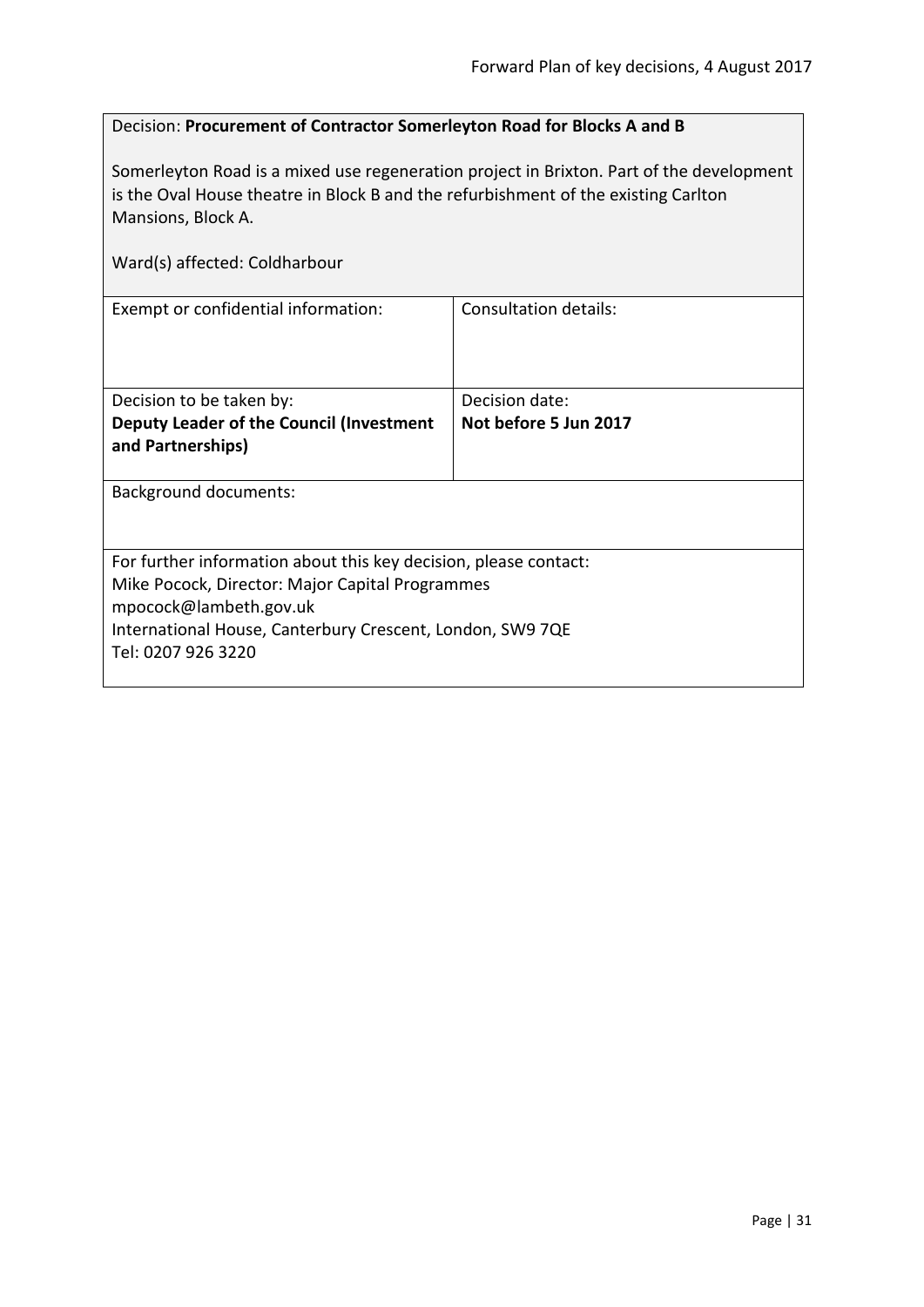Decision: **Procurement of Contractor Somerleyton Road for Blocks A and B**

Somerleyton Road is a mixed use regeneration project in Brixton. Part of the development is the Oval House theatre in Block B and the refurbishment of the existing Carlton Mansions, Block A.

Ward(s) affected: Coldharbour

| Exempt or confidential information: | Consultation details: |
|---|---|
| Decision to be taken by:<br>**Deputy Leader of the Council (Investment and Partnerships)** | Decision date:<br>**Not before 5 Jun 2017** |

Background documents:

For further information about this key decision, please contact:
Mike Pocock, Director: Major Capital Programmes
mpocock@lambeth.gov.uk
International House, Canterbury Crescent, London, SW9 7QE
Tel: 0207 926 3220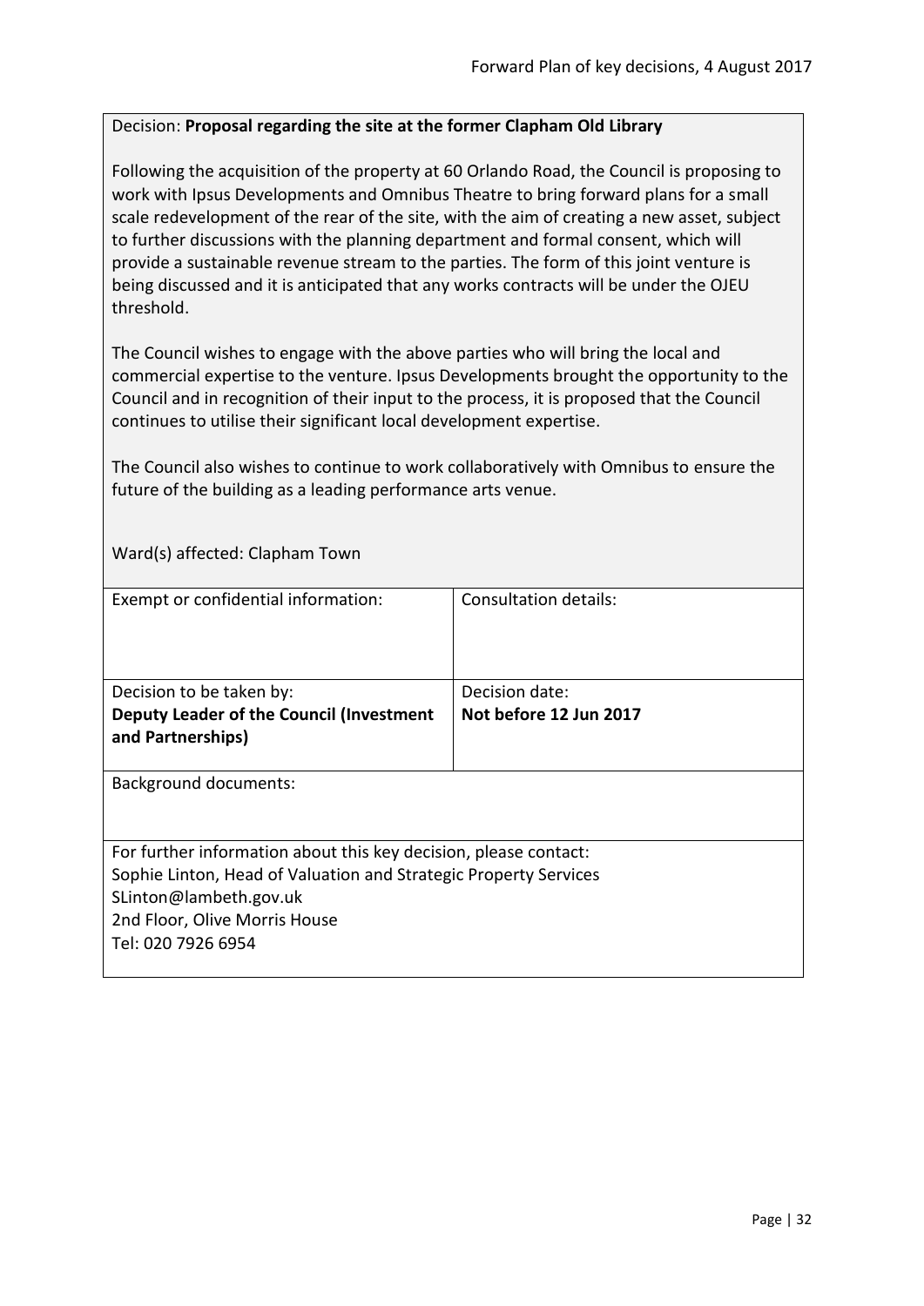Decision: **Proposal regarding the site at the former Clapham Old Library**

Following the acquisition of the property at 60 Orlando Road, the Council is proposing to work with Ipsus Developments and Omnibus Theatre to bring forward plans for a small scale redevelopment of the rear of the site, with the aim of creating a new asset, subject to further discussions with the planning department and formal consent, which will provide a sustainable revenue stream to the parties. The form of this joint venture is being discussed and it is anticipated that any works contracts will be under the OJEU threshold.

The Council wishes to engage with the above parties who will bring the local and commercial expertise to the venture. Ipsus Developments brought the opportunity to the Council and in recognition of their input to the process, it is proposed that the Council continues to utilise their significant local development expertise.

The Council also wishes to continue to work collaboratively with Omnibus to ensure the future of the building as a leading performance arts venue.

Ward(s) affected: Clapham Town

| Exempt or confidential information: | Consultation details: |
|---|---|
| Decision to be taken by:<br>**Deputy Leader of the Council (Investment and Partnerships)** | Decision date:<br>**Not before 12 Jun 2017** |

Background documents:

For further information about this key decision, please contact:
Sophie Linton, Head of Valuation and Strategic Property Services
SLinton@lambeth.gov.uk
2nd Floor, Olive Morris House
Tel: 020 7926 6954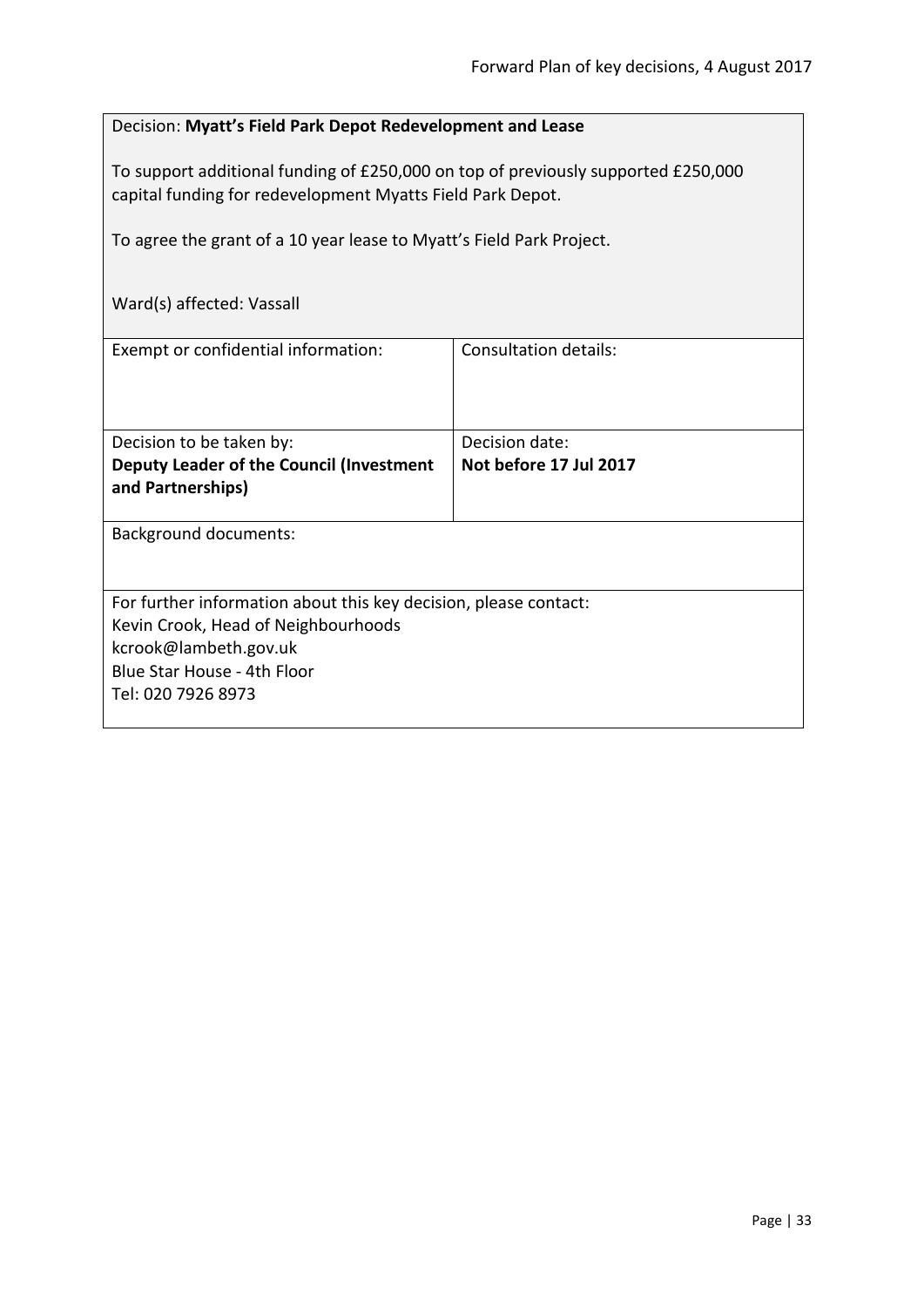Decision: **Myatt's Field Park Depot Redevelopment and Lease**

To support additional funding of £250,000 on top of previously supported £250,000 capital funding for redevelopment Myatts Field Park Depot.

To agree the grant of a 10 year lease to Myatt's Field Park Project.

Ward(s) affected: Vassall

| Exempt or confidential information: | Consultation details: |
|---|---|
| Decision to be taken by: **Deputy Leader of the Council (Investment and Partnerships)** | Decision date: **Not before 17 Jul 2017** |

Background documents:

For further information about this key decision, please contact:
Kevin Crook, Head of Neighbourhoods
kcrook@lambeth.gov.uk
Blue Star House - 4th Floor
Tel: 020 7926 8973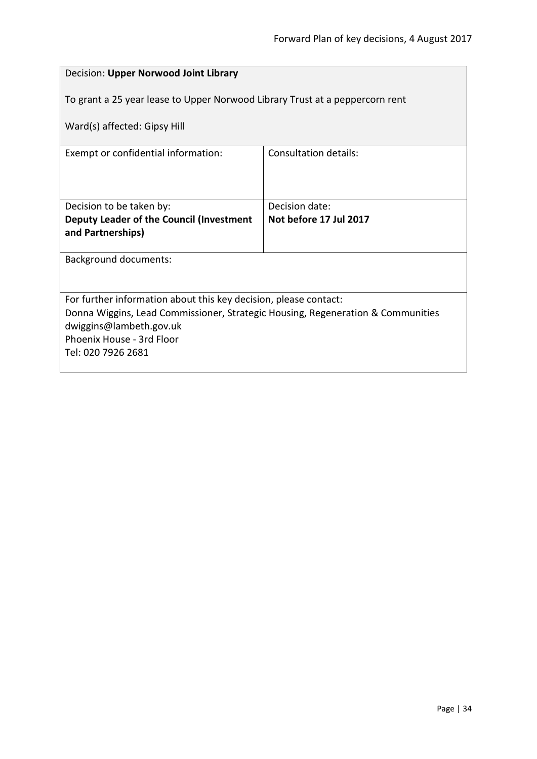Decision: **Upper Norwood Joint Library**

To grant a 25 year lease to Upper Norwood Library Trust at a peppercorn rent

Ward(s) affected: Gipsy Hill

| Exempt or confidential information: | Consultation details: |
|---|---|
| Decision to be taken by:<br>**Deputy Leader of the Council (Investment and Partnerships)** | Decision date:<br>**Not before 17 Jul 2017** |

Background documents:

For further information about this key decision, please contact:
Donna Wiggins, Lead Commissioner, Strategic Housing, Regeneration & Communities
dwiggins@lambeth.gov.uk
Phoenix House - 3rd Floor
Tel: 020 7926 2681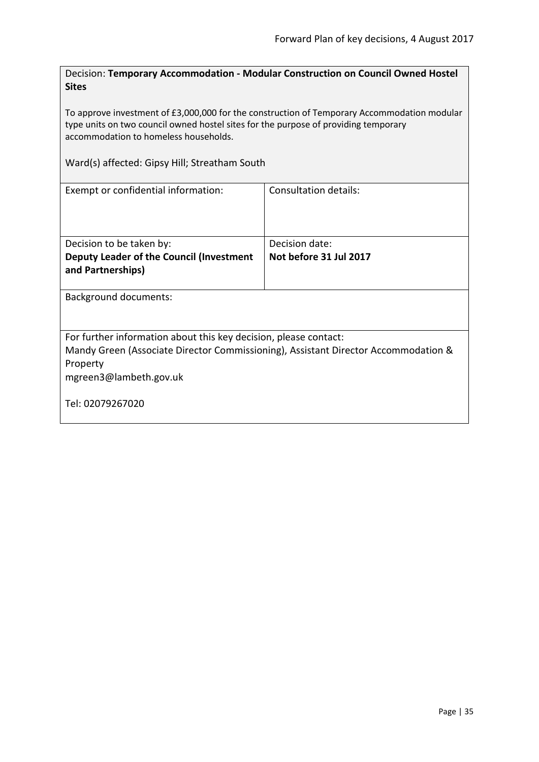Decision: **Temporary Accommodation - Modular Construction on Council Owned Hostel Sites**

To approve investment of £3,000,000 for the construction of Temporary Accommodation modular type units on two council owned hostel sites for the purpose of providing temporary accommodation to homeless households.

Ward(s) affected: Gipsy Hill; Streatham South

| Exempt or confidential information: | Consultation details: |
|---|---|
| Decision to be taken by:<br>**Deputy Leader of the Council (Investment and Partnerships)** | Decision date:<br>**Not before 31 Jul 2017** |

Background documents:

For further information about this key decision, please contact:
Mandy Green (Associate Director Commissioning), Assistant Director Accommodation & Property
mgreen3@lambeth.gov.uk

Tel: 02079267020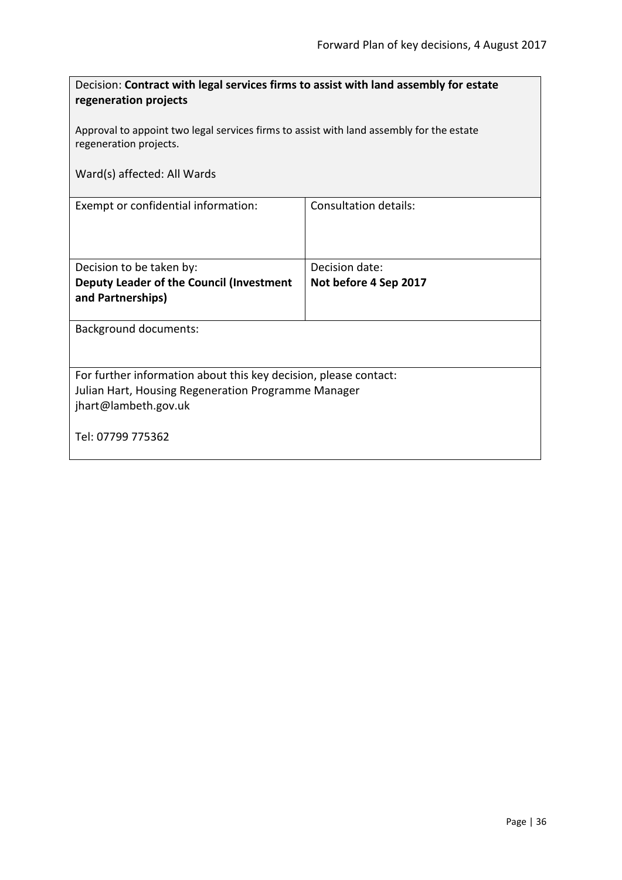Decision: **Contract with legal services firms to assist with land assembly for estate regeneration projects**

Approval to appoint two legal services firms to assist with land assembly for the estate regeneration projects.

Ward(s) affected: All Wards

| Exempt or confidential information: | Consultation details: |
| --- | --- |
| Decision to be taken by:<br>**Deputy Leader of the Council (Investment and Partnerships)** | Decision date:<br>**Not before 4 Sep 2017** |

Background documents:

For further information about this key decision, please contact:
Julian Hart, Housing Regeneration Programme Manager
jhart@lambeth.gov.uk

Tel: 07799 775362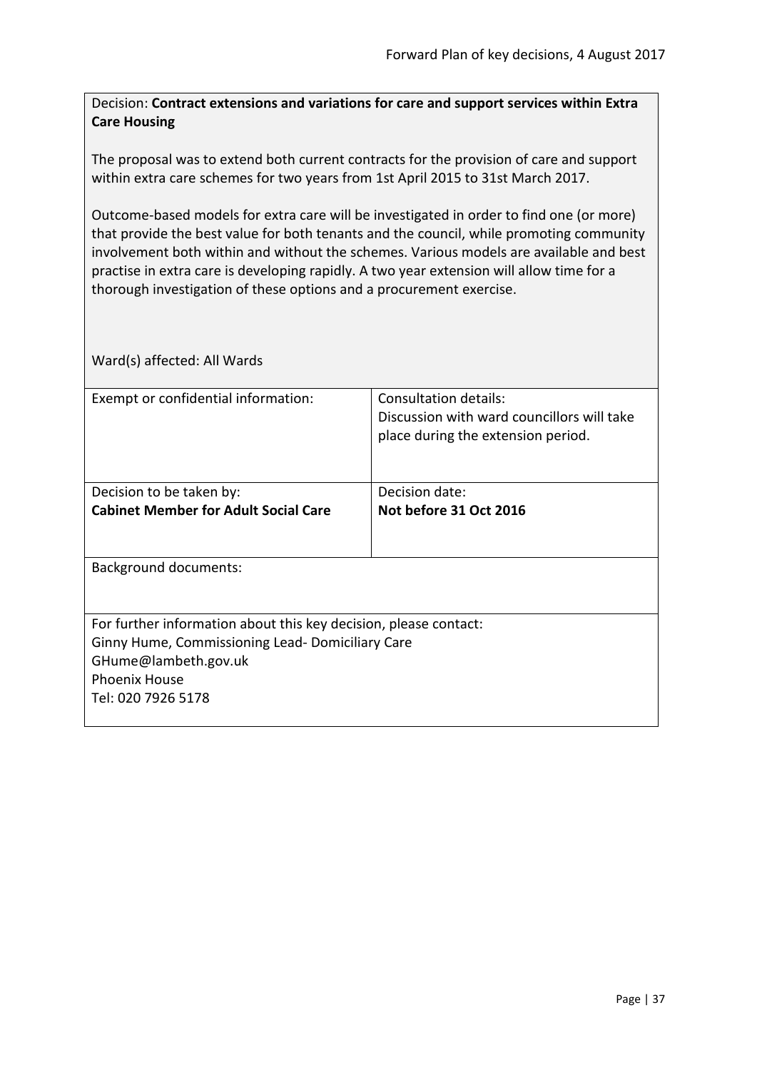Decision: **Contract extensions and variations for care and support services within Extra Care Housing**

The proposal was to extend both current contracts for the provision of care and support within extra care schemes for two years from 1st April 2015 to 31st March 2017.

Outcome-based models for extra care will be investigated in order to find one (or more) that provide the best value for both tenants and the council, while promoting community involvement both within and without the schemes. Various models are available and best practise in extra care is developing rapidly. A two year extension will allow time for a thorough investigation of these options and a procurement exercise.

Ward(s) affected: All Wards

| Exempt or confidential information: | Consultation details: Discussion with ward councillors will take place during the extension period. |
|---|---|
| Decision to be taken by: **Cabinet Member for Adult Social Care** | Decision date: **Not before 31 Oct 2016** |

Background documents:

For further information about this key decision, please contact:
Ginny Hume, Commissioning Lead- Domiciliary Care
GHume@lambeth.gov.uk
Phoenix House
Tel: 020 7926 5178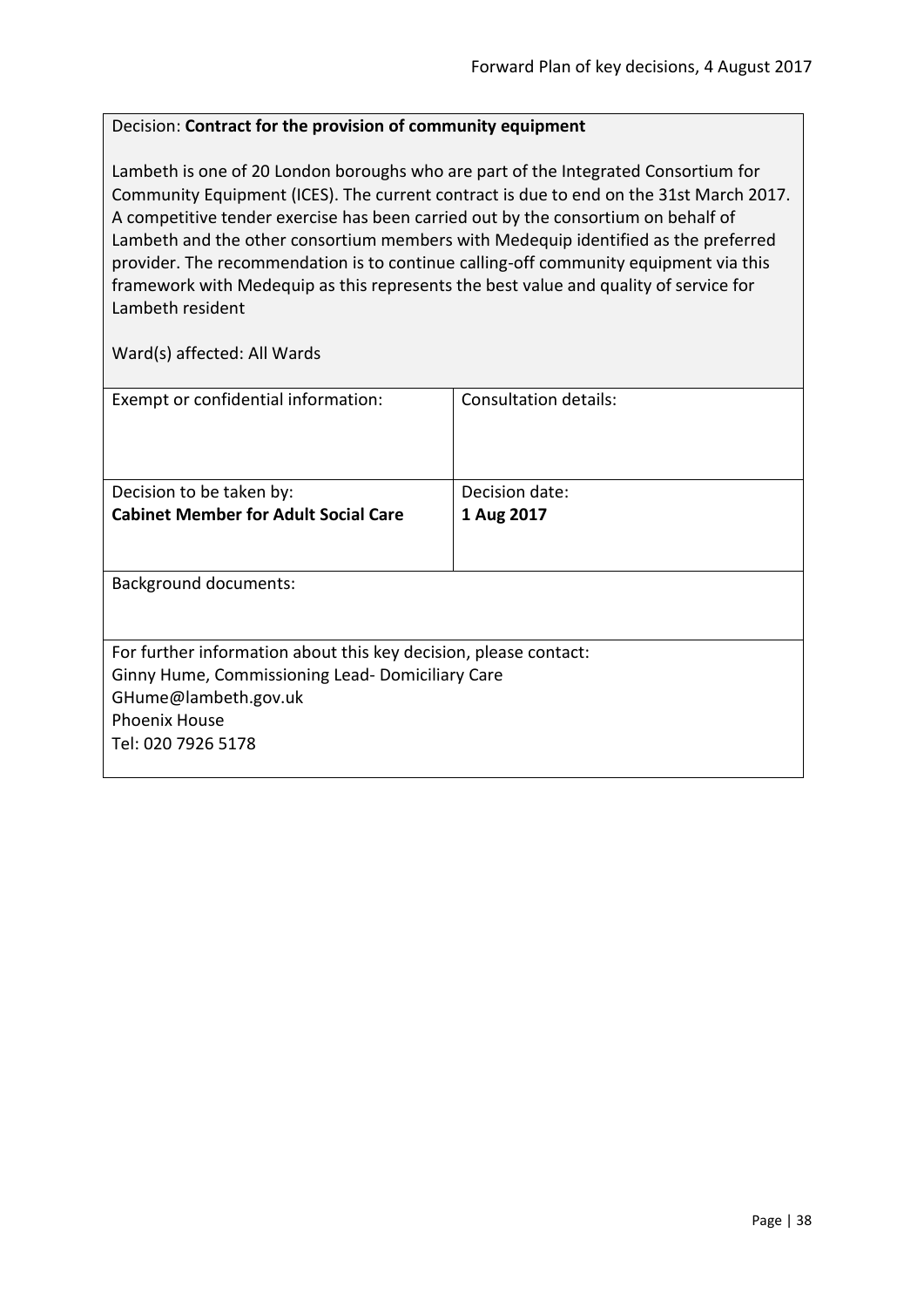Decision: **Contract for the provision of community equipment**

Lambeth is one of 20 London boroughs who are part of the Integrated Consortium for Community Equipment (ICES). The current contract is due to end on the 31st March 2017. A competitive tender exercise has been carried out by the consortium on behalf of Lambeth and the other consortium members with Medequip identified as the preferred provider. The recommendation is to continue calling-off community equipment via this framework with Medequip as this represents the best value and quality of service for Lambeth resident

Ward(s) affected: All Wards

| Exempt or confidential information: | Consultation details: |
|---|---|
| Decision to be taken by:<br>**Cabinet Member for Adult Social Care** | Decision date:<br>**1 Aug 2017** |

Background documents:

For further information about this key decision, please contact:
Ginny Hume, Commissioning Lead- Domiciliary Care
GHume@lambeth.gov.uk
Phoenix House
Tel: 020 7926 5178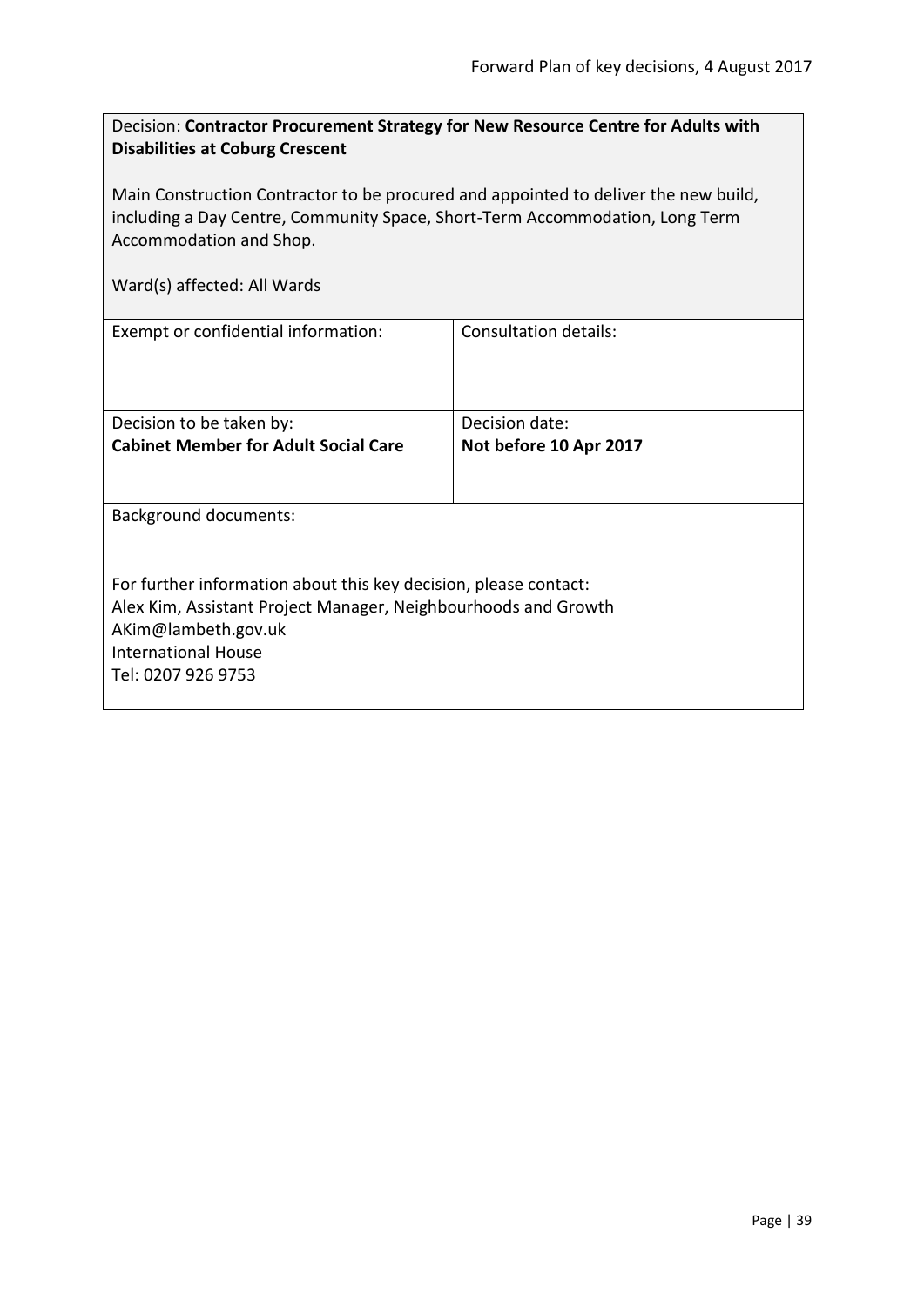Decision: **Contractor Procurement Strategy for New Resource Centre for Adults with Disabilities at Coburg Crescent**

Main Construction Contractor to be procured and appointed to deliver the new build, including a Day Centre, Community Space, Short-Term Accommodation, Long Term Accommodation and Shop.

Ward(s) affected: All Wards

| Exempt or confidential information: | Consultation details: |
|---|---|
| Decision to be taken by:<br>**Cabinet Member for Adult Social Care** | Decision date:<br>**Not before 10 Apr 2017** |

Background documents:

For further information about this key decision, please contact:
Alex Kim, Assistant Project Manager, Neighbourhoods and Growth
AKim@lambeth.gov.uk
International House
Tel: 0207 926 9753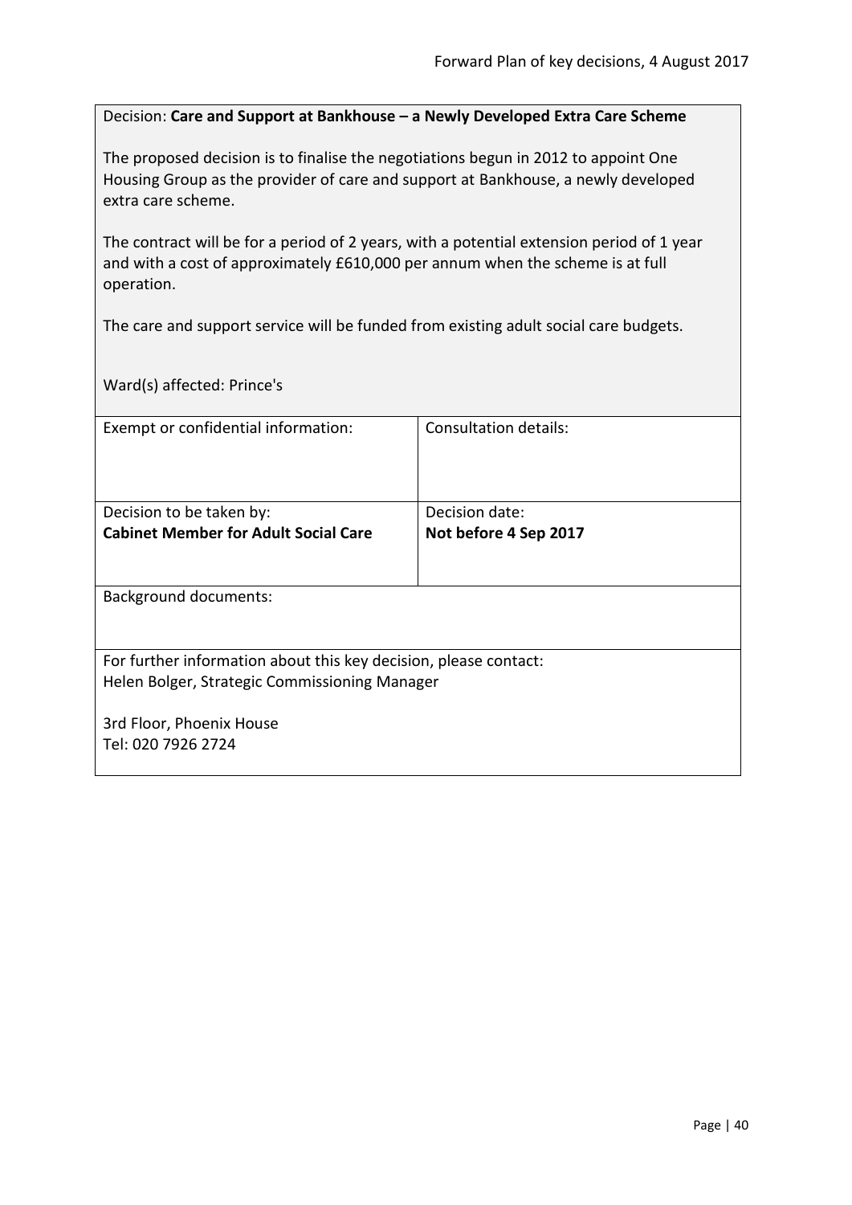Decision: **Care and Support at Bankhouse – a Newly Developed Extra Care Scheme**

The proposed decision is to finalise the negotiations begun in 2012 to appoint One Housing Group as the provider of care and support at Bankhouse, a newly developed extra care scheme.

The contract will be for a period of 2 years, with a potential extension period of 1 year and with a cost of approximately £610,000 per annum when the scheme is at full operation.

The care and support service will be funded from existing adult social care budgets.

Ward(s) affected: Prince's

| Exempt or confidential information: | Consultation details: |
|---|---|
| Decision to be taken by:<br>**Cabinet Member for Adult Social Care** | Decision date:<br>**Not before 4 Sep 2017** |

Background documents:

For further information about this key decision, please contact:
Helen Bolger, Strategic Commissioning Manager

3rd Floor, Phoenix House
Tel: 020 7926 2724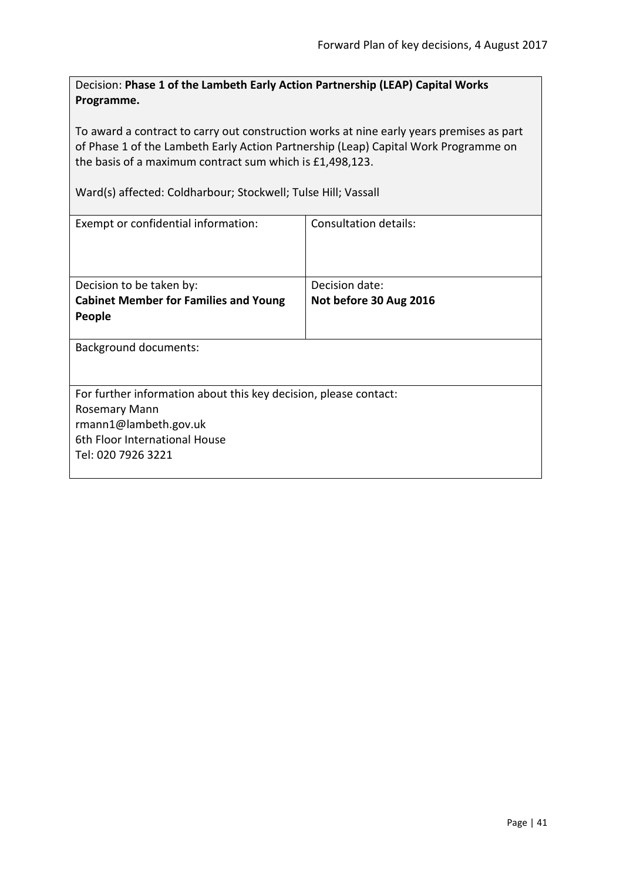Decision: **Phase 1 of the Lambeth Early Action Partnership (LEAP) Capital Works Programme.**

To award a contract to carry out construction works at nine early years premises as part of Phase 1 of the Lambeth Early Action Partnership (Leap) Capital Work Programme on the basis of a maximum contract sum which is £1,498,123.

Ward(s) affected: Coldharbour; Stockwell; Tulse Hill; Vassall

| Exempt or confidential information: | Consultation details: |
| --- | --- |
| Decision to be taken by:<br>**Cabinet Member for Families and Young People** | Decision date:<br>**Not before 30 Aug 2016** |

Background documents:

For further information about this key decision, please contact:
Rosemary Mann
rmann1@lambeth.gov.uk
6th Floor International House
Tel: 020 7926 3221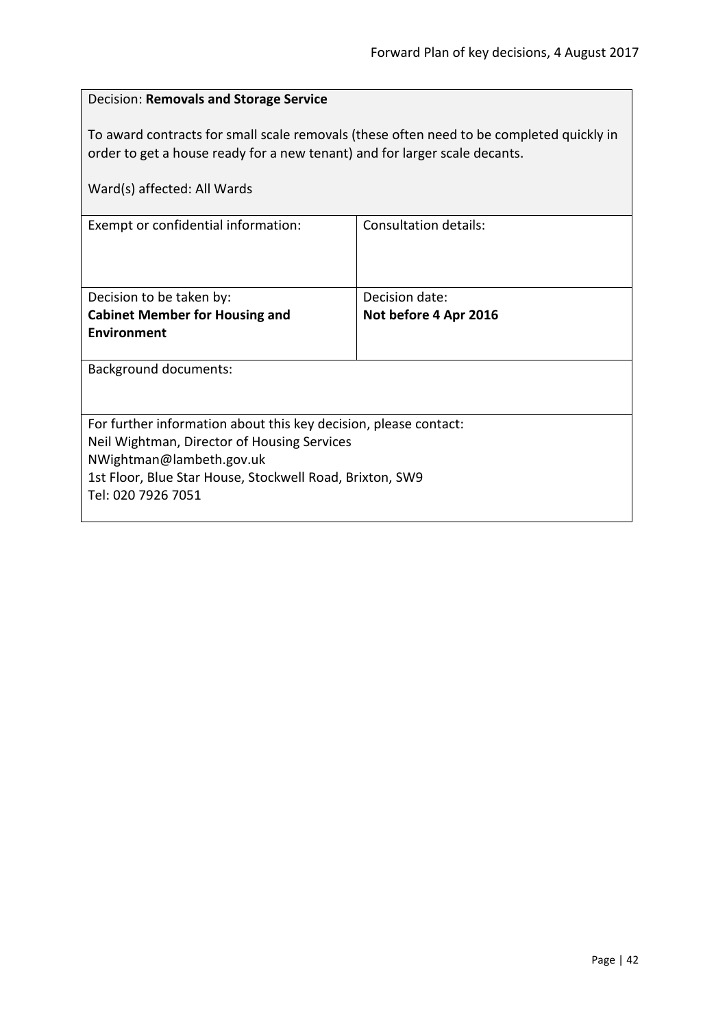Decision: **Removals and Storage Service**

To award contracts for small scale removals (these often need to be completed quickly in order to get a house ready for a new tenant) and for larger scale decants.

Ward(s) affected: All Wards

| Exempt or confidential information: | Consultation details: |
| --- | --- |
| Decision to be taken by:<br>**Cabinet Member for Housing and Environment** | Decision date:<br>**Not before 4 Apr 2016** |

Background documents:

For further information about this key decision, please contact:
Neil Wightman, Director of Housing Services
NWightman@lambeth.gov.uk
1st Floor, Blue Star House, Stockwell Road, Brixton, SW9
Tel: 020 7926 7051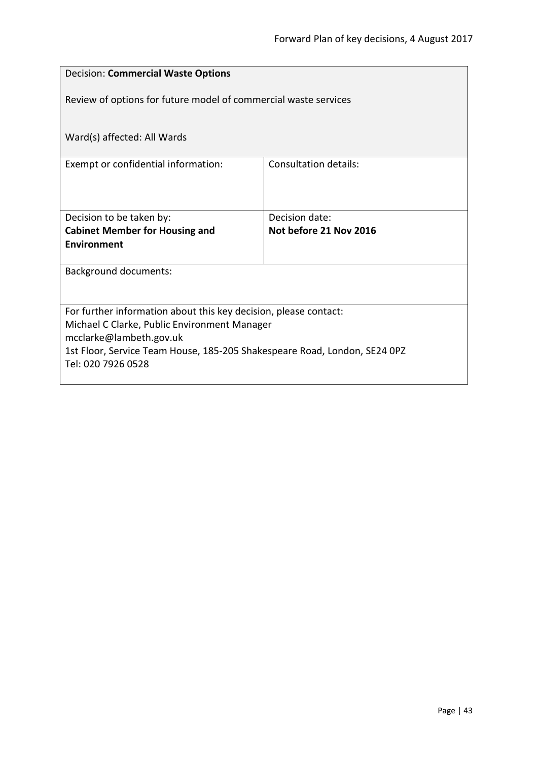Decision: **Commercial Waste Options**

Review of options for future model of commercial waste services

Ward(s) affected: All Wards

| Exempt or confidential information: | Consultation details: |
|---|---|
| Decision to be taken by: **Cabinet Member for Housing and Environment** | Decision date: **Not before 21 Nov 2016** |

Background documents:

For further information about this key decision, please contact:
Michael C Clarke, Public Environment Manager
mcclarke@lambeth.gov.uk
1st Floor, Service Team House, 185-205 Shakespeare Road, London, SE24 0PZ
Tel: 020 7926 0528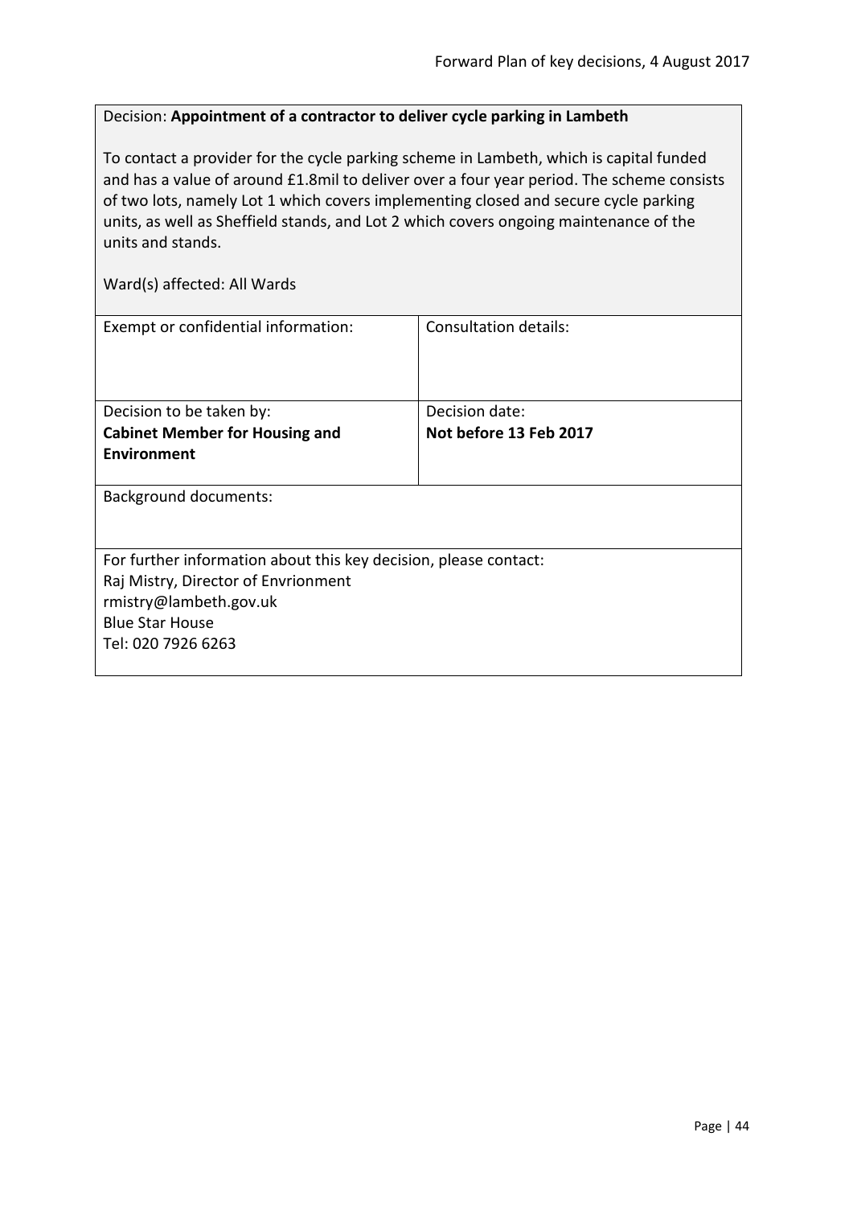Decision: **Appointment of a contractor to deliver cycle parking in Lambeth**

To contact a provider for the cycle parking scheme in Lambeth, which is capital funded and has a value of around £1.8mil to deliver over a four year period. The scheme consists of two lots, namely Lot 1 which covers implementing closed and secure cycle parking units, as well as Sheffield stands, and Lot 2 which covers ongoing maintenance of the units and stands.

Ward(s) affected: All Wards

| Exempt or confidential information: | Consultation details: |
| --- | --- |
| Decision to be taken by: **Cabinet Member for Housing and Environment** | Decision date: **Not before 13 Feb 2017** |

Background documents:

For further information about this key decision, please contact:
Raj Mistry, Director of Envrionment
rmistry@lambeth.gov.uk
Blue Star House
Tel: 020 7926 6263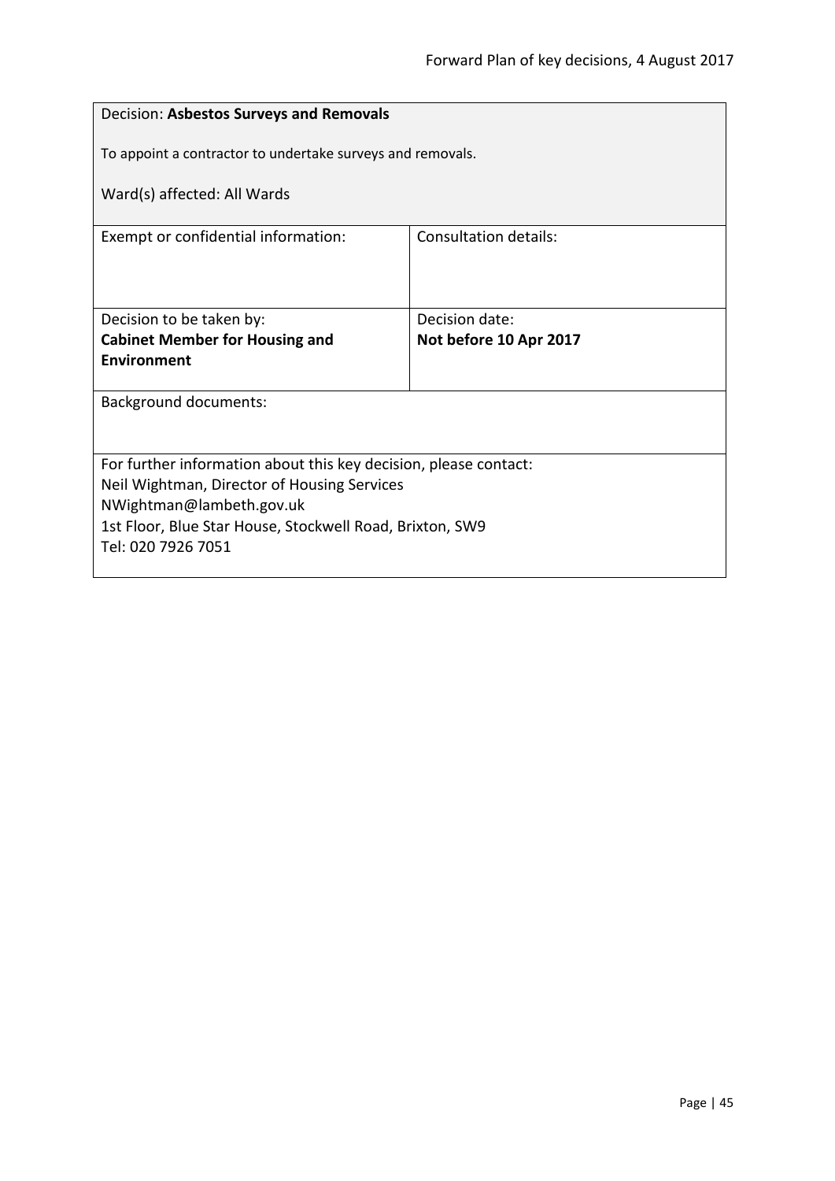| Decision: **Asbestos Surveys and Removals**<br><br>To appoint a contractor to undertake surveys and removals.<br><br>Ward(s) affected: All Wards | |
|---|---|
| Exempt or confidential information: | Consultation details: |
| Decision to be taken by:<br>**Cabinet Member for Housing and Environment** | Decision date:<br>**Not before 10 Apr 2017** |
| Background documents: | |
| For further information about this key decision, please contact:<br>Neil Wightman, Director of Housing Services<br>NWightman@lambeth.gov.uk<br>1st Floor, Blue Star House, Stockwell Road, Brixton, SW9<br>Tel: 020 7926 7051 | |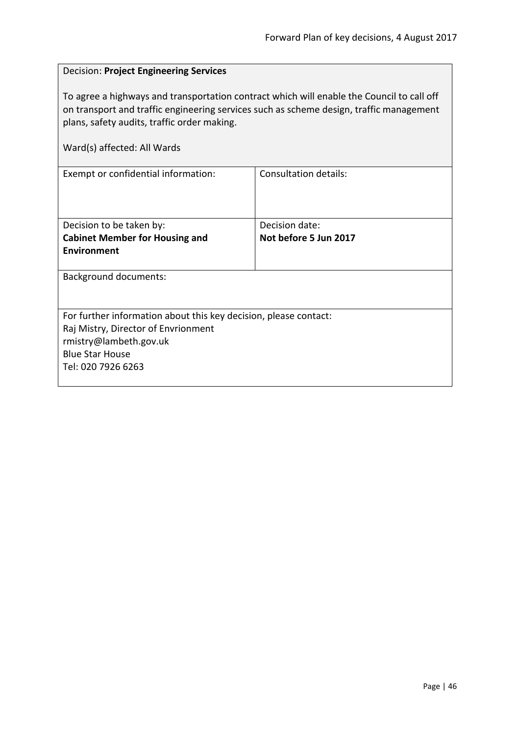Decision: **Project Engineering Services**

To agree a highways and transportation contract which will enable the Council to call off on transport and traffic engineering services such as scheme design, traffic management plans, safety audits, traffic order making.

Ward(s) affected: All Wards

| Exempt or confidential information: | Consultation details: |
|---|---|
| Decision to be taken by: **Cabinet Member for Housing and Environment** | Decision date: **Not before 5 Jun 2017** |

Background documents:

For further information about this key decision, please contact:
Raj Mistry, Director of Envrionment
rmistry@lambeth.gov.uk
Blue Star House
Tel: 020 7926 6263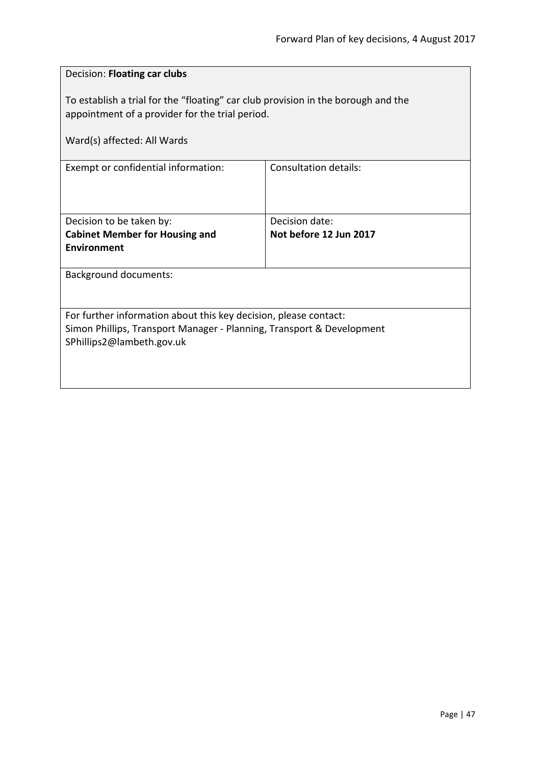Decision: **Floating car clubs**

To establish a trial for the “floating” car club provision in the borough and the appointment of a provider for the trial period.

Ward(s) affected: All Wards

| Exempt or confidential information: | Consultation details: |
|---|---|
| Decision to be taken by:<br>**Cabinet Member for Housing and Environment** | Decision date:<br>**Not before 12 Jun 2017** |

Background documents:

For further information about this key decision, please contact:
Simon Phillips, Transport Manager - Planning, Transport & Development
SPhillips2@lambeth.gov.uk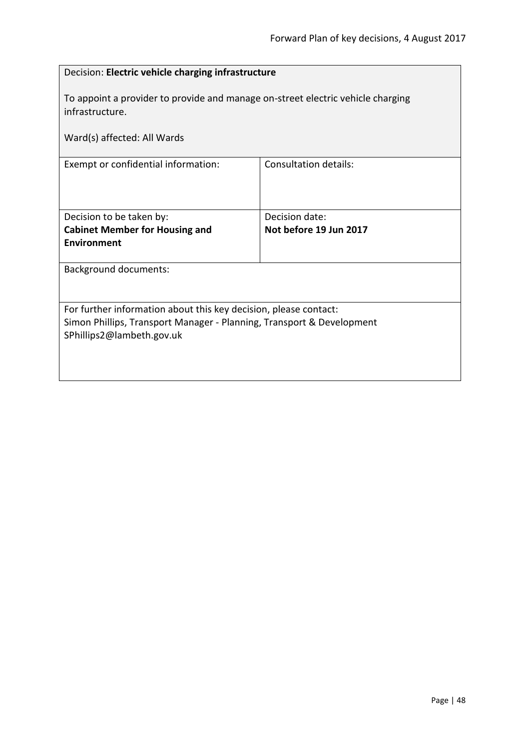Decision: **Electric vehicle charging infrastructure**

To appoint a provider to provide and manage on-street electric vehicle charging infrastructure.

Ward(s) affected: All Wards

| Exempt or confidential information: | Consultation details: |
|---|---|
| Decision to be taken by:<br>**Cabinet Member for Housing and Environment** | Decision date:<br>**Not before 19 Jun 2017** |

Background documents:

For further information about this key decision, please contact:
Simon Phillips, Transport Manager - Planning, Transport & Development
SPhillips2@lambeth.gov.uk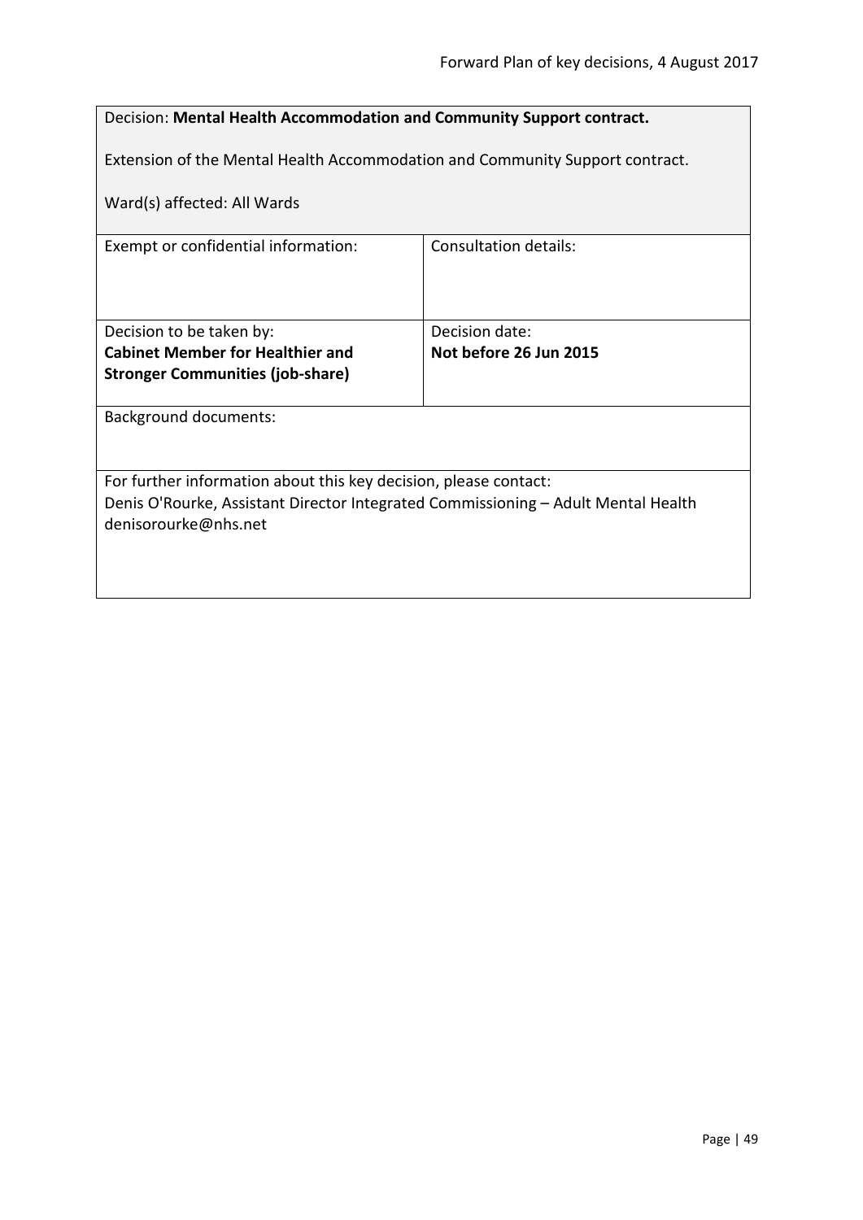| Decision: **Mental Health Accommodation and Community Support contract.**<br><br>Extension of the Mental Health Accommodation and Community Support contract.<br><br>Ward(s) affected: All Wards | |
|---|---|
| Exempt or confidential information: | Consultation details: |
| Decision to be taken by:<br>**Cabinet Member for Healthier and Stronger Communities (job-share)** | Decision date:<br>**Not before 26 Jun 2015** |
| Background documents: | |
| For further information about this key decision, please contact:<br>Denis O'Rourke, Assistant Director Integrated Commissioning – Adult Mental Health<br>denisorourke@nhs.net | |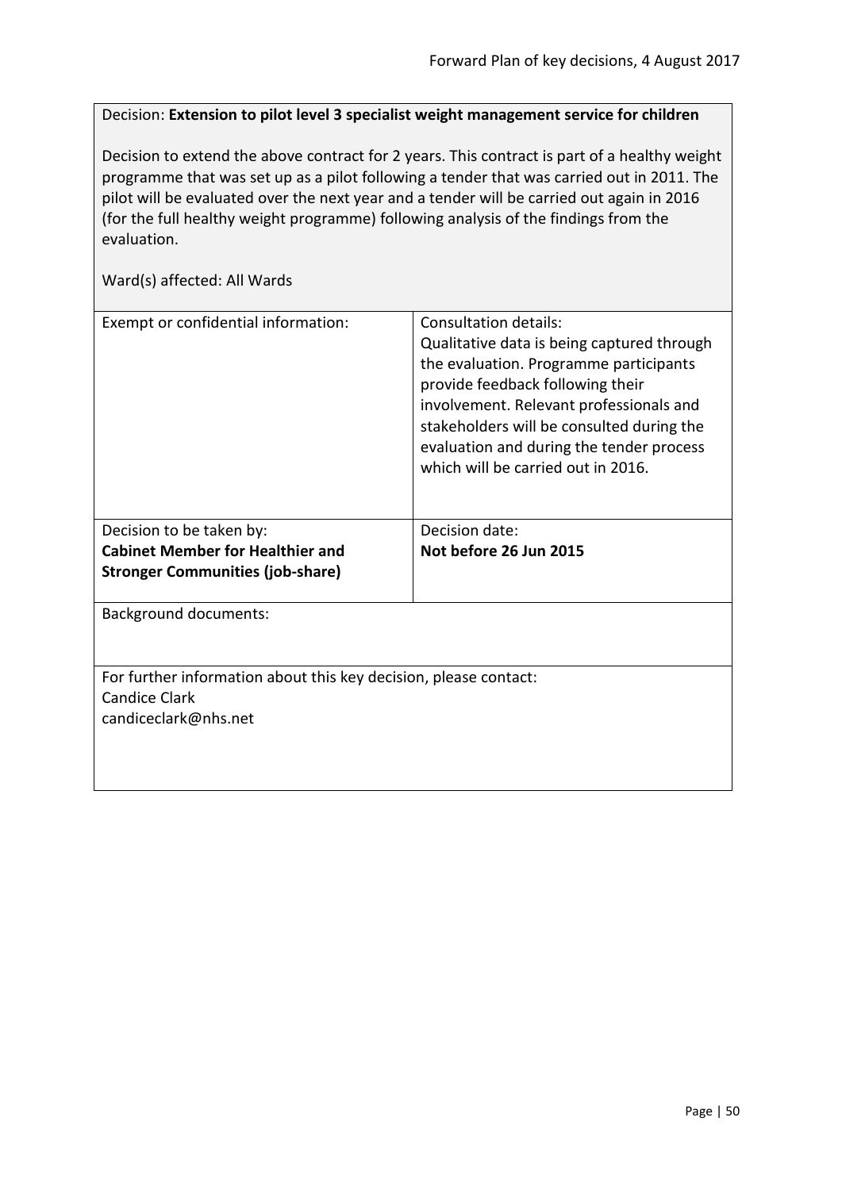Decision: **Extension to pilot level 3 specialist weight management service for children**

Decision to extend the above contract for 2 years. This contract is part of a healthy weight programme that was set up as a pilot following a tender that was carried out in 2011. The pilot will be evaluated over the next year and a tender will be carried out again in 2016 (for the full healthy weight programme) following analysis of the findings from the evaluation.

Ward(s) affected: All Wards

| Exempt or confidential information: | Consultation details: Qualitative data is being captured through the evaluation. Programme participants provide feedback following their involvement. Relevant professionals and stakeholders will be consulted during the evaluation and during the tender process which will be carried out in 2016. |
|---|---|
| Decision to be taken by: **Cabinet Member for Healthier and Stronger Communities (job-share)** | Decision date: **Not before 26 Jun 2015** |

Background documents:

For further information about this key decision, please contact:
Candice Clark
candiceclark@nhs.net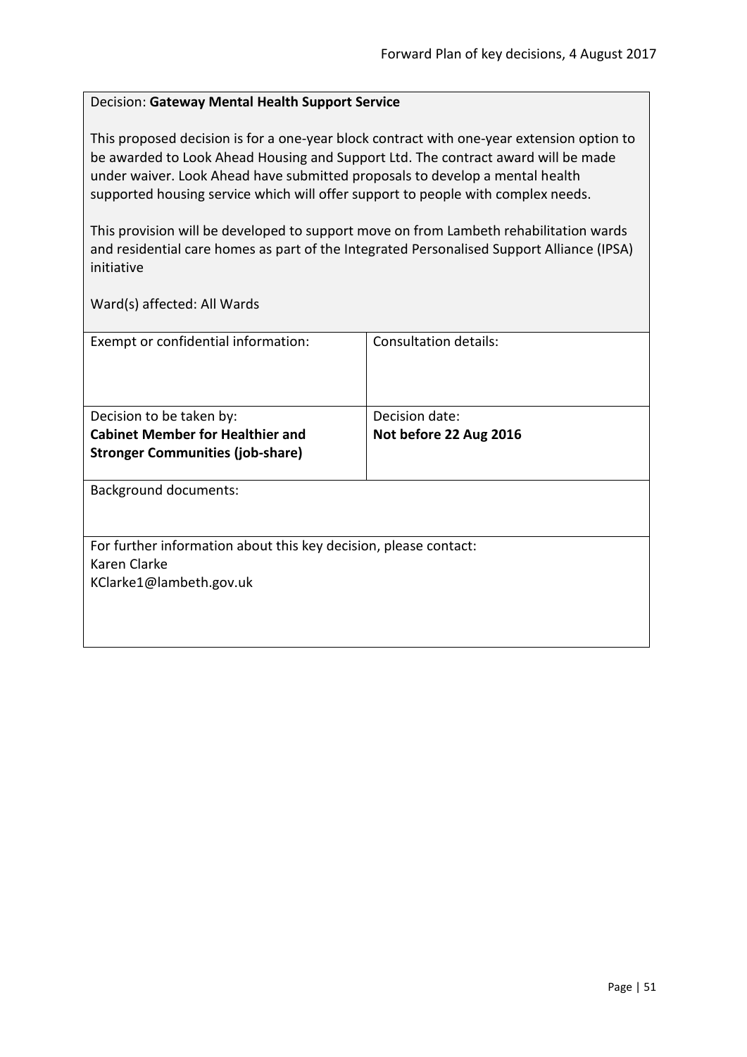Decision: **Gateway Mental Health Support Service**

This proposed decision is for a one-year block contract with one-year extension option to be awarded to Look Ahead Housing and Support Ltd. The contract award will be made under waiver. Look Ahead have submitted proposals to develop a mental health supported housing service which will offer support to people with complex needs.

This provision will be developed to support move on from Lambeth rehabilitation wards and residential care homes as part of the Integrated Personalised Support Alliance (IPSA) initiative

Ward(s) affected: All Wards

| Exempt or confidential information: | Consultation details: |
|---|---|
| Decision to be taken by:<br>**Cabinet Member for Healthier and Stronger Communities (job-share)** | Decision date:<br>**Not before 22 Aug 2016** |

Background documents:

For further information about this key decision, please contact:
Karen Clarke
KClarke1@lambeth.gov.uk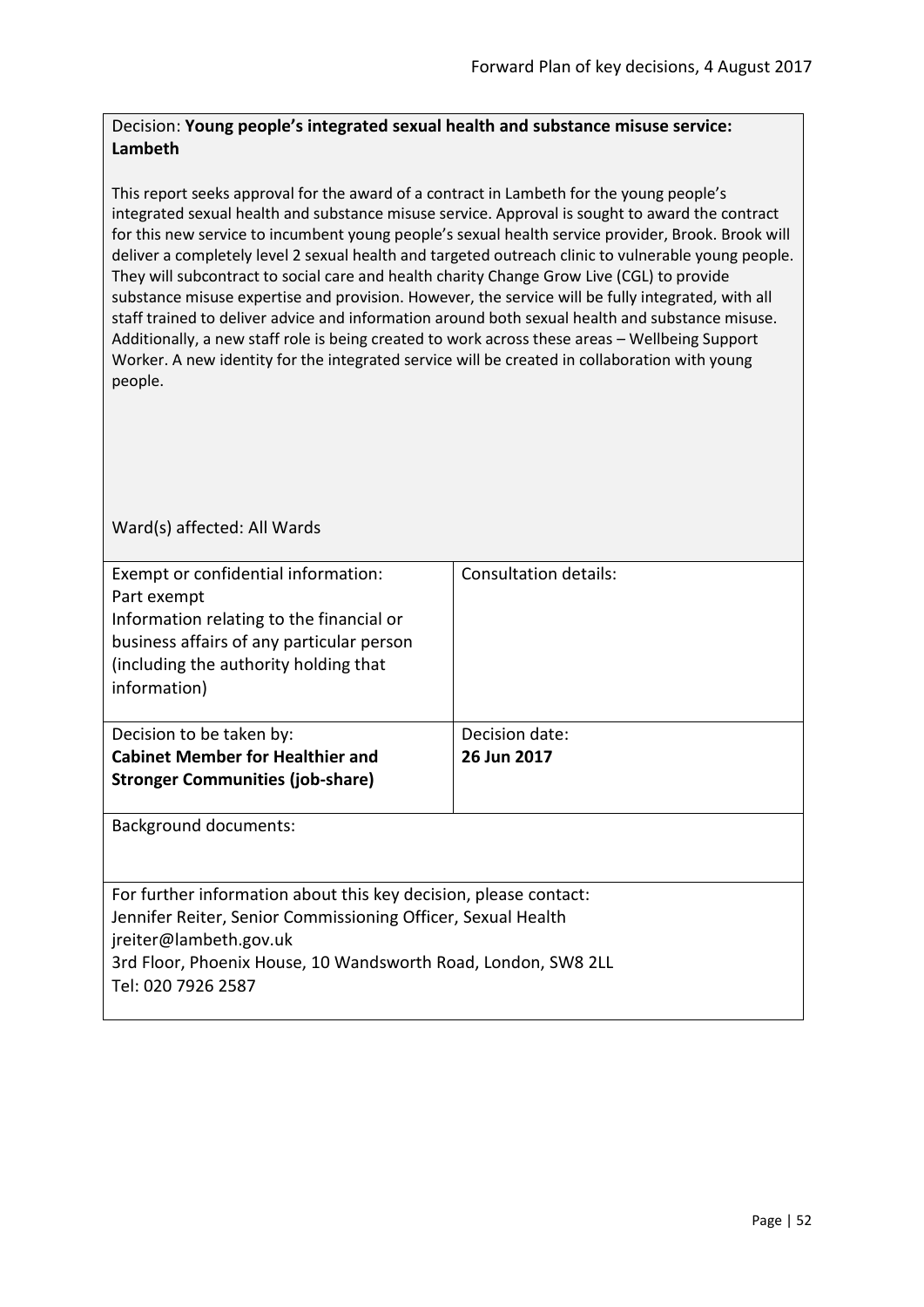Decision: **Young people's integrated sexual health and substance misuse service: Lambeth**

This report seeks approval for the award of a contract in Lambeth for the young people's integrated sexual health and substance misuse service. Approval is sought to award the contract for this new service to incumbent young people's sexual health service provider, Brook. Brook will deliver a completely level 2 sexual health and targeted outreach clinic to vulnerable young people. They will subcontract to social care and health charity Change Grow Live (CGL) to provide substance misuse expertise and provision. However, the service will be fully integrated, with all staff trained to deliver advice and information around both sexual health and substance misuse. Additionally, a new staff role is being created to work across these areas – Wellbeing Support Worker. A new identity for the integrated service will be created in collaboration with young people.

Ward(s) affected: All Wards

| Exempt or confidential information:<br>Part exempt<br>Information relating to the financial or business affairs of any particular person (including the authority holding that information) | Consultation details: |
|---|---|
| Decision to be taken by:<br>**Cabinet Member for Healthier and Stronger Communities (job-share)** | Decision date:<br>**26 Jun 2017** |

Background documents:

For further information about this key decision, please contact:
Jennifer Reiter, Senior Commissioning Officer, Sexual Health
jreiter@lambeth.gov.uk
3rd Floor, Phoenix House, 10 Wandsworth Road, London, SW8 2LL
Tel: 020 7926 2587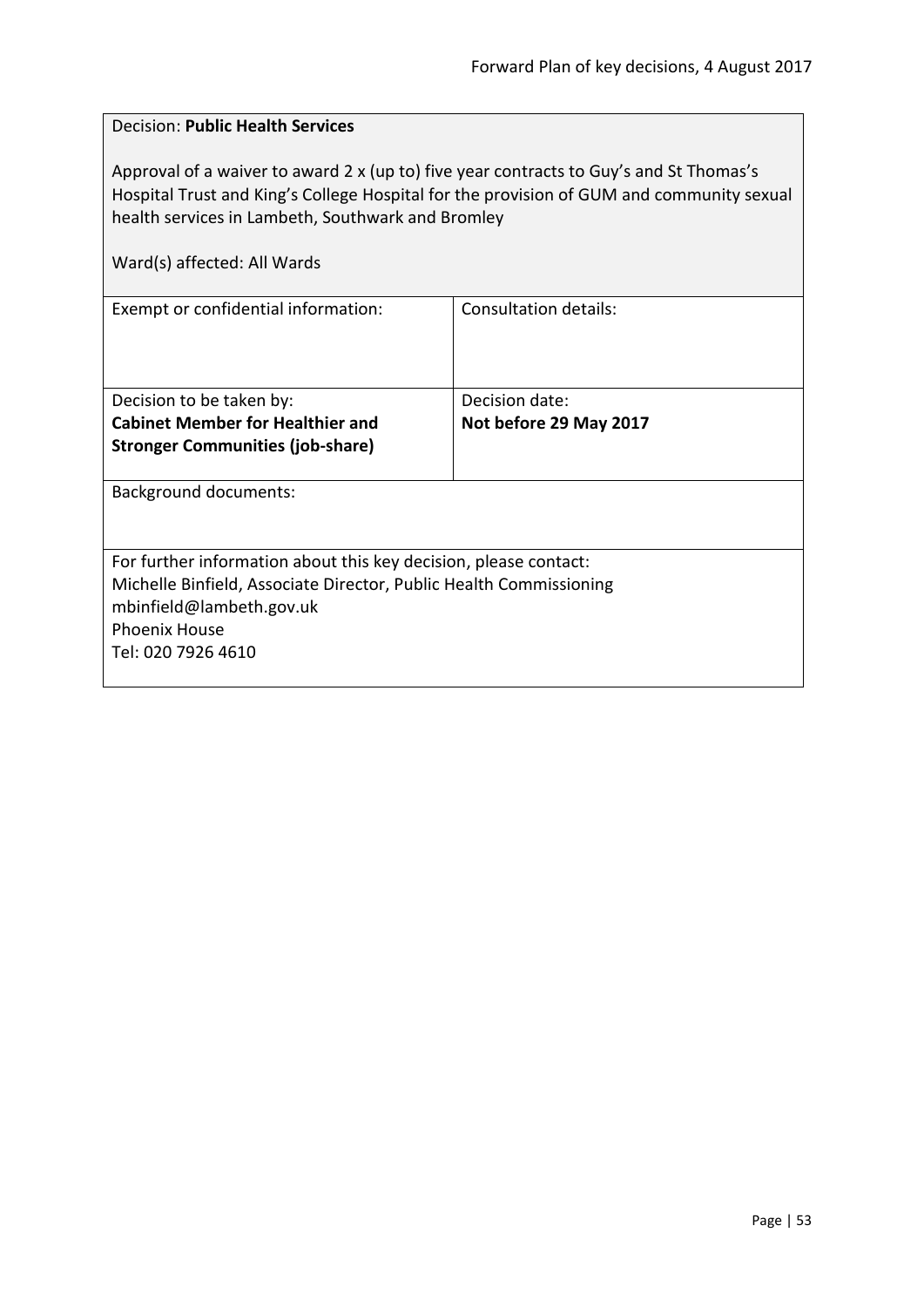Decision: **Public Health Services**

Approval of a waiver to award 2 x (up to) five year contracts to Guy's and St Thomas's Hospital Trust and King's College Hospital for the provision of GUM and community sexual health services in Lambeth, Southwark and Bromley

Ward(s) affected: All Wards

| Exempt or confidential information: | Consultation details: |
| --- | --- |
| Decision to be taken by:<br>**Cabinet Member for Healthier and Stronger Communities (job-share)** | Decision date:<br>**Not before 29 May 2017** |

Background documents:

For further information about this key decision, please contact:
Michelle Binfield, Associate Director, Public Health Commissioning
mbinfield@lambeth.gov.uk
Phoenix House
Tel: 020 7926 4610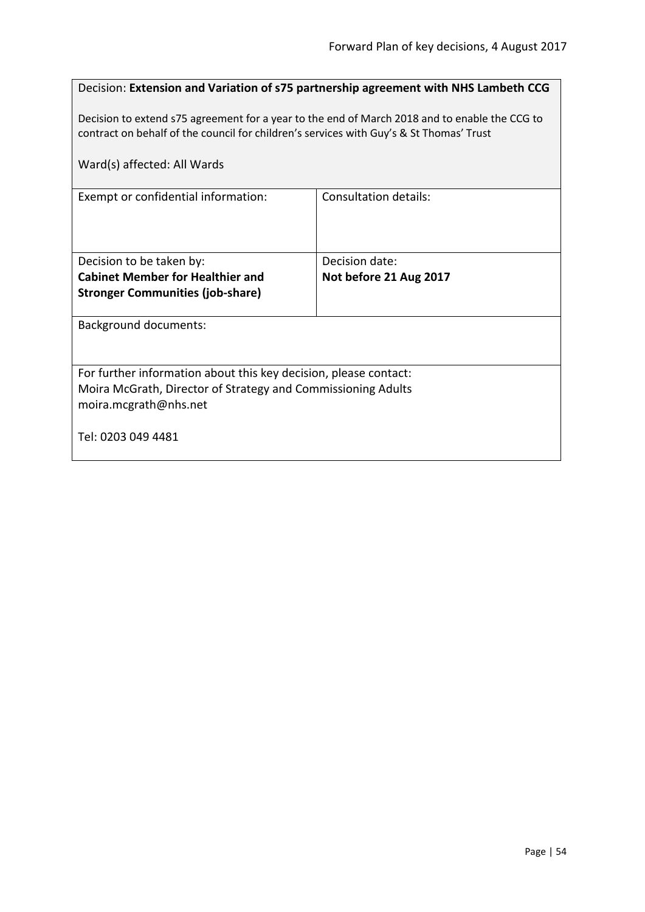Decision: **Extension and Variation of s75 partnership agreement with NHS Lambeth CCG**

Decision to extend s75 agreement for a year to the end of March 2018 and to enable the CCG to contract on behalf of the council for children's services with Guy's & St Thomas' Trust

Ward(s) affected: All Wards

| Exempt or confidential information: | Consultation details: |
| --- | --- |
| Decision to be taken by:<br>**Cabinet Member for Healthier and Stronger Communities (job-share)** | Decision date:<br>**Not before 21 Aug 2017** |

Background documents:

For further information about this key decision, please contact:
Moira McGrath, Director of Strategy and Commissioning Adults
moira.mcgrath@nhs.net

Tel: 0203 049 4481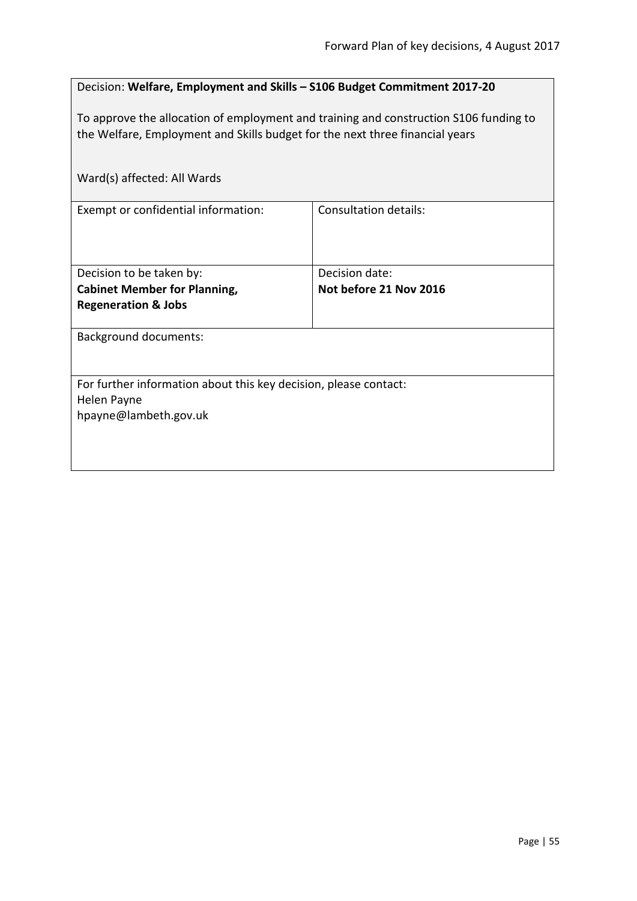Decision: **Welfare, Employment and Skills – S106 Budget Commitment 2017-20**

To approve the allocation of employment and training and construction S106 funding to the Welfare, Employment and Skills budget for the next three financial years

Ward(s) affected: All Wards

| Exempt or confidential information: | Consultation details: |
|---|---|
| Decision to be taken by:<br>**Cabinet Member for Planning, Regeneration & Jobs** | Decision date:<br>**Not before 21 Nov 2016** |

Background documents:

For further information about this key decision, please contact:
Helen Payne
hpayne@lambeth.gov.uk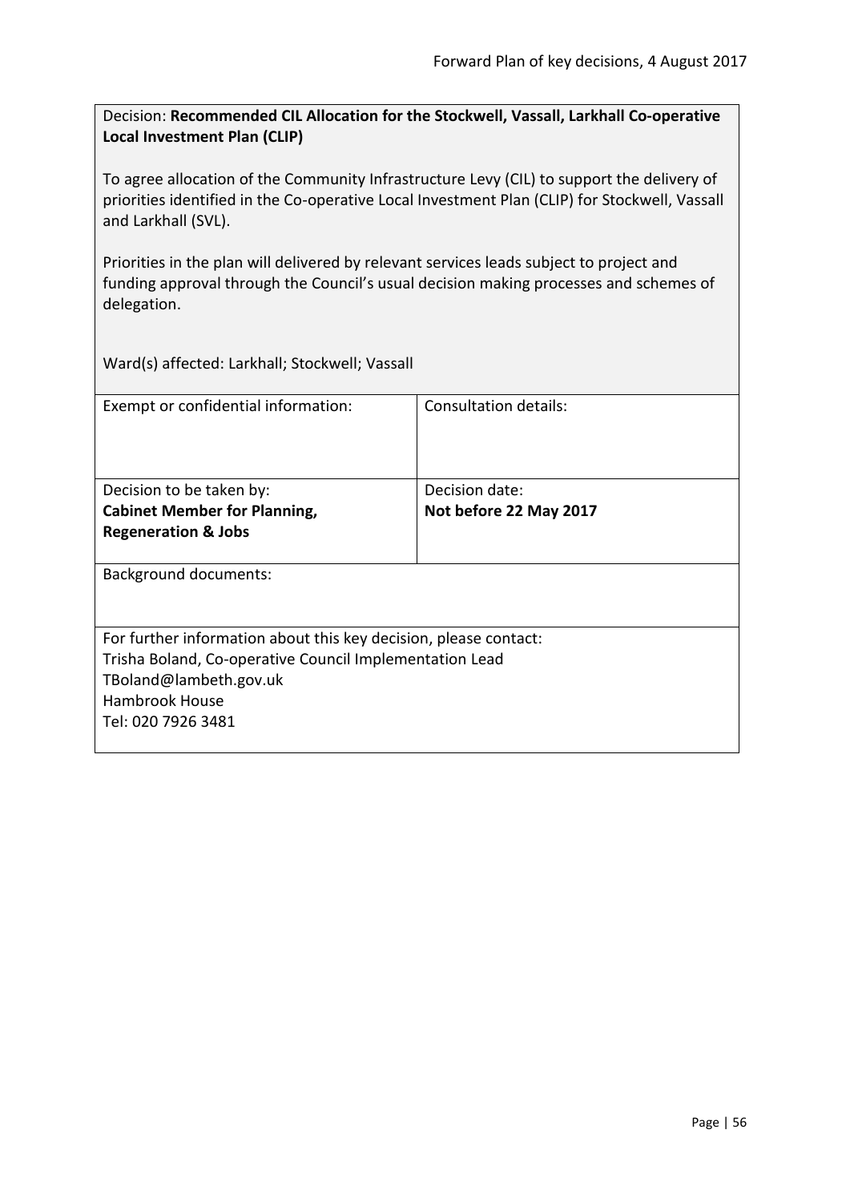Decision: **Recommended CIL Allocation for the Stockwell, Vassall, Larkhall Co-operative Local Investment Plan (CLIP)**

To agree allocation of the Community Infrastructure Levy (CIL) to support the delivery of priorities identified in the Co-operative Local Investment Plan (CLIP) for Stockwell, Vassall and Larkhall (SVL).

Priorities in the plan will delivered by relevant services leads subject to project and funding approval through the Council's usual decision making processes and schemes of delegation.

Ward(s) affected: Larkhall; Stockwell; Vassall

| Exempt or confidential information: | Consultation details: |
| --- | --- |
| Decision to be taken by:<br>**Cabinet Member for Planning, Regeneration & Jobs** | Decision date:<br>**Not before 22 May 2017** |

Background documents:

For further information about this key decision, please contact:
Trisha Boland, Co-operative Council Implementation Lead
TBoland@lambeth.gov.uk
Hambrook House
Tel: 020 7926 3481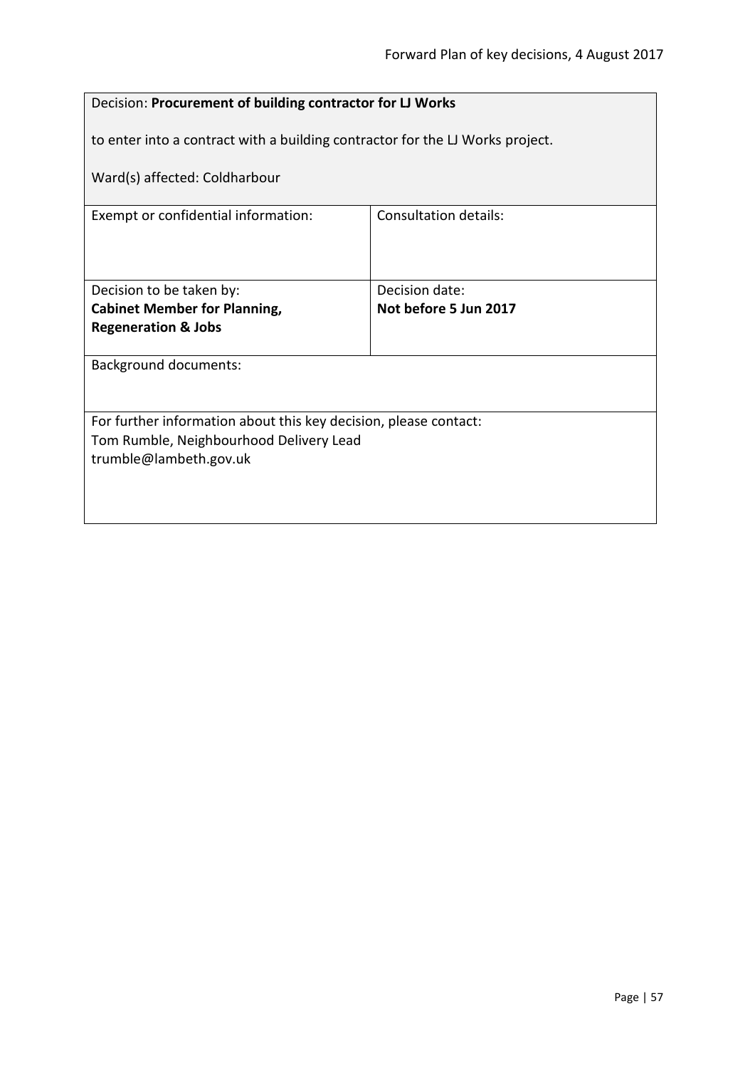| Decision: **Procurement of building contractor for LJ Works**<br><br>to enter into a contract with a building contractor for the LJ Works project.<br><br>Ward(s) affected: Coldharbour | |
|---|---|
| Exempt or confidential information: | Consultation details: |
| Decision to be taken by:<br>**Cabinet Member for Planning, Regeneration & Jobs** | Decision date:<br>**Not before 5 Jun 2017** |
| Background documents: | |
| For further information about this key decision, please contact:<br>Tom Rumble, Neighbourhood Delivery Lead<br>trumble@lambeth.gov.uk | |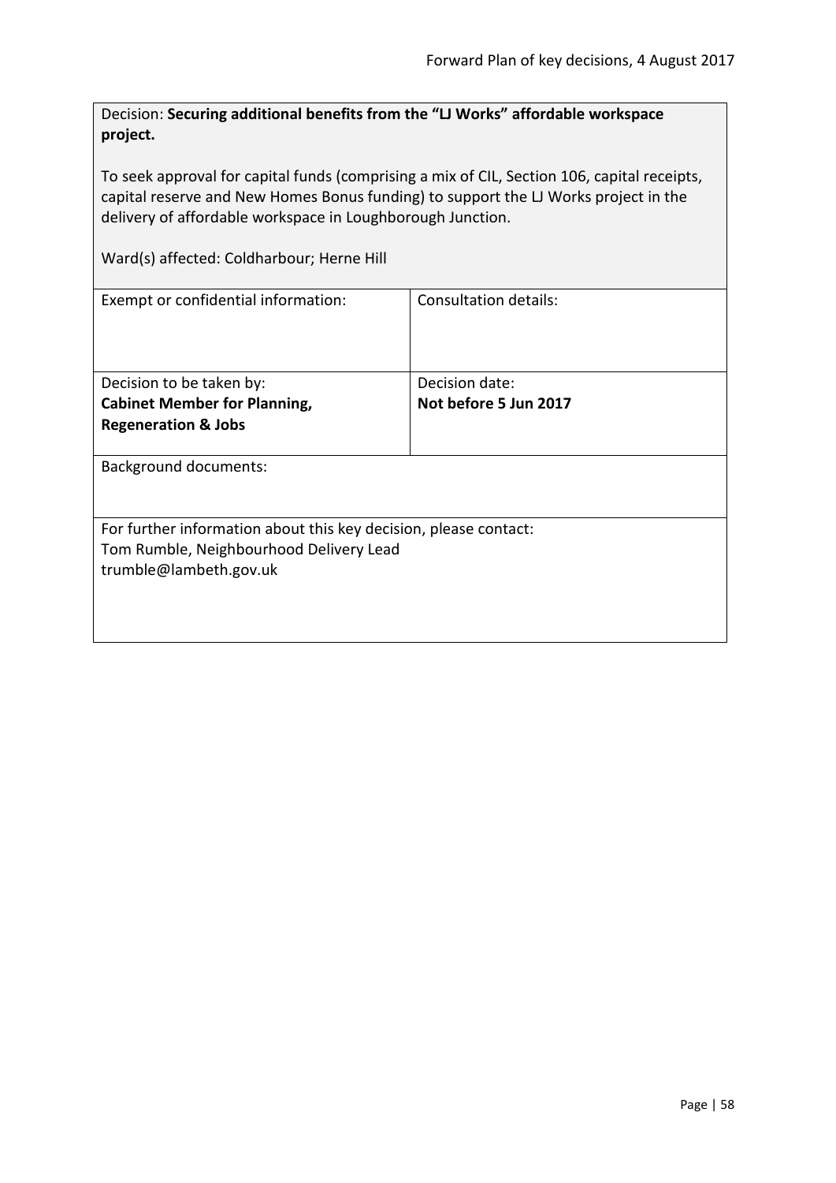Decision: **Securing additional benefits from the "LJ Works" affordable workspace project.**

To seek approval for capital funds (comprising a mix of CIL, Section 106, capital receipts, capital reserve and New Homes Bonus funding) to support the LJ Works project in the delivery of affordable workspace in Loughborough Junction.

Ward(s) affected: Coldharbour; Herne Hill

| Exempt or confidential information: | Consultation details: |
|---|---|
| Decision to be taken by:<br>**Cabinet Member for Planning, Regeneration & Jobs** | Decision date:<br>**Not before 5 Jun 2017** |

Background documents:

For further information about this key decision, please contact:
Tom Rumble, Neighbourhood Delivery Lead
trumble@lambeth.gov.uk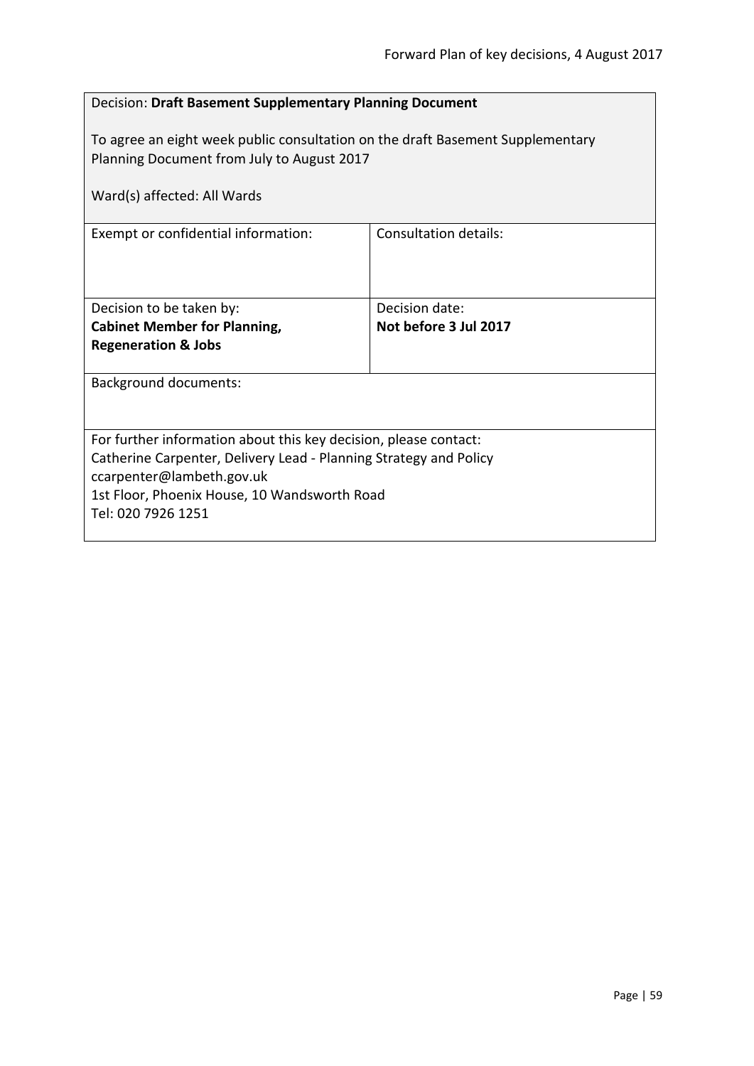Decision: **Draft Basement Supplementary Planning Document**

To agree an eight week public consultation on the draft Basement Supplementary Planning Document from July to August 2017

Ward(s) affected: All Wards

| Exempt or confidential information: | Consultation details: |
| --- | --- |
| Decision to be taken by:<br>**Cabinet Member for Planning, Regeneration & Jobs** | Decision date:<br>**Not before 3 Jul 2017** |

Background documents:

For further information about this key decision, please contact:
Catherine Carpenter, Delivery Lead - Planning Strategy and Policy
ccarpenter@lambeth.gov.uk
1st Floor, Phoenix House, 10 Wandsworth Road
Tel: 020 7926 1251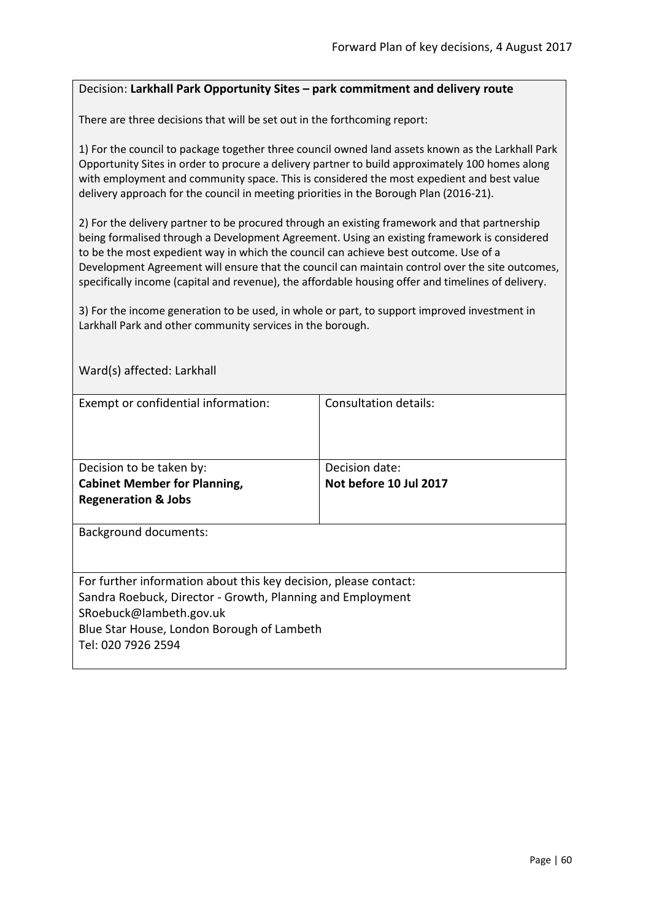Decision: **Larkhall Park Opportunity Sites – park commitment and delivery route**

There are three decisions that will be set out in the forthcoming report:

1) For the council to package together three council owned land assets known as the Larkhall Park Opportunity Sites in order to procure a delivery partner to build approximately 100 homes along with employment and community space. This is considered the most expedient and best value delivery approach for the council in meeting priorities in the Borough Plan (2016-21).

2) For the delivery partner to be procured through an existing framework and that partnership being formalised through a Development Agreement. Using an existing framework is considered to be the most expedient way in which the council can achieve best outcome. Use of a Development Agreement will ensure that the council can maintain control over the site outcomes, specifically income (capital and revenue), the affordable housing offer and timelines of delivery.

3) For the income generation to be used, in whole or part, to support improved investment in Larkhall Park and other community services in the borough.

Ward(s) affected: Larkhall

| Exempt or confidential information: | Consultation details: |
| --- | --- |
| Decision to be taken by:<br>**Cabinet Member for Planning, Regeneration & Jobs** | Decision date:<br>**Not before 10 Jul 2017** |

Background documents:

For further information about this key decision, please contact:
Sandra Roebuck, Director - Growth, Planning and Employment
SRoebuck@lambeth.gov.uk
Blue Star House, London Borough of Lambeth
Tel: 020 7926 2594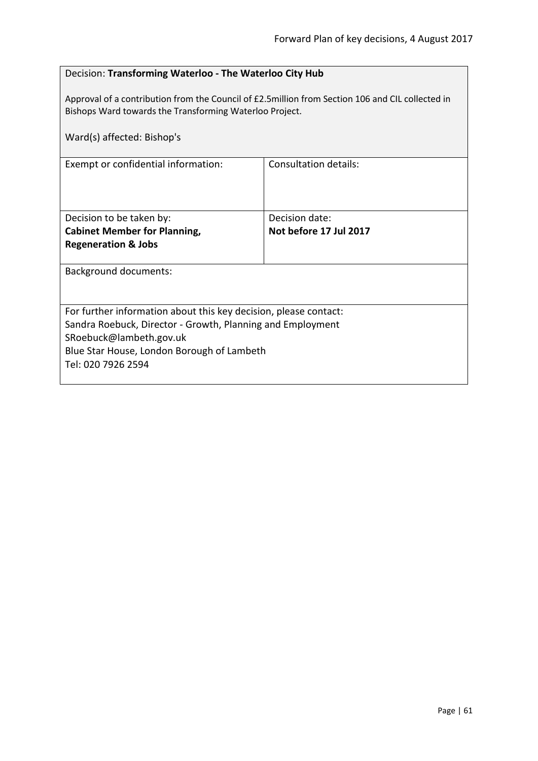Decision: **Transforming Waterloo - The Waterloo City Hub**

Approval of a contribution from the Council of £2.5million from Section 106 and CIL collected in Bishops Ward towards the Transforming Waterloo Project.

Ward(s) affected: Bishop's

| Exempt or confidential information: | Consultation details: |
| --- | --- |
| Decision to be taken by:<br>**Cabinet Member for Planning, Regeneration & Jobs** | Decision date:<br>**Not before 17 Jul 2017** |

Background documents:

For further information about this key decision, please contact:
Sandra Roebuck, Director - Growth, Planning and Employment
SRoebuck@lambeth.gov.uk
Blue Star House, London Borough of Lambeth
Tel: 020 7926 2594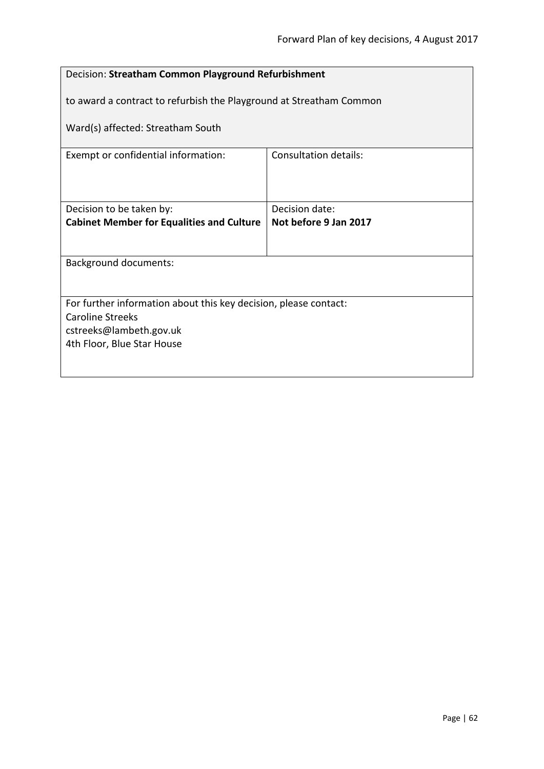| Decision: **Streatham Common Playground Refurbishment**<br><br>to award a contract to refurbish the Playground at Streatham Common<br><br>Ward(s) affected: Streatham South | |
| --- | --- |
| Exempt or confidential information: | Consultation details: |
| Decision to be taken by:<br>**Cabinet Member for Equalities and Culture** | Decision date:<br>**Not before 9 Jan 2017** |
| Background documents: | |
| For further information about this key decision, please contact:<br>Caroline Streeks<br>cstreeks@lambeth.gov.uk<br>4th Floor, Blue Star House | |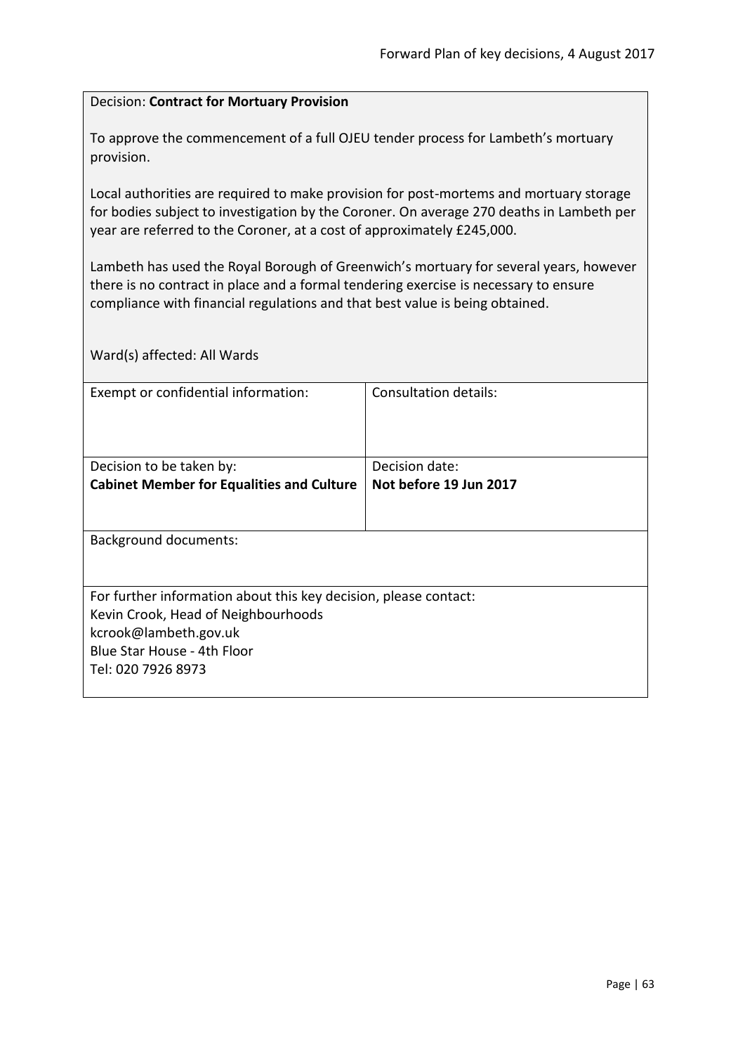Decision: **Contract for Mortuary Provision**

To approve the commencement of a full OJEU tender process for Lambeth's mortuary provision.

Local authorities are required to make provision for post-mortems and mortuary storage for bodies subject to investigation by the Coroner. On average 270 deaths in Lambeth per year are referred to the Coroner, at a cost of approximately £245,000.

Lambeth has used the Royal Borough of Greenwich's mortuary for several years, however there is no contract in place and a formal tendering exercise is necessary to ensure compliance with financial regulations and that best value is being obtained.

Ward(s) affected: All Wards

| Exempt or confidential information: | Consultation details: |
|---|---|
| Decision to be taken by:<br>**Cabinet Member for Equalities and Culture** | Decision date:<br>**Not before 19 Jun 2017** |

Background documents:

For further information about this key decision, please contact:
Kevin Crook, Head of Neighbourhoods
kcrook@lambeth.gov.uk
Blue Star House - 4th Floor
Tel: 020 7926 8973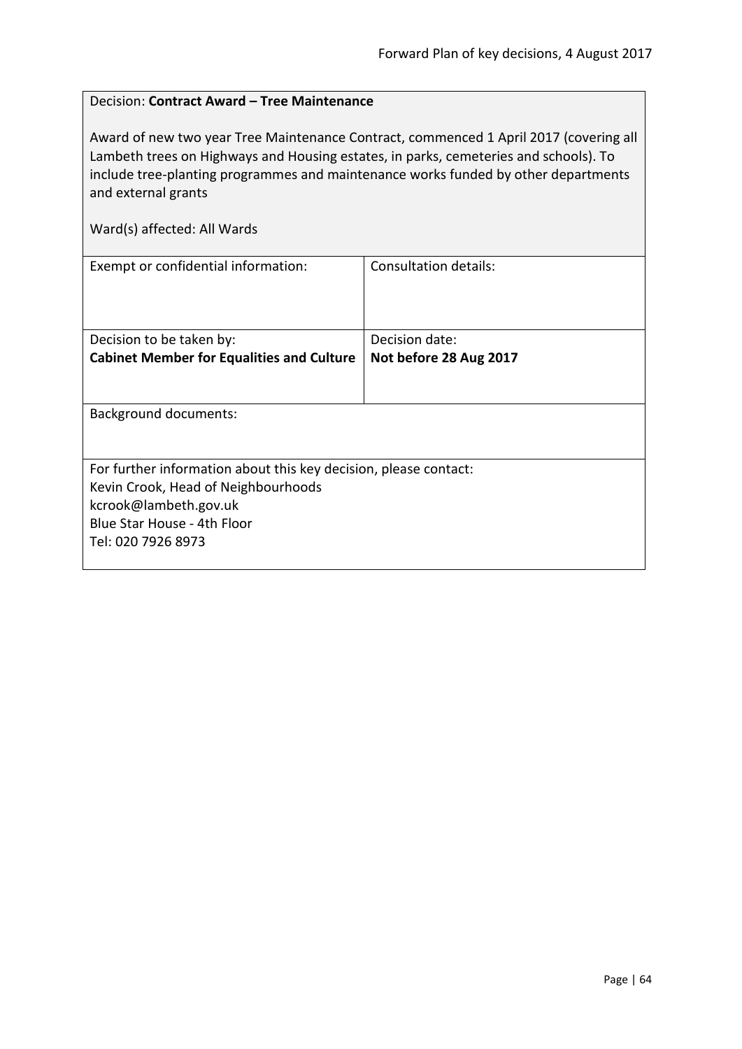Decision: **Contract Award – Tree Maintenance**

Award of new two year Tree Maintenance Contract, commenced 1 April 2017 (covering all Lambeth trees on Highways and Housing estates, in parks, cemeteries and schools). To include tree-planting programmes and maintenance works funded by other departments and external grants

Ward(s) affected: All Wards

| Exempt or confidential information: | Consultation details: |
|---|---|
| Decision to be taken by:<br>**Cabinet Member for Equalities and Culture** | Decision date:<br>**Not before 28 Aug 2017** |

Background documents:

For further information about this key decision, please contact:
Kevin Crook, Head of Neighbourhoods
kcrook@lambeth.gov.uk
Blue Star House - 4th Floor
Tel: 020 7926 8973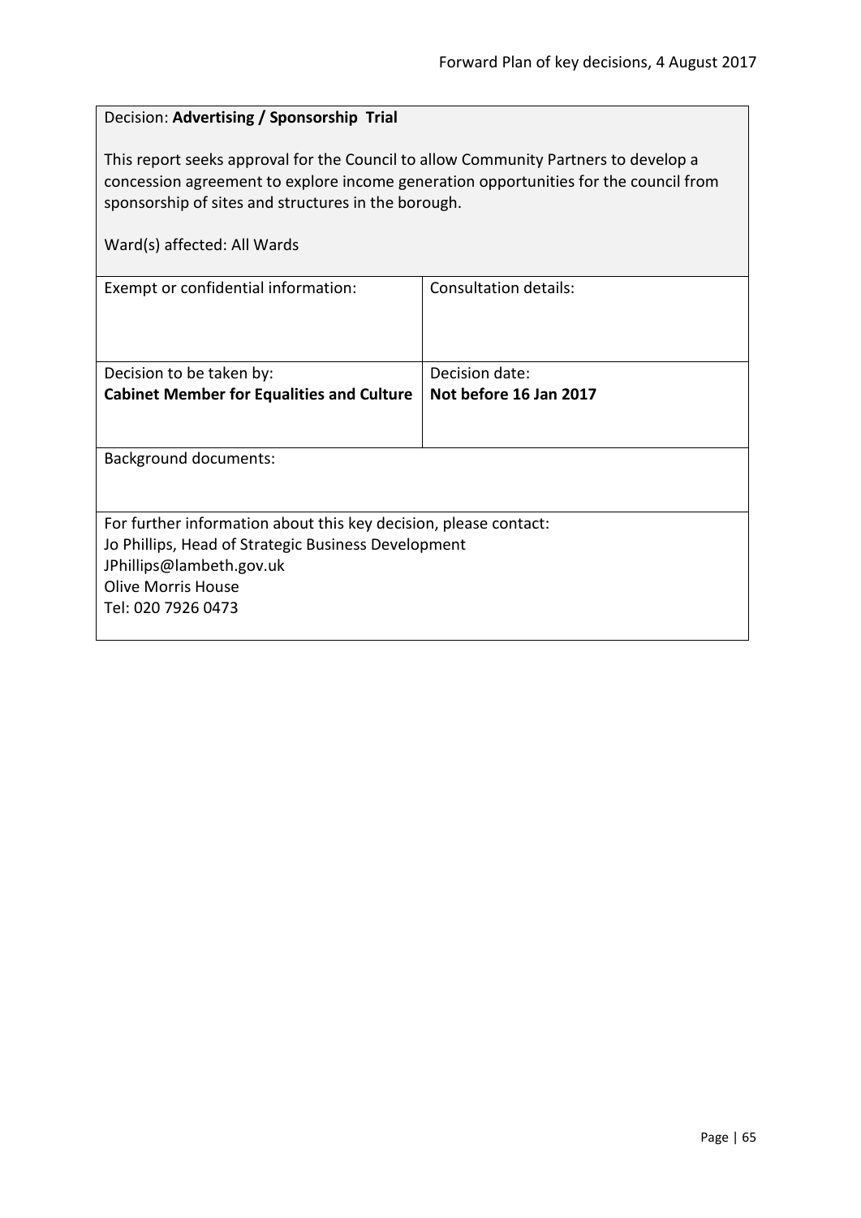Decision: **Advertising / Sponsorship Trial**

This report seeks approval for the Council to allow Community Partners to develop a concession agreement to explore income generation opportunities for the council from sponsorship of sites and structures in the borough.

Ward(s) affected: All Wards

| Exempt or confidential information: | Consultation details: |
|---|---|
| Decision to be taken by:<br>**Cabinet Member for Equalities and Culture** | Decision date:<br>**Not before 16 Jan 2017** |

Background documents:

For further information about this key decision, please contact:
Jo Phillips, Head of Strategic Business Development
JPhillips@lambeth.gov.uk
Olive Morris House
Tel: 020 7926 0473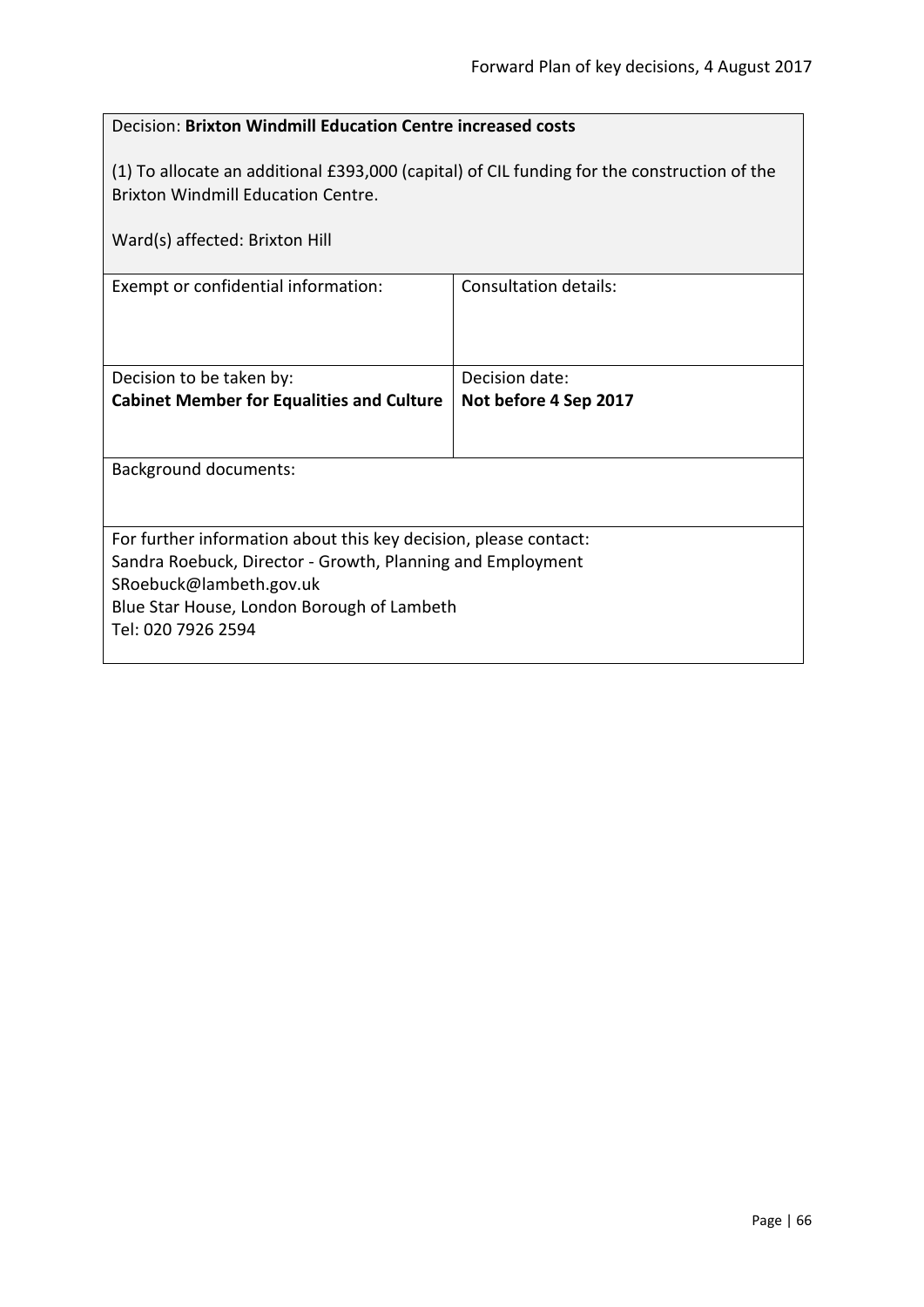Decision: **Brixton Windmill Education Centre increased costs**

(1) To allocate an additional £393,000 (capital) of CIL funding for the construction of the Brixton Windmill Education Centre.

Ward(s) affected: Brixton Hill

| Exempt or confidential information: | Consultation details: |
|---|---|
| Decision to be taken by:<br>**Cabinet Member for Equalities and Culture** | Decision date:<br>**Not before 4 Sep 2017** |

Background documents:

For further information about this key decision, please contact:
Sandra Roebuck, Director - Growth, Planning and Employment
SRoebuck@lambeth.gov.uk
Blue Star House, London Borough of Lambeth
Tel: 020 7926 2594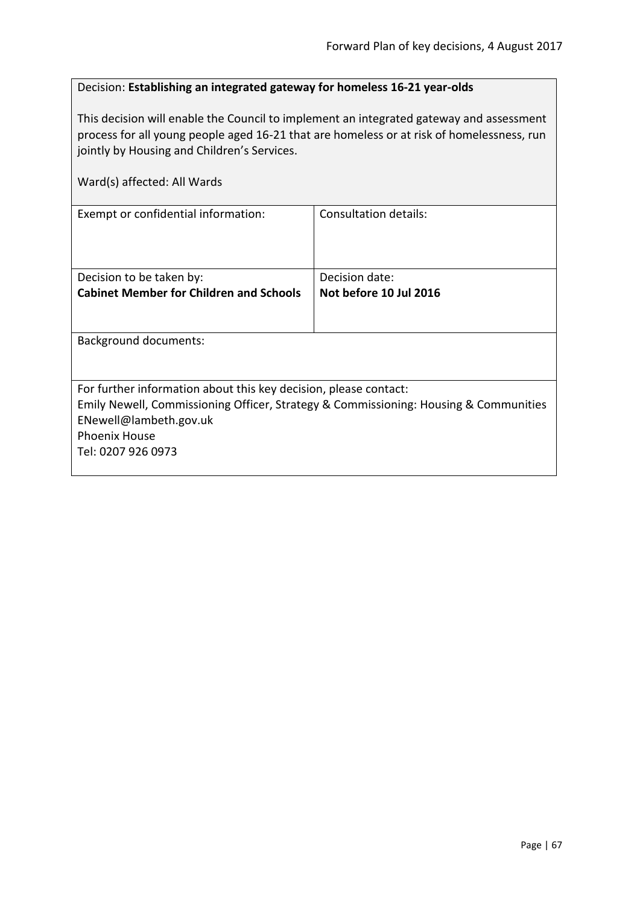Decision: **Establishing an integrated gateway for homeless 16-21 year-olds**

This decision will enable the Council to implement an integrated gateway and assessment process for all young people aged 16-21 that are homeless or at risk of homelessness, run jointly by Housing and Children's Services.

Ward(s) affected: All Wards

| Exempt or confidential information: | Consultation details: |
|---|---|
| Decision to be taken by:<br>**Cabinet Member for Children and Schools** | Decision date:<br>**Not before 10 Jul 2016** |

Background documents:

For further information about this key decision, please contact:
Emily Newell, Commissioning Officer, Strategy & Commissioning: Housing & Communities
ENewell@lambeth.gov.uk
Phoenix House
Tel: 0207 926 0973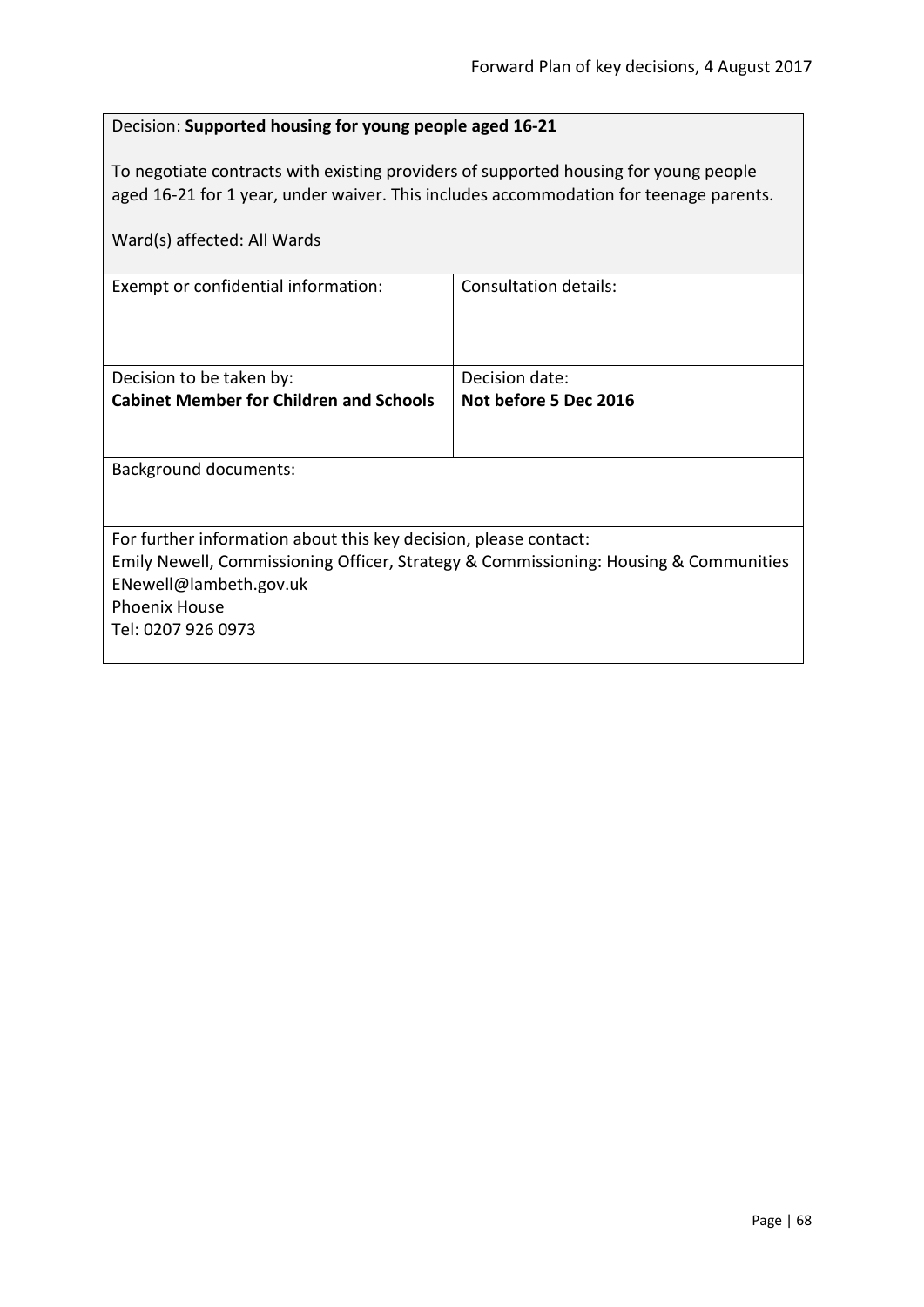Decision: **Supported housing for young people aged 16-21**

To negotiate contracts with existing providers of supported housing for young people aged 16-21 for 1 year, under waiver. This includes accommodation for teenage parents.

Ward(s) affected: All Wards

| Exempt or confidential information: | Consultation details: |
|---|---|
| Decision to be taken by:<br>**Cabinet Member for Children and Schools** | Decision date:<br>**Not before 5 Dec 2016** |

Background documents:

For further information about this key decision, please contact:
Emily Newell, Commissioning Officer, Strategy & Commissioning: Housing & Communities
ENewell@lambeth.gov.uk
Phoenix House
Tel: 0207 926 0973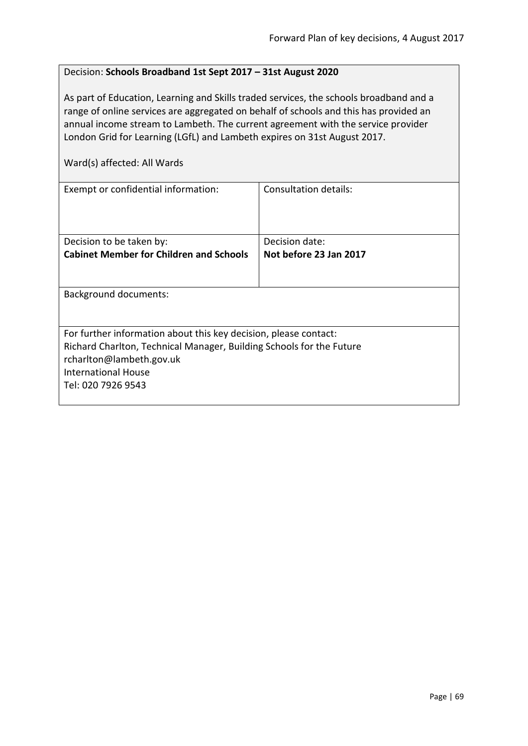Decision: **Schools Broadband 1st Sept 2017 – 31st August 2020**

As part of Education, Learning and Skills traded services, the schools broadband and a range of online services are aggregated on behalf of schools and this has provided an annual income stream to Lambeth. The current agreement with the service provider London Grid for Learning (LGfL) and Lambeth expires on 31st August 2017.

Ward(s) affected: All Wards

| Exempt or confidential information: | Consultation details: |
|---|---|
| Decision to be taken by:<br>**Cabinet Member for Children and Schools** | Decision date:<br>**Not before 23 Jan 2017** |

Background documents:

For further information about this key decision, please contact:
Richard Charlton, Technical Manager, Building Schools for the Future
rcharlton@lambeth.gov.uk
International House
Tel: 020 7926 9543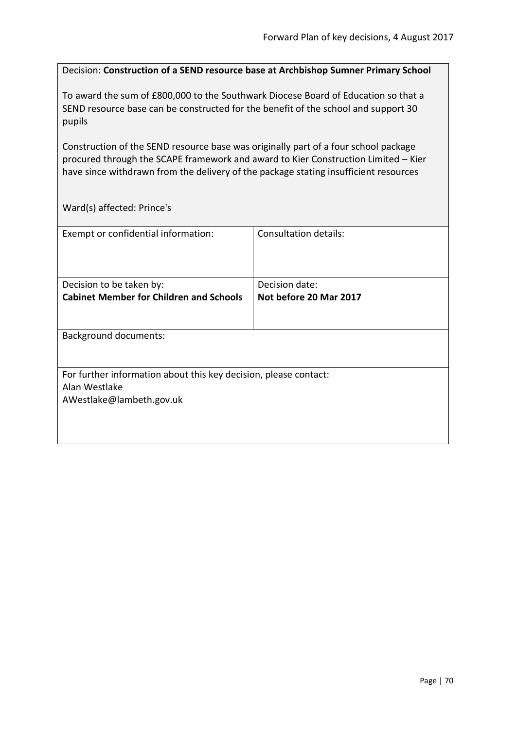Decision: **Construction of a SEND resource base at Archbishop Sumner Primary School**

To award the sum of £800,000 to the Southwark Diocese Board of Education so that a SEND resource base can be constructed for the benefit of the school and support 30 pupils

Construction of the SEND resource base was originally part of a four school package procured through the SCAPE framework and award to Kier Construction Limited – Kier have since withdrawn from the delivery of the package stating insufficient resources

Ward(s) affected: Prince's

| Exempt or confidential information: | Consultation details: |
|---|---|
| Decision to be taken by:<br>**Cabinet Member for Children and Schools** | Decision date:<br>**Not before 20 Mar 2017** |

Background documents:

For further information about this key decision, please contact:
Alan Westlake
AWestlake@lambeth.gov.uk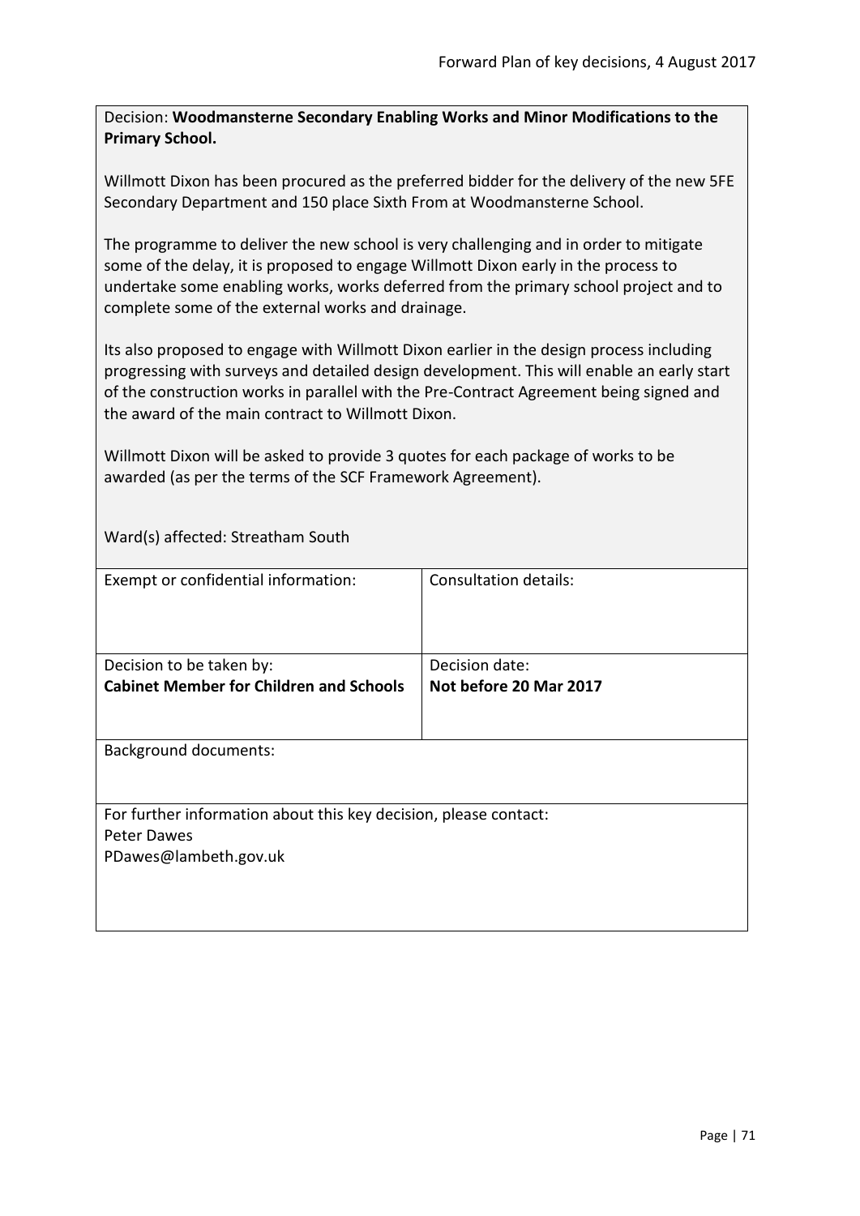Decision: **Woodmansterne Secondary Enabling Works and Minor Modifications to the Primary School.**

Willmott Dixon has been procured as the preferred bidder for the delivery of the new 5FE Secondary Department and 150 place Sixth From at Woodmansterne School.

The programme to deliver the new school is very challenging and in order to mitigate some of the delay, it is proposed to engage Willmott Dixon early in the process to undertake some enabling works, works deferred from the primary school project and to complete some of the external works and drainage.

Its also proposed to engage with Willmott Dixon earlier in the design process including progressing with surveys and detailed design development. This will enable an early start of the construction works in parallel with the Pre-Contract Agreement being signed and the award of the main contract to Willmott Dixon.

Willmott Dixon will be asked to provide 3 quotes for each package of works to be awarded (as per the terms of the SCF Framework Agreement).

Ward(s) affected: Streatham South

| Exempt or confidential information: | Consultation details: |
|---|---|
| Decision to be taken by:<br>**Cabinet Member for Children and Schools** | Decision date:<br>**Not before 20 Mar 2017** |

Background documents:

For further information about this key decision, please contact:
Peter Dawes
PDawes@lambeth.gov.uk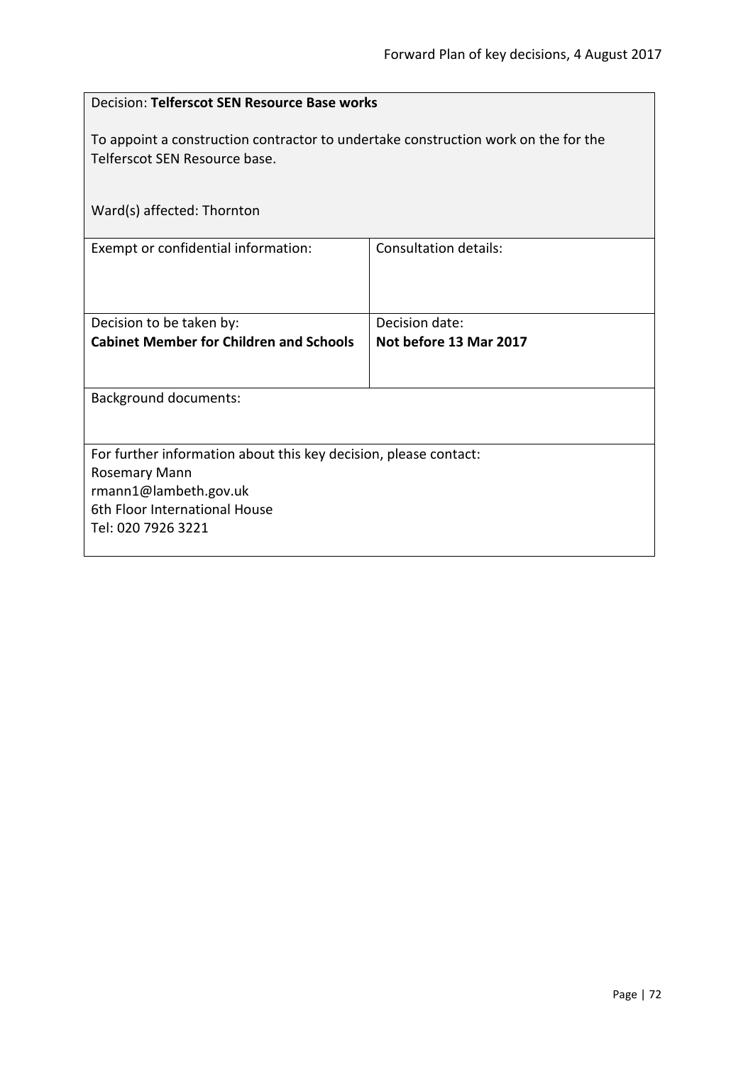Decision: **Telferscot SEN Resource Base works**

To appoint a construction contractor to undertake construction work on the for the Telferscot SEN Resource base.

Ward(s) affected: Thornton

| Exempt or confidential information: | Consultation details: |
| --- | --- |
| Decision to be taken by: **Cabinet Member for Children and Schools** | Decision date: **Not before 13 Mar 2017** |

Background documents:

For further information about this key decision, please contact:
Rosemary Mann
rmann1@lambeth.gov.uk
6th Floor International House
Tel: 020 7926 3221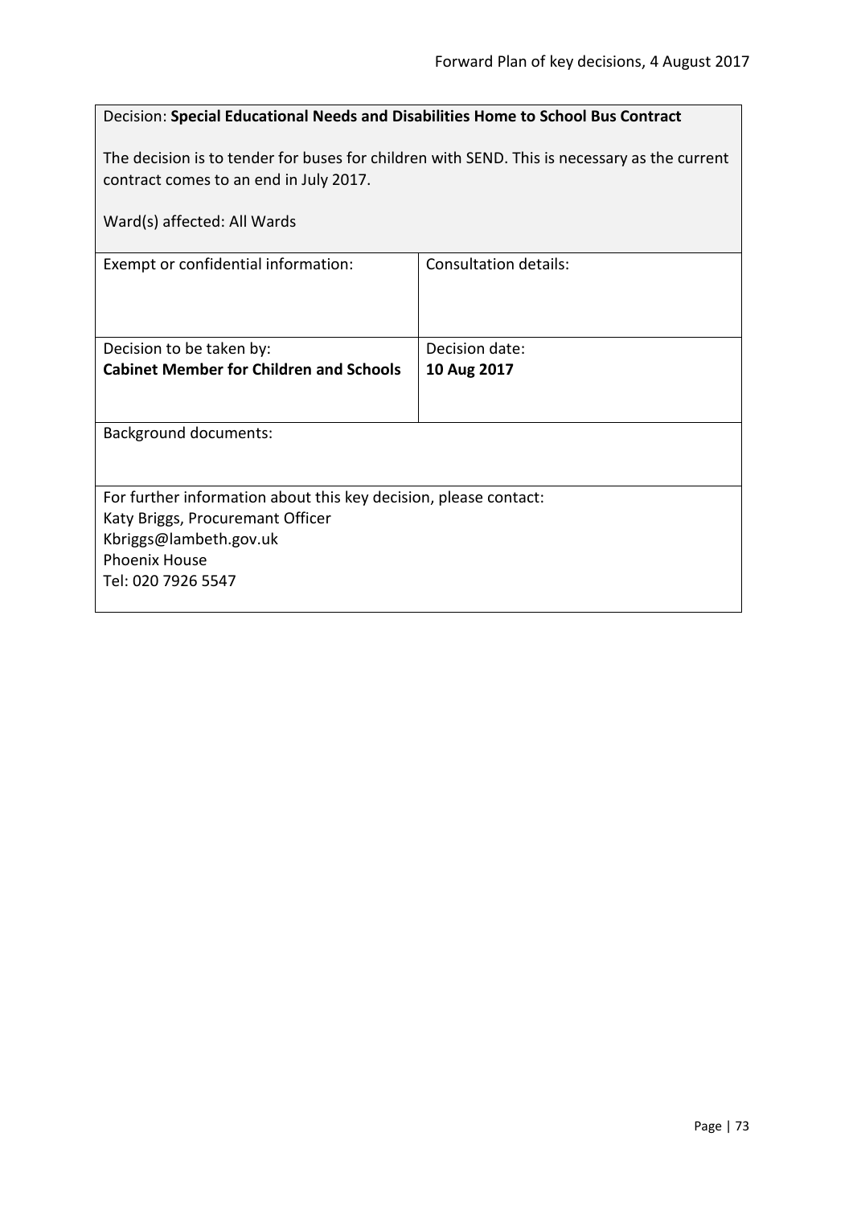Decision: **Special Educational Needs and Disabilities Home to School Bus Contract**

The decision is to tender for buses for children with SEND. This is necessary as the current contract comes to an end in July 2017.

Ward(s) affected: All Wards

| Exempt or confidential information: | Consultation details: |
| --- | --- |
| Decision to be taken by:<br>**Cabinet Member for Children and Schools** | Decision date:<br>**10 Aug 2017** |

Background documents:

For further information about this key decision, please contact:
Katy Briggs, Procuremant Officer
Kbriggs@lambeth.gov.uk
Phoenix House
Tel: 020 7926 5547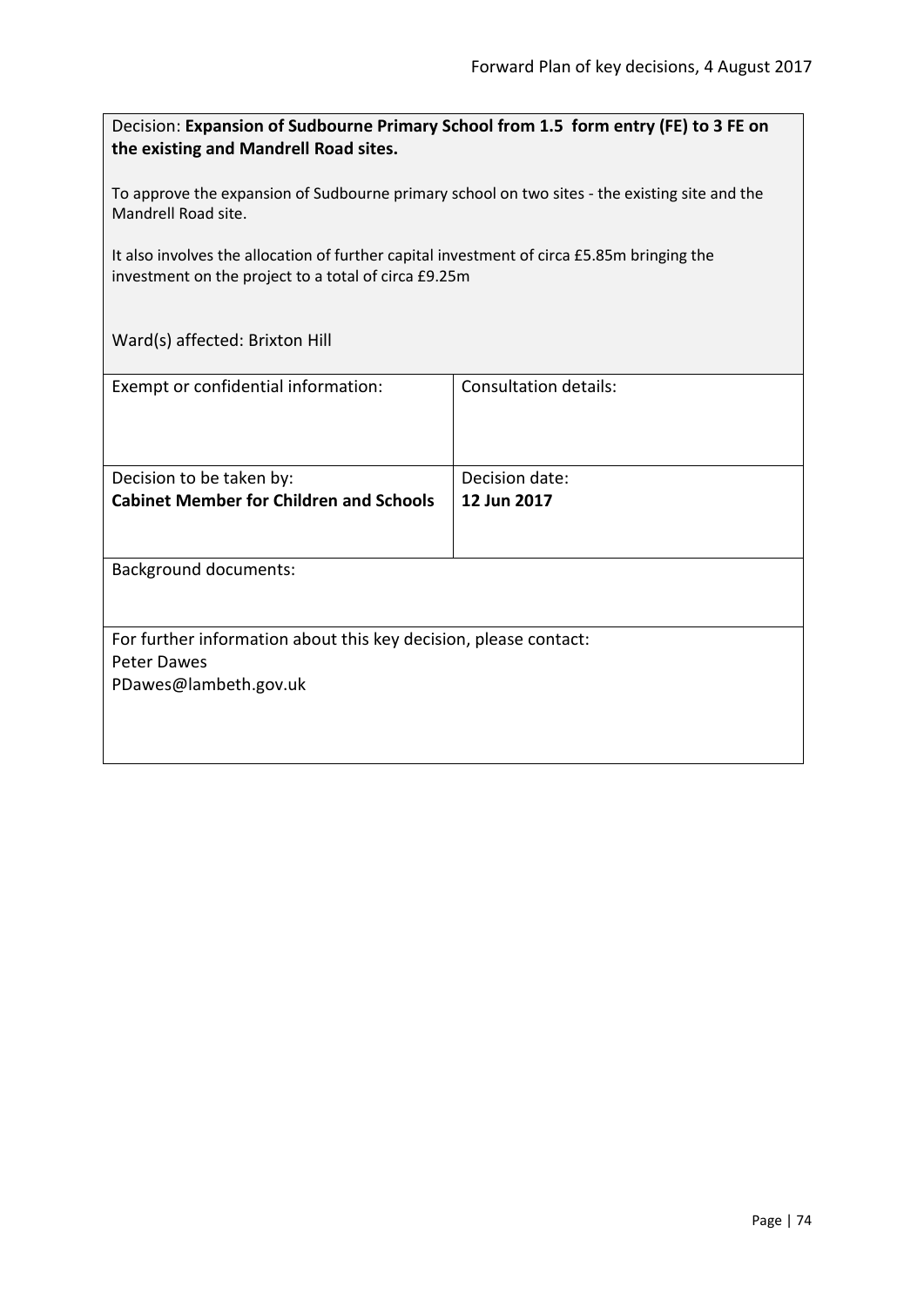Decision: **Expansion of Sudbourne Primary School from 1.5 form entry (FE) to 3 FE on the existing and Mandrell Road sites.**

To approve the expansion of Sudbourne primary school on two sites - the existing site and the Mandrell Road site.

It also involves the allocation of further capital investment of circa £5.85m bringing the investment on the project to a total of circa £9.25m

Ward(s) affected: Brixton Hill

| | |
|---|---|
| Exempt or confidential information: | Consultation details: |
| Decision to be taken by:<br>**Cabinet Member for Children and Schools** | Decision date:<br>**12 Jun 2017** |

Background documents:

For further information about this key decision, please contact:
Peter Dawes
PDawes@lambeth.gov.uk